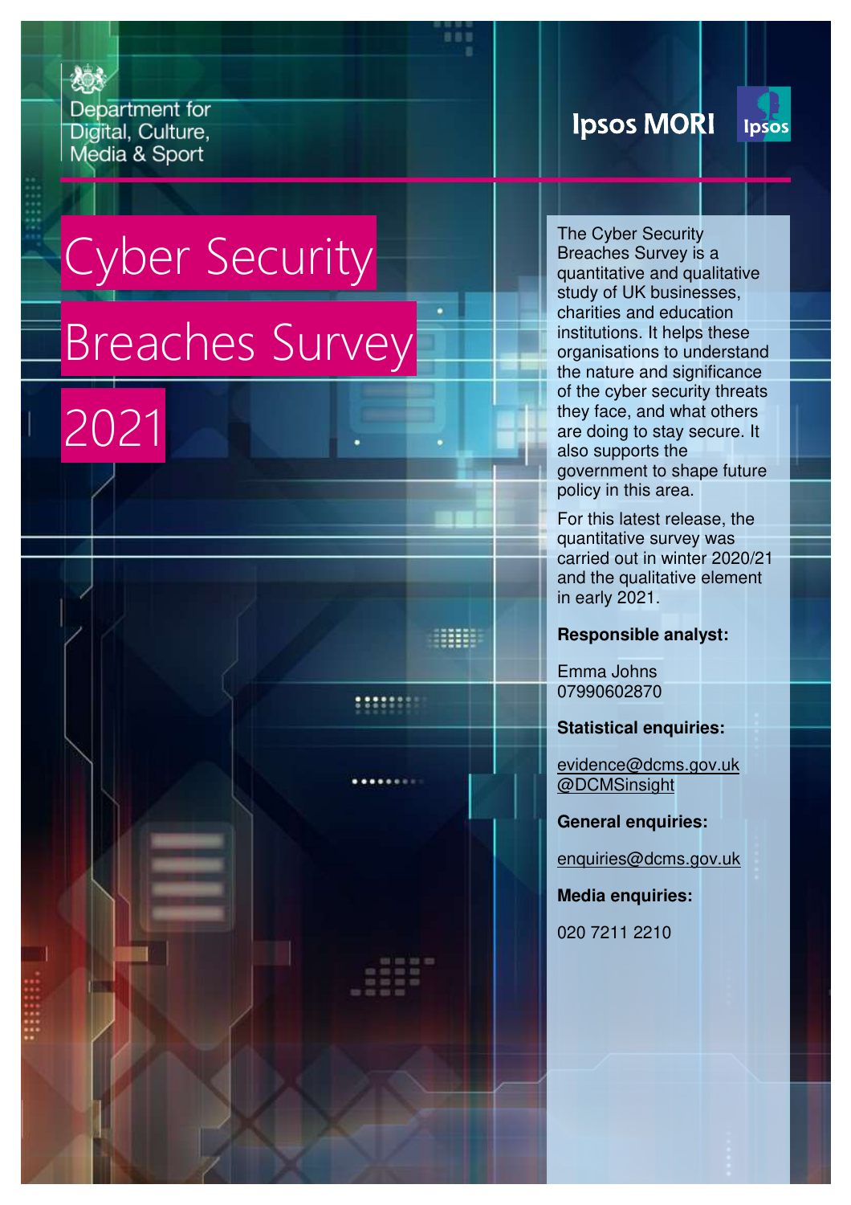Department for Digital, Culture, Media & Sport

Ipsos MORI

# Cyber Security Breaches Survey 2021

The Cyber Security Breaches Survey is a quantitative and qualitative study of UK businesses, charities and education institutions. It helps these organisations to understand the nature and significance of the cyber security threats they face, and what others are doing to stay secure. It also supports the government to shape future policy in this area.

For this latest release, the quantitative survey was carried out in winter 2020/21 and the qualitative element in early 2021.

**Responsible analyst:**

Emma Johns
07990602870

**Statistical enquiries:**

evidence@dcms.gov.uk
@DCMSinsight

**General enquiries:**

enquiries@dcms.gov.uk

**Media enquiries:**

020 7211 2210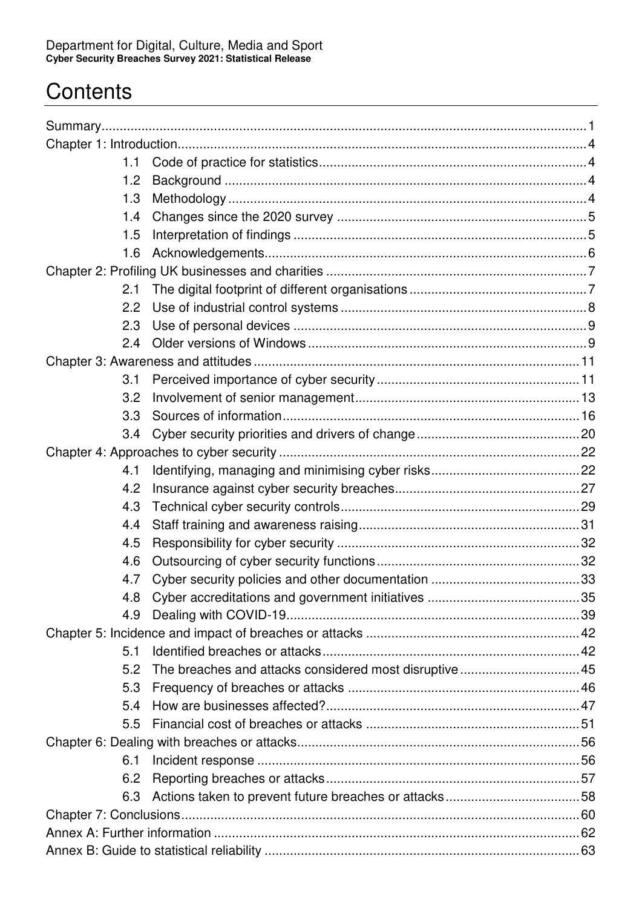# Contents

Summary ... 1

Chapter 1: Introduction ... 4

- 1.1 Code of practice for statistics ... 4
- 1.2 Background ... 4
- 1.3 Methodology ... 4
- 1.4 Changes since the 2020 survey ... 5
- 1.5 Interpretation of findings ... 5
- 1.6 Acknowledgements ... 6

Chapter 2: Profiling UK businesses and charities ... 7

- 2.1 The digital footprint of different organisations ... 7
- 2.2 Use of industrial control systems ... 8
- 2.3 Use of personal devices ... 9
- 2.4 Older versions of Windows ... 9

Chapter 3: Awareness and attitudes ... 11

- 3.1 Perceived importance of cyber security ... 11
- 3.2 Involvement of senior management ... 13
- 3.3 Sources of information ... 16
- 3.4 Cyber security priorities and drivers of change ... 20

Chapter 4: Approaches to cyber security ... 22

- 4.1 Identifying, managing and minimising cyber risks ... 22
- 4.2 Insurance against cyber security breaches ... 27
- 4.3 Technical cyber security controls ... 29
- 4.4 Staff training and awareness raising ... 31
- 4.5 Responsibility for cyber security ... 32
- 4.6 Outsourcing of cyber security functions ... 32
- 4.7 Cyber security policies and other documentation ... 33
- 4.8 Cyber accreditations and government initiatives ... 35
- 4.9 Dealing with COVID-19 ... 39

Chapter 5: Incidence and impact of breaches or attacks ... 42

- 5.1 Identified breaches or attacks ... 42
- 5.2 The breaches and attacks considered most disruptive ... 45
- 5.3 Frequency of breaches or attacks ... 46
- 5.4 How are businesses affected? ... 47
- 5.5 Financial cost of breaches or attacks ... 51

Chapter 6: Dealing with breaches or attacks ... 56

- 6.1 Incident response ... 56
- 6.2 Reporting breaches or attacks ... 57
- 6.3 Actions taken to prevent future breaches or attacks ... 58

Chapter 7: Conclusions ... 60

Annex A: Further information ... 62

Annex B: Guide to statistical reliability ... 63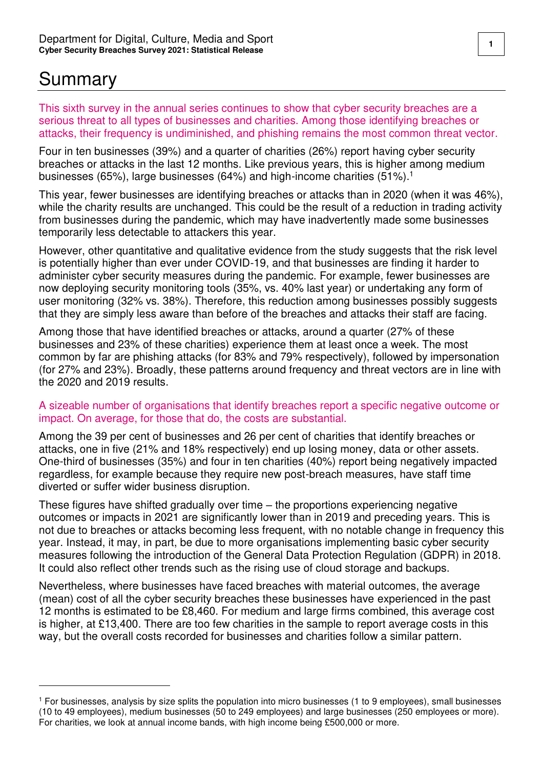# Summary

This sixth survey in the annual series continues to show that cyber security breaches are a serious threat to all types of businesses and charities. Among those identifying breaches or attacks, their frequency is undiminished, and phishing remains the most common threat vector.

Four in ten businesses (39%) and a quarter of charities (26%) report having cyber security breaches or attacks in the last 12 months. Like previous years, this is higher among medium businesses (65%), large businesses (64%) and high-income charities (51%).[1]

This year, fewer businesses are identifying breaches or attacks than in 2020 (when it was 46%), while the charity results are unchanged. This could be the result of a reduction in trading activity from businesses during the pandemic, which may have inadvertently made some businesses temporarily less detectable to attackers this year.

However, other quantitative and qualitative evidence from the study suggests that the risk level is potentially higher than ever under COVID-19, and that businesses are finding it harder to administer cyber security measures during the pandemic. For example, fewer businesses are now deploying security monitoring tools (35%, vs. 40% last year) or undertaking any form of user monitoring (32% vs. 38%). Therefore, this reduction among businesses possibly suggests that they are simply less aware than before of the breaches and attacks their staff are facing.

Among those that have identified breaches or attacks, around a quarter (27% of these businesses and 23% of these charities) experience them at least once a week. The most common by far are phishing attacks (for 83% and 79% respectively), followed by impersonation (for 27% and 23%). Broadly, these patterns around frequency and threat vectors are in line with the 2020 and 2019 results.

A sizeable number of organisations that identify breaches report a specific negative outcome or impact. On average, for those that do, the costs are substantial.

Among the 39 per cent of businesses and 26 per cent of charities that identify breaches or attacks, one in five (21% and 18% respectively) end up losing money, data or other assets. One-third of businesses (35%) and four in ten charities (40%) report being negatively impacted regardless, for example because they require new post-breach measures, have staff time diverted or suffer wider business disruption.

These figures have shifted gradually over time – the proportions experiencing negative outcomes or impacts in 2021 are significantly lower than in 2019 and preceding years. This is not due to breaches or attacks becoming less frequent, with no notable change in frequency this year. Instead, it may, in part, be due to more organisations implementing basic cyber security measures following the introduction of the General Data Protection Regulation (GDPR) in 2018. It could also reflect other trends such as the rising use of cloud storage and backups.

Nevertheless, where businesses have faced breaches with material outcomes, the average (mean) cost of all the cyber security breaches these businesses have experienced in the past 12 months is estimated to be £8,460. For medium and large firms combined, this average cost is higher, at £13,400. There are too few charities in the sample to report average costs in this way, but the overall costs recorded for businesses and charities follow a similar pattern.

---

[1] For businesses, analysis by size splits the population into micro businesses (1 to 9 employees), small businesses (10 to 49 employees), medium businesses (50 to 249 employees) and large businesses (250 employees or more). For charities, we look at annual income bands, with high income being £500,000 or more.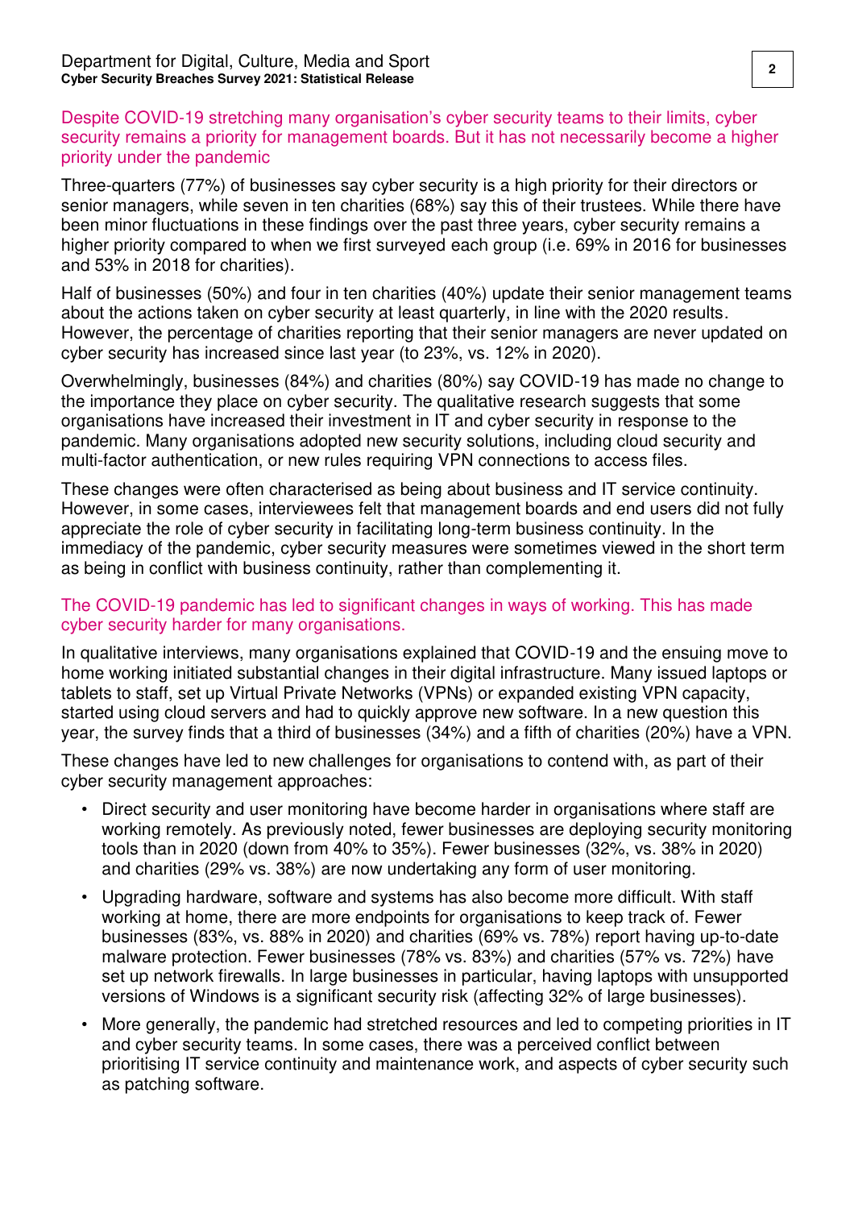### Despite COVID-19 stretching many organisation's cyber security teams to their limits, cyber security remains a priority for management boards. But it has not necessarily become a higher priority under the pandemic

Three-quarters (77%) of businesses say cyber security is a high priority for their directors or senior managers, while seven in ten charities (68%) say this of their trustees. While there have been minor fluctuations in these findings over the past three years, cyber security remains a higher priority compared to when we first surveyed each group (i.e. 69% in 2016 for businesses and 53% in 2018 for charities).

Half of businesses (50%) and four in ten charities (40%) update their senior management teams about the actions taken on cyber security at least quarterly, in line with the 2020 results. However, the percentage of charities reporting that their senior managers are never updated on cyber security has increased since last year (to 23%, vs. 12% in 2020).

Overwhelmingly, businesses (84%) and charities (80%) say COVID-19 has made no change to the importance they place on cyber security. The qualitative research suggests that some organisations have increased their investment in IT and cyber security in response to the pandemic. Many organisations adopted new security solutions, including cloud security and multi-factor authentication, or new rules requiring VPN connections to access files.

These changes were often characterised as being about business and IT service continuity. However, in some cases, interviewees felt that management boards and end users did not fully appreciate the role of cyber security in facilitating long-term business continuity. In the immediacy of the pandemic, cyber security measures were sometimes viewed in the short term as being in conflict with business continuity, rather than complementing it.

### The COVID-19 pandemic has led to significant changes in ways of working. This has made cyber security harder for many organisations.

In qualitative interviews, many organisations explained that COVID-19 and the ensuing move to home working initiated substantial changes in their digital infrastructure. Many issued laptops or tablets to staff, set up Virtual Private Networks (VPNs) or expanded existing VPN capacity, started using cloud servers and had to quickly approve new software. In a new question this year, the survey finds that a third of businesses (34%) and a fifth of charities (20%) have a VPN.

These changes have led to new challenges for organisations to contend with, as part of their cyber security management approaches:

- Direct security and user monitoring have become harder in organisations where staff are working remotely. As previously noted, fewer businesses are deploying security monitoring tools than in 2020 (down from 40% to 35%). Fewer businesses (32%, vs. 38% in 2020) and charities (29% vs. 38%) are now undertaking any form of user monitoring.
- Upgrading hardware, software and systems has also become more difficult. With staff working at home, there are more endpoints for organisations to keep track of. Fewer businesses (83%, vs. 88% in 2020) and charities (69% vs. 78%) report having up-to-date malware protection. Fewer businesses (78% vs. 83%) and charities (57% vs. 72%) have set up network firewalls. In large businesses in particular, having laptops with unsupported versions of Windows is a significant security risk (affecting 32% of large businesses).
- More generally, the pandemic had stretched resources and led to competing priorities in IT and cyber security teams. In some cases, there was a perceived conflict between prioritising IT service continuity and maintenance work, and aspects of cyber security such as patching software.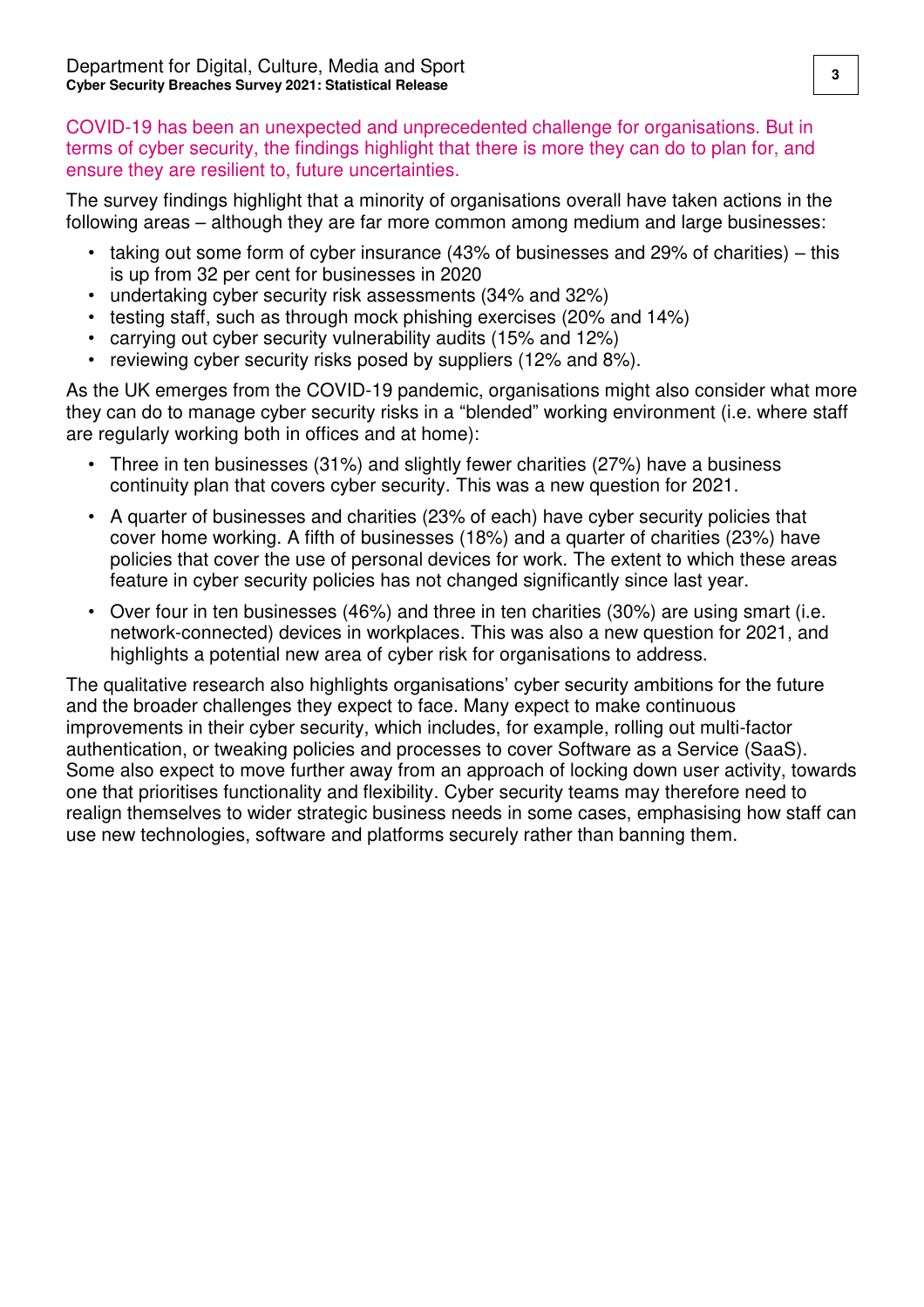COVID-19 has been an unexpected and unprecedented challenge for organisations. But in terms of cyber security, the findings highlight that there is more they can do to plan for, and ensure they are resilient to, future uncertainties.

The survey findings highlight that a minority of organisations overall have taken actions in the following areas – although they are far more common among medium and large businesses:

- taking out some form of cyber insurance (43% of businesses and 29% of charities) – this is up from 32 per cent for businesses in 2020
- undertaking cyber security risk assessments (34% and 32%)
- testing staff, such as through mock phishing exercises (20% and 14%)
- carrying out cyber security vulnerability audits (15% and 12%)
- reviewing cyber security risks posed by suppliers (12% and 8%).

As the UK emerges from the COVID-19 pandemic, organisations might also consider what more they can do to manage cyber security risks in a "blended" working environment (i.e. where staff are regularly working both in offices and at home):

- Three in ten businesses (31%) and slightly fewer charities (27%) have a business continuity plan that covers cyber security. This was a new question for 2021.
- A quarter of businesses and charities (23% of each) have cyber security policies that cover home working. A fifth of businesses (18%) and a quarter of charities (23%) have policies that cover the use of personal devices for work. The extent to which these areas feature in cyber security policies has not changed significantly since last year.
- Over four in ten businesses (46%) and three in ten charities (30%) are using smart (i.e. network-connected) devices in workplaces. This was also a new question for 2021, and highlights a potential new area of cyber risk for organisations to address.

The qualitative research also highlights organisations' cyber security ambitions for the future and the broader challenges they expect to face. Many expect to make continuous improvements in their cyber security, which includes, for example, rolling out multi-factor authentication, or tweaking policies and processes to cover Software as a Service (SaaS). Some also expect to move further away from an approach of locking down user activity, towards one that prioritises functionality and flexibility. Cyber security teams may therefore need to realign themselves to wider strategic business needs in some cases, emphasising how staff can use new technologies, software and platforms securely rather than banning them.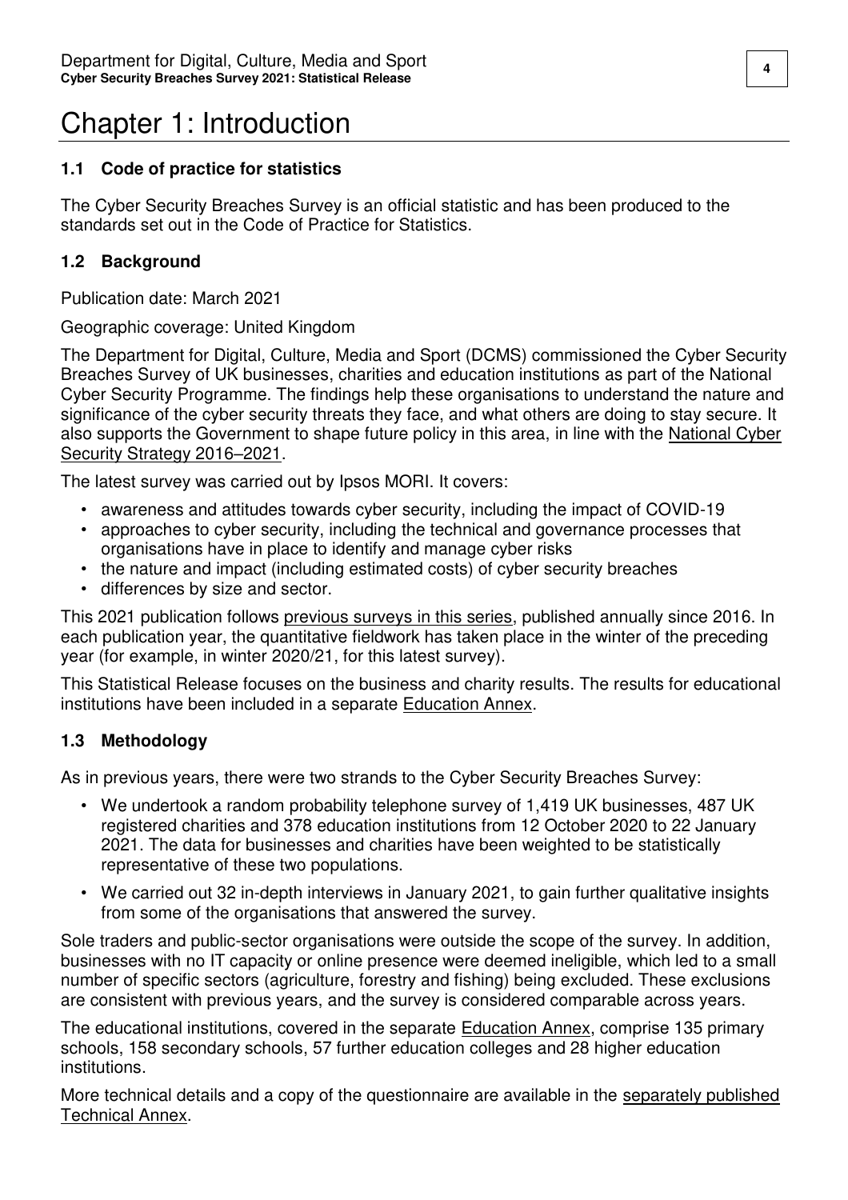# Chapter 1: Introduction

### 1.1 Code of practice for statistics

The Cyber Security Breaches Survey is an official statistic and has been produced to the standards set out in the Code of Practice for Statistics.

### 1.2 Background

Publication date: March 2021

Geographic coverage: United Kingdom

The Department for Digital, Culture, Media and Sport (DCMS) commissioned the Cyber Security Breaches Survey of UK businesses, charities and education institutions as part of the National Cyber Security Programme. The findings help these organisations to understand the nature and significance of the cyber security threats they face, and what others are doing to stay secure. It also supports the Government to shape future policy in this area, in line with the National Cyber Security Strategy 2016–2021.

The latest survey was carried out by Ipsos MORI. It covers:

- awareness and attitudes towards cyber security, including the impact of COVID-19
- approaches to cyber security, including the technical and governance processes that organisations have in place to identify and manage cyber risks
- the nature and impact (including estimated costs) of cyber security breaches
- differences by size and sector.

This 2021 publication follows previous surveys in this series, published annually since 2016. In each publication year, the quantitative fieldwork has taken place in the winter of the preceding year (for example, in winter 2020/21, for this latest survey).

This Statistical Release focuses on the business and charity results. The results for educational institutions have been included in a separate Education Annex.

### 1.3 Methodology

As in previous years, there were two strands to the Cyber Security Breaches Survey:

- We undertook a random probability telephone survey of 1,419 UK businesses, 487 UK registered charities and 378 education institutions from 12 October 2020 to 22 January 2021. The data for businesses and charities have been weighted to be statistically representative of these two populations.
- We carried out 32 in-depth interviews in January 2021, to gain further qualitative insights from some of the organisations that answered the survey.

Sole traders and public-sector organisations were outside the scope of the survey. In addition, businesses with no IT capacity or online presence were deemed ineligible, which led to a small number of specific sectors (agriculture, forestry and fishing) being excluded. These exclusions are consistent with previous years, and the survey is considered comparable across years.

The educational institutions, covered in the separate Education Annex, comprise 135 primary schools, 158 secondary schools, 57 further education colleges and 28 higher education institutions.

More technical details and a copy of the questionnaire are available in the separately published Technical Annex.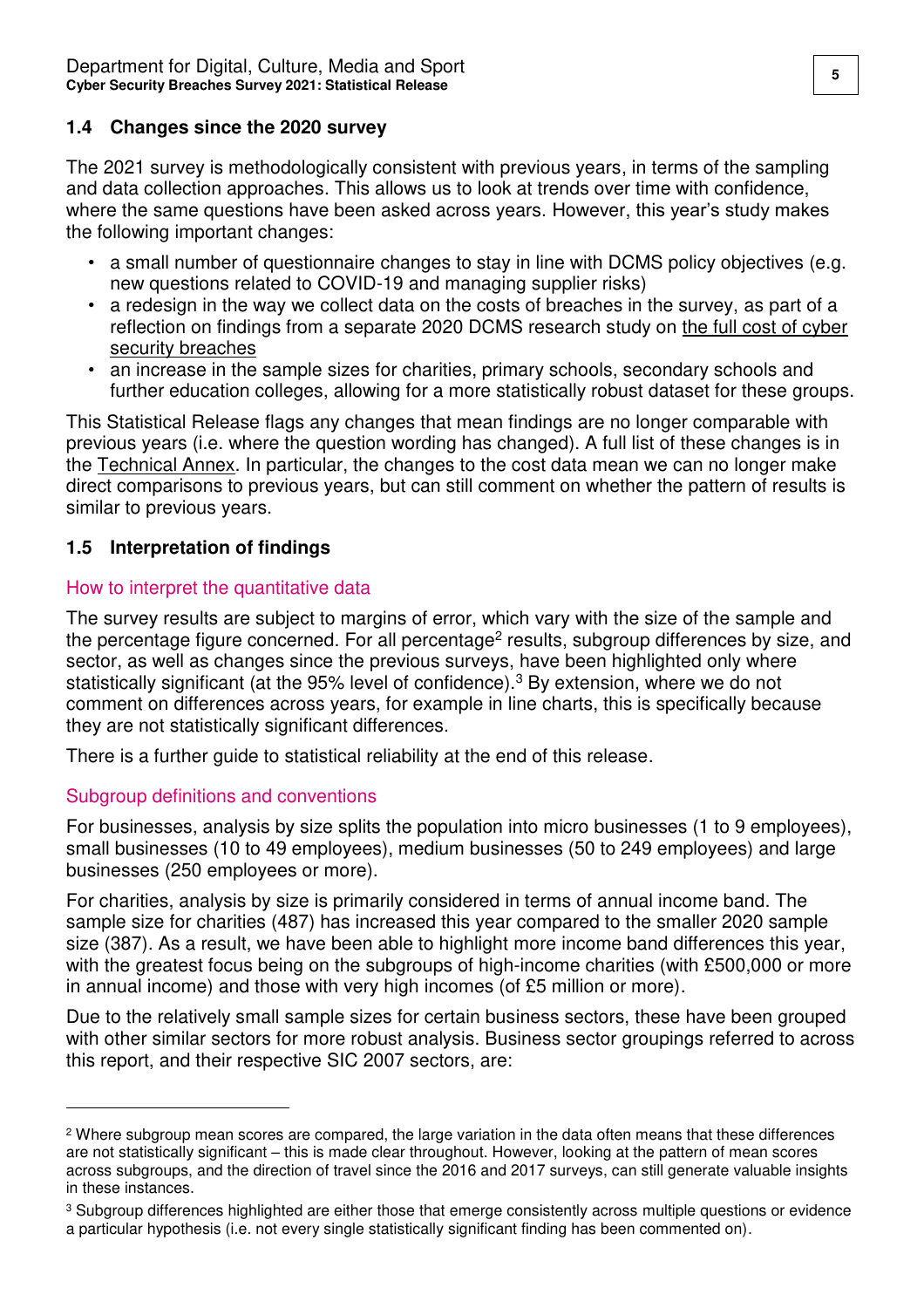### 1.4 Changes since the 2020 survey

The 2021 survey is methodologically consistent with previous years, in terms of the sampling and data collection approaches. This allows us to look at trends over time with confidence, where the same questions have been asked across years. However, this year's study makes the following important changes:

- a small number of questionnaire changes to stay in line with DCMS policy objectives (e.g. new questions related to COVID-19 and managing supplier risks)
- a redesign in the way we collect data on the costs of breaches in the survey, as part of a reflection on findings from a separate 2020 DCMS research study on the full cost of cyber security breaches
- an increase in the sample sizes for charities, primary schools, secondary schools and further education colleges, allowing for a more statistically robust dataset for these groups.

This Statistical Release flags any changes that mean findings are no longer comparable with previous years (i.e. where the question wording has changed). A full list of these changes is in the Technical Annex. In particular, the changes to the cost data mean we can no longer make direct comparisons to previous years, but can still comment on whether the pattern of results is similar to previous years.

### 1.5 Interpretation of findings

#### How to interpret the quantitative data

The survey results are subject to margins of error, which vary with the size of the sample and the percentage figure concerned. For all percentage[2] results, subgroup differences by size, and sector, as well as changes since the previous surveys, have been highlighted only where statistically significant (at the 95% level of confidence).[3] By extension, where we do not comment on differences across years, for example in line charts, this is specifically because they are not statistically significant differences.

There is a further guide to statistical reliability at the end of this release.

#### Subgroup definitions and conventions

For businesses, analysis by size splits the population into micro businesses (1 to 9 employees), small businesses (10 to 49 employees), medium businesses (50 to 249 employees) and large businesses (250 employees or more).

For charities, analysis by size is primarily considered in terms of annual income band. The sample size for charities (487) has increased this year compared to the smaller 2020 sample size (387). As a result, we have been able to highlight more income band differences this year, with the greatest focus being on the subgroups of high-income charities (with £500,000 or more in annual income) and those with very high incomes (of £5 million or more).

Due to the relatively small sample sizes for certain business sectors, these have been grouped with other similar sectors for more robust analysis. Business sector groupings referred to across this report, and their respective SIC 2007 sectors, are:

---

[2] Where subgroup mean scores are compared, the large variation in the data often means that these differences are not statistically significant – this is made clear throughout. However, looking at the pattern of mean scores across subgroups, and the direction of travel since the 2016 and 2017 surveys, can still generate valuable insights in these instances.

[3] Subgroup differences highlighted are either those that emerge consistently across multiple questions or evidence a particular hypothesis (i.e. not every single statistically significant finding has been commented on).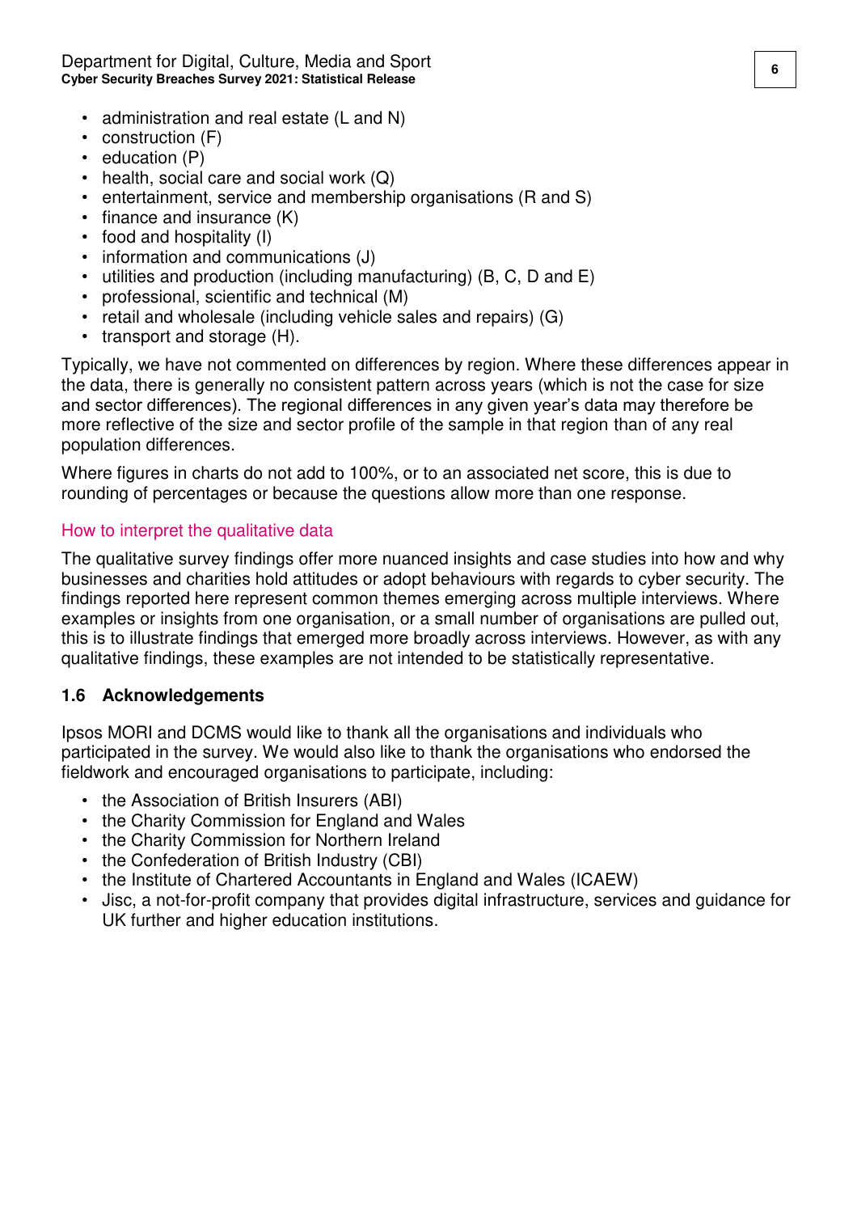- administration and real estate (L and N)
- construction (F)
- education (P)
- health, social care and social work (Q)
- entertainment, service and membership organisations (R and S)
- finance and insurance (K)
- food and hospitality (I)
- information and communications (J)
- utilities and production (including manufacturing) (B, C, D and E)
- professional, scientific and technical (M)
- retail and wholesale (including vehicle sales and repairs) (G)
- transport and storage (H).

Typically, we have not commented on differences by region. Where these differences appear in the data, there is generally no consistent pattern across years (which is not the case for size and sector differences). The regional differences in any given year's data may therefore be more reflective of the size and sector profile of the sample in that region than of any real population differences.

Where figures in charts do not add to 100%, or to an associated net score, this is due to rounding of percentages or because the questions allow more than one response.

### How to interpret the qualitative data

The qualitative survey findings offer more nuanced insights and case studies into how and why businesses and charities hold attitudes or adopt behaviours with regards to cyber security. The findings reported here represent common themes emerging across multiple interviews. Where examples or insights from one organisation, or a small number of organisations are pulled out, this is to illustrate findings that emerged more broadly across interviews. However, as with any qualitative findings, these examples are not intended to be statistically representative.

## 1.6 Acknowledgements

Ipsos MORI and DCMS would like to thank all the organisations and individuals who participated in the survey. We would also like to thank the organisations who endorsed the fieldwork and encouraged organisations to participate, including:

- the Association of British Insurers (ABI)
- the Charity Commission for England and Wales
- the Charity Commission for Northern Ireland
- the Confederation of British Industry (CBI)
- the Institute of Chartered Accountants in England and Wales (ICAEW)
- Jisc, a not-for-profit company that provides digital infrastructure, services and guidance for UK further and higher education institutions.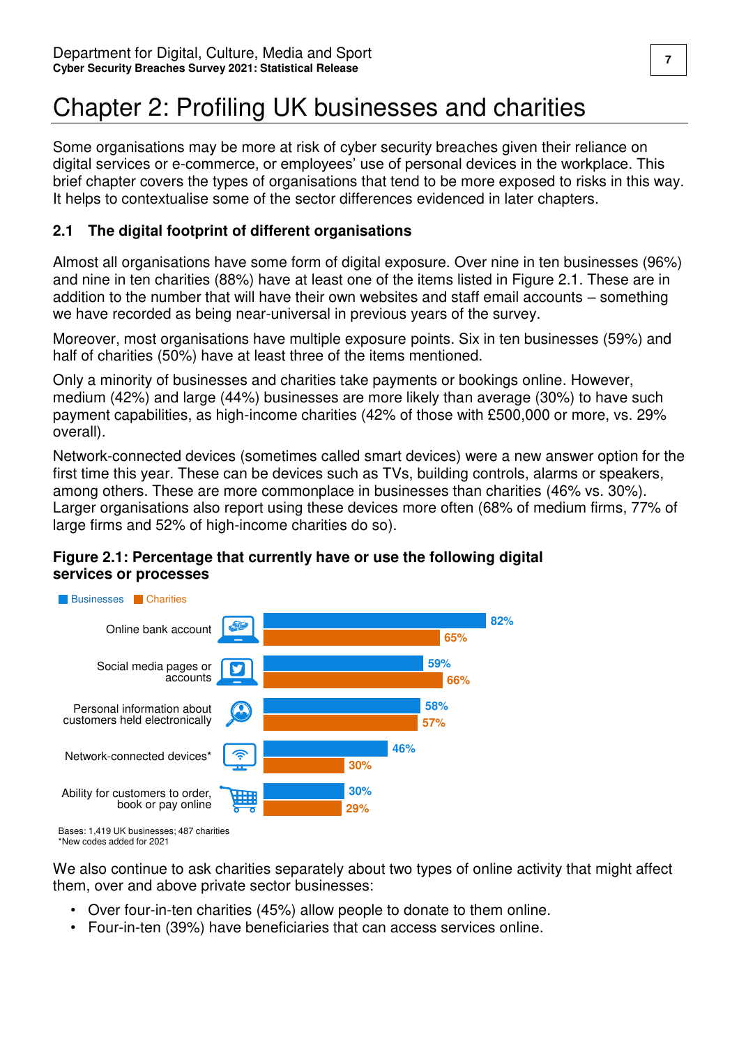# Chapter 2: Profiling UK businesses and charities

Some organisations may be more at risk of cyber security breaches given their reliance on digital services or e-commerce, or employees' use of personal devices in the workplace. This brief chapter covers the types of organisations that tend to be more exposed to risks in this way. It helps to contextualise some of the sector differences evidenced in later chapters.

## 2.1 The digital footprint of different organisations

Almost all organisations have some form of digital exposure. Over nine in ten businesses (96%) and nine in ten charities (88%) have at least one of the items listed in Figure 2.1. These are in addition to the number that will have their own websites and staff email accounts – something we have recorded as being near-universal in previous years of the survey.

Moreover, most organisations have multiple exposure points. Six in ten businesses (59%) and half of charities (50%) have at least three of the items mentioned.

Only a minority of businesses and charities take payments or bookings online. However, medium (42%) and large (44%) businesses are more likely than average (30%) to have such payment capabilities, as high-income charities (42% of those with £500,000 or more, vs. 29% overall).

Network-connected devices (sometimes called smart devices) were a new answer option for the first time this year. These can be devices such as TVs, building controls, alarms or speakers, among others. These are more commonplace in businesses than charities (46% vs. 30%). Larger organisations also report using these devices more often (68% of medium firms, 77% of large firms and 52% of high-income charities do so).

**Figure 2.1: Percentage that currently have or use the following digital services or processes**

| | Businesses | Charities |
|---|---|---|
| Online bank account | 82% | 65% |
| Social media pages or accounts | 59% | 66% |
| Personal information about customers held electronically | 58% | 57% |
| Network-connected devices* | 46% | 30% |
| Ability for customers to order, book or pay online | 30% | 29% |

Bases: 1,419 UK businesses; 487 charities
*New codes added for 2021

We also continue to ask charities separately about two types of online activity that might affect them, over and above private sector businesses:

- Over four-in-ten charities (45%) allow people to donate to them online.
- Four-in-ten (39%) have beneficiaries that can access services online.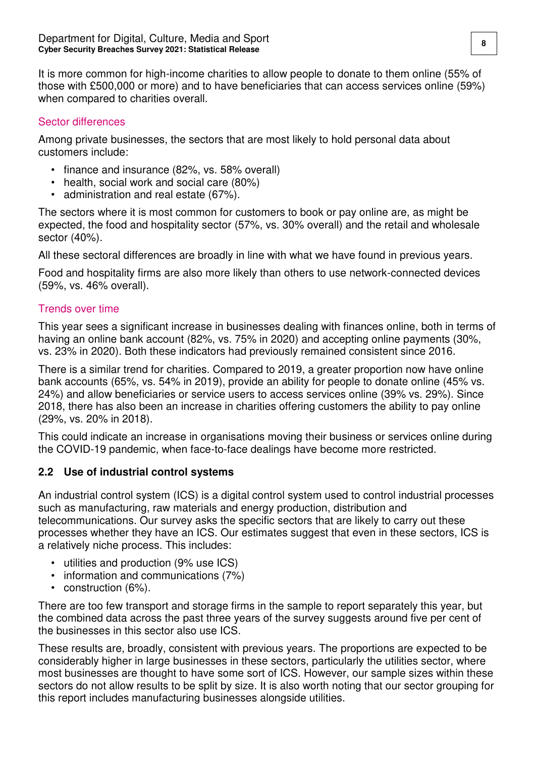It is more common for high-income charities to allow people to donate to them online (55% of those with £500,000 or more) and to have beneficiaries that can access services online (59%) when compared to charities overall.

### Sector differences

Among private businesses, the sectors that are most likely to hold personal data about customers include:

- finance and insurance (82%, vs. 58% overall)
- health, social work and social care (80%)
- administration and real estate (67%).

The sectors where it is most common for customers to book or pay online are, as might be expected, the food and hospitality sector (57%, vs. 30% overall) and the retail and wholesale sector (40%).

All these sectoral differences are broadly in line with what we have found in previous years.

Food and hospitality firms are also more likely than others to use network-connected devices (59%, vs. 46% overall).

### Trends over time

This year sees a significant increase in businesses dealing with finances online, both in terms of having an online bank account (82%, vs. 75% in 2020) and accepting online payments (30%, vs. 23% in 2020). Both these indicators had previously remained consistent since 2016.

There is a similar trend for charities. Compared to 2019, a greater proportion now have online bank accounts (65%, vs. 54% in 2019), provide an ability for people to donate online (45% vs. 24%) and allow beneficiaries or service users to access services online (39% vs. 29%). Since 2018, there has also been an increase in charities offering customers the ability to pay online (29%, vs. 20% in 2018).

This could indicate an increase in organisations moving their business or services online during the COVID-19 pandemic, when face-to-face dealings have become more restricted.

## 2.2 Use of industrial control systems

An industrial control system (ICS) is a digital control system used to control industrial processes such as manufacturing, raw materials and energy production, distribution and telecommunications. Our survey asks the specific sectors that are likely to carry out these processes whether they have an ICS. Our estimates suggest that even in these sectors, ICS is a relatively niche process. This includes:

- utilities and production (9% use ICS)
- information and communications (7%)
- construction (6%).

There are too few transport and storage firms in the sample to report separately this year, but the combined data across the past three years of the survey suggests around five per cent of the businesses in this sector also use ICS.

These results are, broadly, consistent with previous years. The proportions are expected to be considerably higher in large businesses in these sectors, particularly the utilities sector, where most businesses are thought to have some sort of ICS. However, our sample sizes within these sectors do not allow results to be split by size. It is also worth noting that our sector grouping for this report includes manufacturing businesses alongside utilities.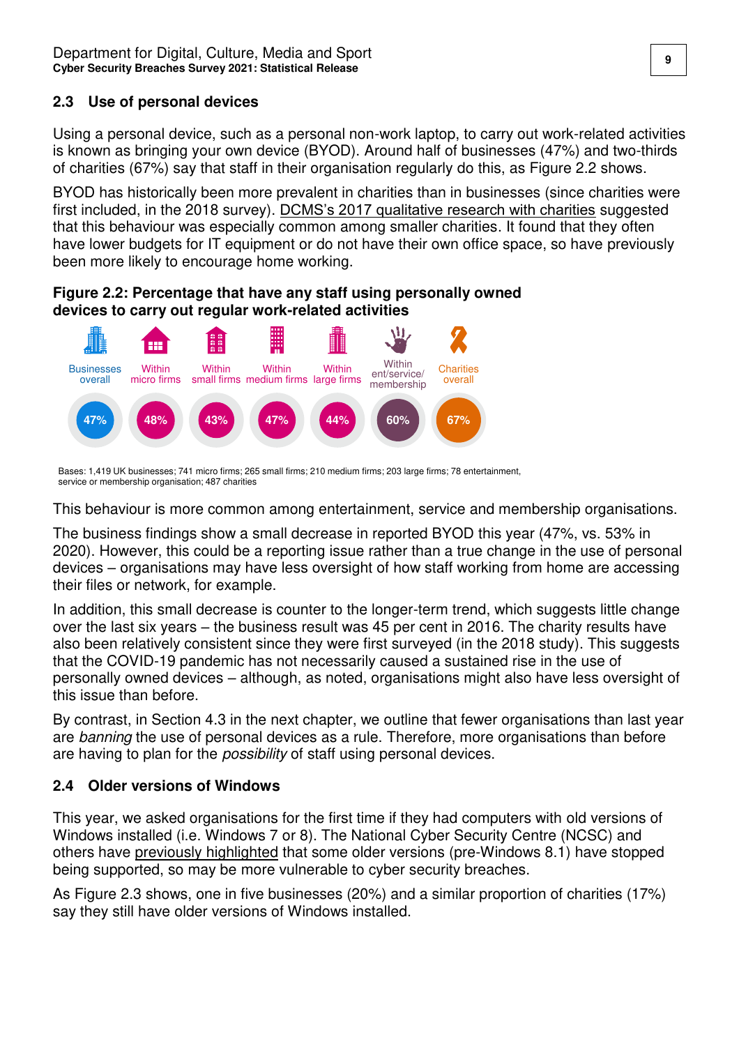## 2.3 Use of personal devices

Using a personal device, such as a personal non-work laptop, to carry out work-related activities is known as bringing your own device (BYOD). Around half of businesses (47%) and two-thirds of charities (67%) say that staff in their organisation regularly do this, as Figure 2.2 shows.

BYOD has historically been more prevalent in charities than in businesses (since charities were first included, in the 2018 survey). DCMS's 2017 qualitative research with charities suggested that this behaviour was especially common among smaller charities. It found that they often have lower budgets for IT equipment or do not have their own office space, so have previously been more likely to encourage home working.

**Figure 2.2: Percentage that have any staff using personally owned devices to carry out regular work-related activities**

| Businesses overall | Within micro firms | Within small firms | Within medium firms | Within large firms | Within ent/service/membership | Charities overall |
|---|---|---|---|---|---|---|
| 47% | 48% | 43% | 47% | 44% | 60% | 67% |

Bases: 1,419 UK businesses; 741 micro firms; 265 small firms; 210 medium firms; 203 large firms; 78 entertainment, service or membership organisation; 487 charities

This behaviour is more common among entertainment, service and membership organisations.

The business findings show a small decrease in reported BYOD this year (47%, vs. 53% in 2020). However, this could be a reporting issue rather than a true change in the use of personal devices – organisations may have less oversight of how staff working from home are accessing their files or network, for example.

In addition, this small decrease is counter to the longer-term trend, which suggests little change over the last six years – the business result was 45 per cent in 2016. The charity results have also been relatively consistent since they were first surveyed (in the 2018 study). This suggests that the COVID-19 pandemic has not necessarily caused a sustained rise in the use of personally owned devices – although, as noted, organisations might also have less oversight of this issue than before.

By contrast, in Section 4.3 in the next chapter, we outline that fewer organisations than last year are *banning* the use of personal devices as a rule. Therefore, more organisations than before are having to plan for the *possibility* of staff using personal devices.

## 2.4 Older versions of Windows

This year, we asked organisations for the first time if they had computers with old versions of Windows installed (i.e. Windows 7 or 8). The National Cyber Security Centre (NCSC) and others have previously highlighted that some older versions (pre-Windows 8.1) have stopped being supported, so may be more vulnerable to cyber security breaches.

As Figure 2.3 shows, one in five businesses (20%) and a similar proportion of charities (17%) say they still have older versions of Windows installed.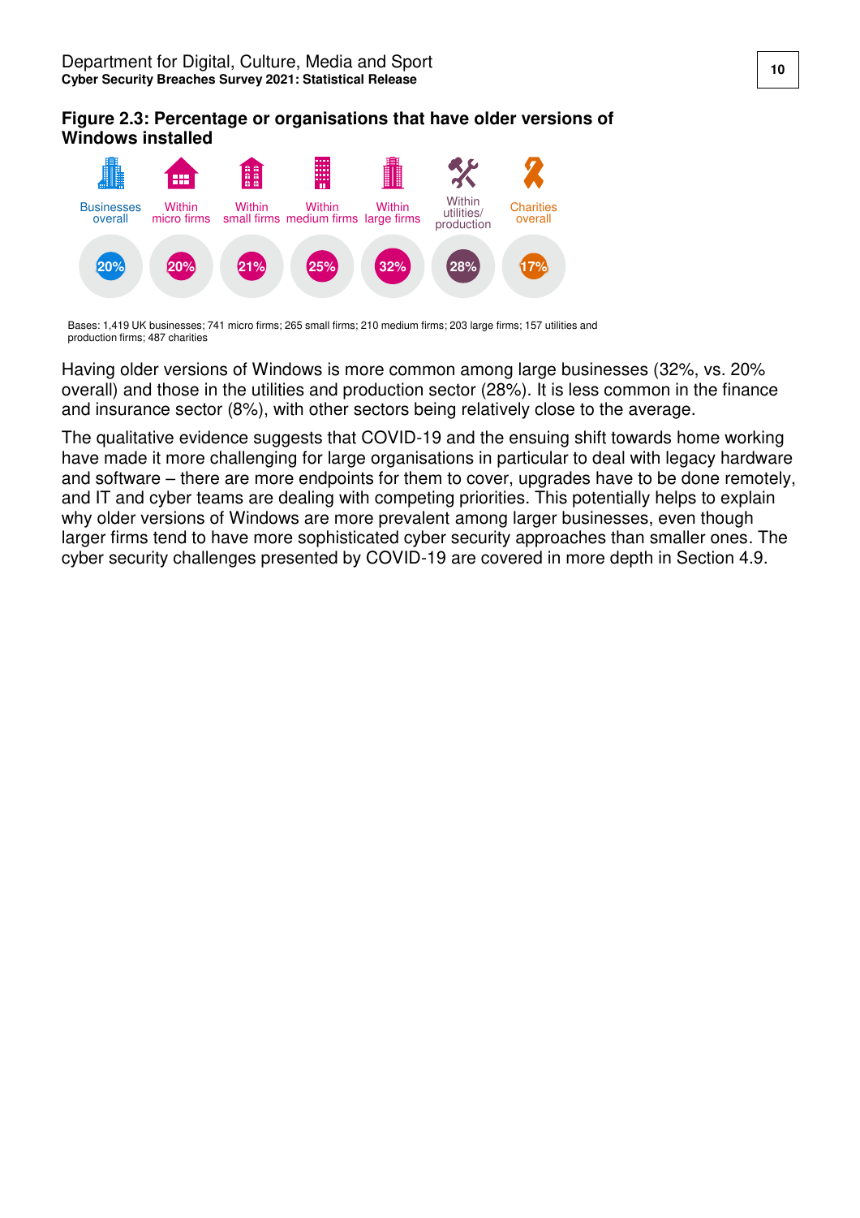**Figure 2.3: Percentage or organisations that have older versions of Windows installed**

| Businesses overall | Within micro firms | Within small firms | Within medium firms | Within large firms | Within utilities/ production | Charities overall |
|---|---|---|---|---|---|---|
| 20% | 20% | 21% | 25% | 32% | 28% | 17% |

Bases: 1,419 UK businesses; 741 micro firms; 265 small firms; 210 medium firms; 203 large firms; 157 utilities and production firms; 487 charities

Having older versions of Windows is more common among large businesses (32%, vs. 20% overall) and those in the utilities and production sector (28%). It is less common in the finance and insurance sector (8%), with other sectors being relatively close to the average.

The qualitative evidence suggests that COVID-19 and the ensuing shift towards home working have made it more challenging for large organisations in particular to deal with legacy hardware and software – there are more endpoints for them to cover, upgrades have to be done remotely, and IT and cyber teams are dealing with competing priorities. This potentially helps to explain why older versions of Windows are more prevalent among larger businesses, even though larger firms tend to have more sophisticated cyber security approaches than smaller ones. The cyber security challenges presented by COVID-19 are covered in more depth in Section 4.9.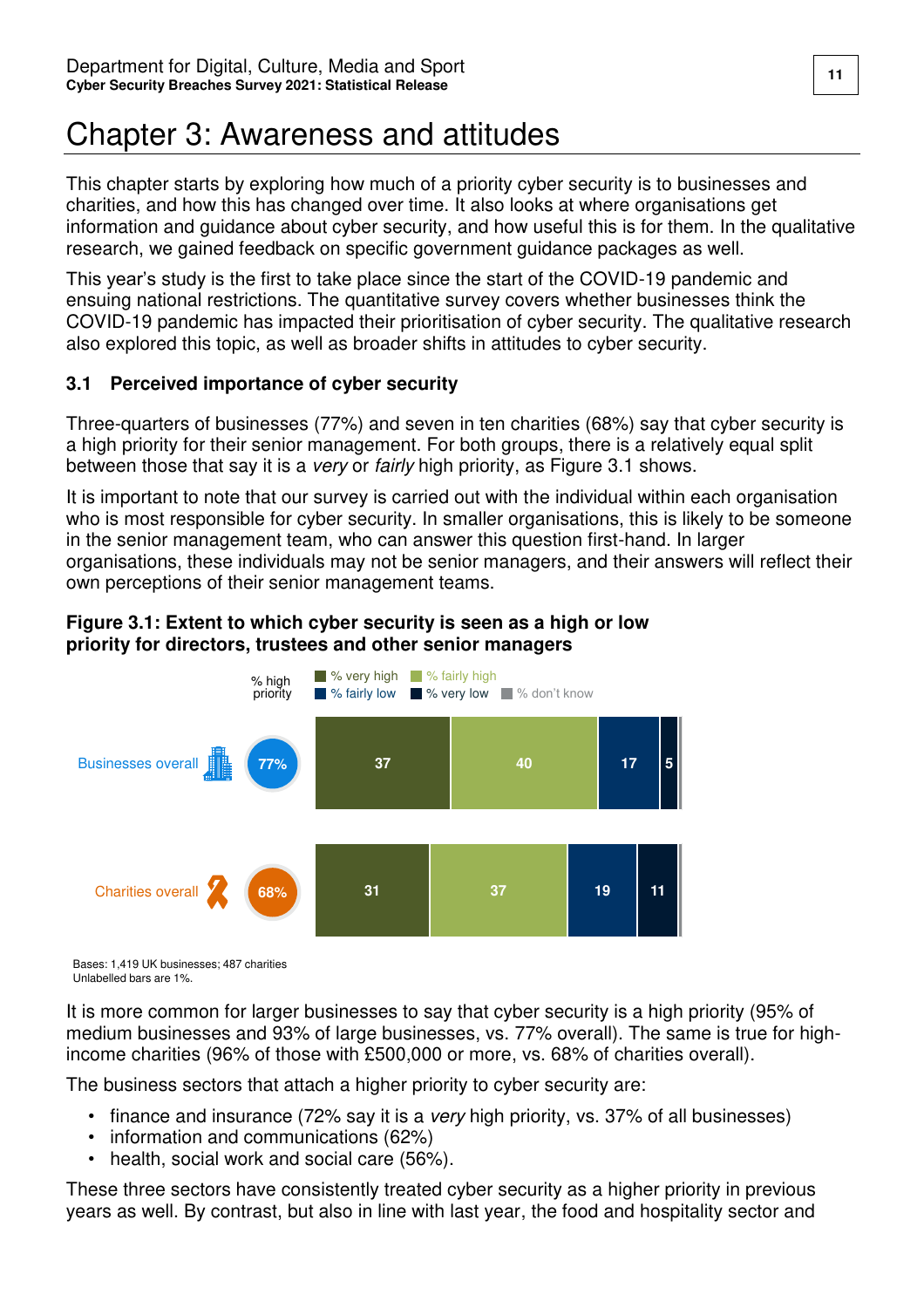# Chapter 3: Awareness and attitudes

This chapter starts by exploring how much of a priority cyber security is to businesses and charities, and how this has changed over time. It also looks at where organisations get information and guidance about cyber security, and how useful this is for them. In the qualitative research, we gained feedback on specific government guidance packages as well.

This year's study is the first to take place since the start of the COVID-19 pandemic and ensuing national restrictions. The quantitative survey covers whether businesses think the COVID-19 pandemic has impacted their prioritisation of cyber security. The qualitative research also explored this topic, as well as broader shifts in attitudes to cyber security.

## 3.1 Perceived importance of cyber security

Three-quarters of businesses (77%) and seven in ten charities (68%) say that cyber security is a high priority for their senior management. For both groups, there is a relatively equal split between those that say it is a *very* or *fairly* high priority, as Figure 3.1 shows.

It is important to note that our survey is carried out with the individual within each organisation who is most responsible for cyber security. In smaller organisations, this is likely to be someone in the senior management team, who can answer this question first-hand. In larger organisations, these individuals may not be senior managers, and their answers will reflect their own perceptions of their senior management teams.

**Figure 3.1: Extent to which cyber security is seen as a high or low priority for directors, trustees and other senior managers**

| | % high priority | % very high | % fairly high | % fairly low | % very low | % don't know |
|---|---|---|---|---|---|---|
| Businesses overall | 77% | 37 | 40 | 17 | 5 | 1 |
| Charities overall | 68% | 31 | 37 | 19 | 11 | 1 |

Bases: 1,419 UK businesses; 487 charities
Unlabelled bars are 1%.

It is more common for larger businesses to say that cyber security is a high priority (95% of medium businesses and 93% of large businesses, vs. 77% overall). The same is true for high-income charities (96% of those with £500,000 or more, vs. 68% of charities overall).

The business sectors that attach a higher priority to cyber security are:

- finance and insurance (72% say it is a *very* high priority, vs. 37% of all businesses)
- information and communications (62%)
- health, social work and social care (56%).

These three sectors have consistently treated cyber security as a higher priority in previous years as well. By contrast, but also in line with last year, the food and hospitality sector and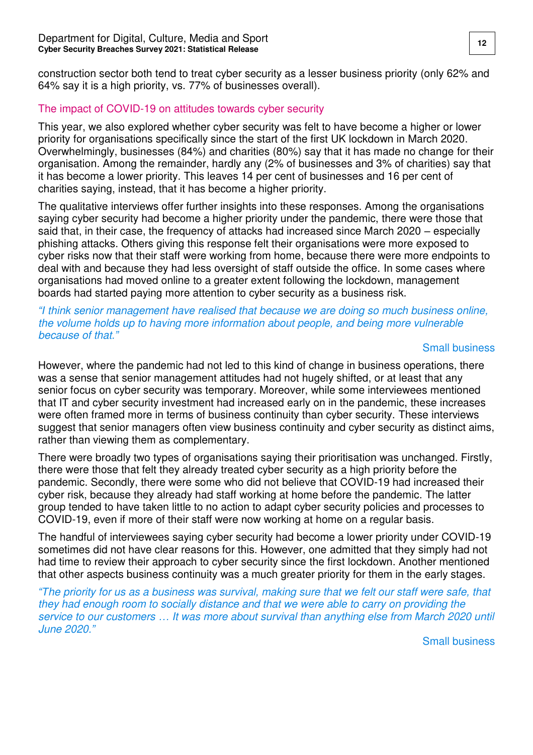construction sector both tend to treat cyber security as a lesser business priority (only 62% and 64% say it is a high priority, vs. 77% of businesses overall).

### The impact of COVID-19 on attitudes towards cyber security

This year, we also explored whether cyber security was felt to have become a higher or lower priority for organisations specifically since the start of the first UK lockdown in March 2020. Overwhelmingly, businesses (84%) and charities (80%) say that it has made no change for their organisation. Among the remainder, hardly any (2% of businesses and 3% of charities) say that it has become a lower priority. This leaves 14 per cent of businesses and 16 per cent of charities saying, instead, that it has become a higher priority.

The qualitative interviews offer further insights into these responses. Among the organisations saying cyber security had become a higher priority under the pandemic, there were those that said that, in their case, the frequency of attacks had increased since March 2020 – especially phishing attacks. Others giving this response felt their organisations were more exposed to cyber risks now that their staff were working from home, because there were more endpoints to deal with and because they had less oversight of staff outside the office. In some cases where organisations had moved online to a greater extent following the lockdown, management boards had started paying more attention to cyber security as a business risk.

*"I think senior management have realised that because we are doing so much business online, the volume holds up to having more information about people, and being more vulnerable because of that."*

Small business

However, where the pandemic had not led to this kind of change in business operations, there was a sense that senior management attitudes had not hugely shifted, or at least that any senior focus on cyber security was temporary. Moreover, while some interviewees mentioned that IT and cyber security investment had increased early on in the pandemic, these increases were often framed more in terms of business continuity than cyber security. These interviews suggest that senior managers often view business continuity and cyber security as distinct aims, rather than viewing them as complementary.

There were broadly two types of organisations saying their prioritisation was unchanged. Firstly, there were those that felt they already treated cyber security as a high priority before the pandemic. Secondly, there were some who did not believe that COVID-19 had increased their cyber risk, because they already had staff working at home before the pandemic. The latter group tended to have taken little to no action to adapt cyber security policies and processes to COVID-19, even if more of their staff were now working at home on a regular basis.

The handful of interviewees saying cyber security had become a lower priority under COVID-19 sometimes did not have clear reasons for this. However, one admitted that they simply had not had time to review their approach to cyber security since the first lockdown. Another mentioned that other aspects business continuity was a much greater priority for them in the early stages.

*"The priority for us as a business was survival, making sure that we felt our staff were safe, that they had enough room to socially distance and that we were able to carry on providing the service to our customers … It was more about survival than anything else from March 2020 until June 2020."*

Small business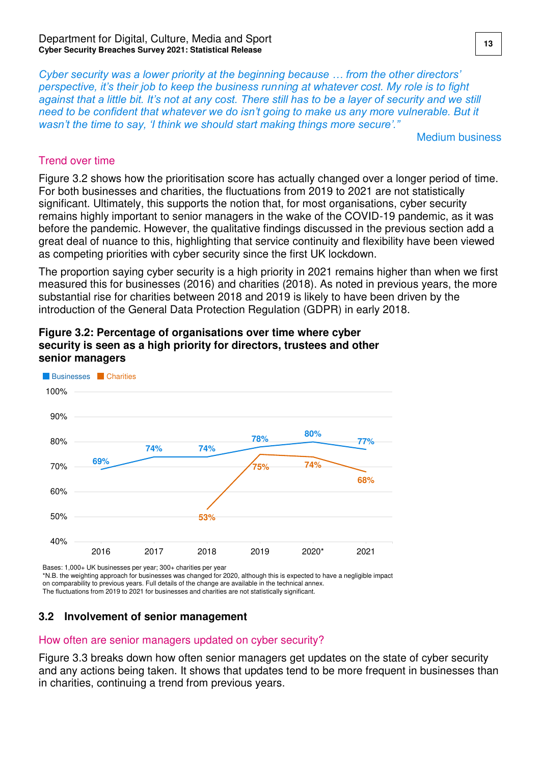*Cyber security was a lower priority at the beginning because … from the other directors' perspective, it's their job to keep the business running at whatever cost. My role is to fight against that a little bit. It's not at any cost. There still has to be a layer of security and we still need to be confident that whatever we do isn't going to make us any more vulnerable. But it wasn't the time to say, 'I think we should start making things more secure'."*

Medium business

### Trend over time

Figure 3.2 shows how the prioritisation score has actually changed over a longer period of time. For both businesses and charities, the fluctuations from 2019 to 2021 are not statistically significant. Ultimately, this supports the notion that, for most organisations, cyber security remains highly important to senior managers in the wake of the COVID-19 pandemic, as it was before the pandemic. However, the qualitative findings discussed in the previous section add a great deal of nuance to this, highlighting that service continuity and flexibility have been viewed as competing priorities with cyber security since the first UK lockdown.

The proportion saying cyber security is a high priority in 2021 remains higher than when we first measured this for businesses (2016) and charities (2018). As noted in previous years, the more substantial rise for charities between 2018 and 2019 is likely to have been driven by the introduction of the General Data Protection Regulation (GDPR) in early 2018.

**Figure 3.2: Percentage of organisations over time where cyber security is seen as a high priority for directors, trustees and other senior managers**

| | 2016 | 2017 | 2018 | 2019 | 2020* | 2021 |
|---|---|---|---|---|---|---|
| Businesses | 69% | 74% | 74% | 78% | 80% | 77% |
| Charities | | | 53% | 75% | 74% | 68% |

Bases: 1,000+ UK businesses per year; 300+ charities per year
*N.B. the weighting approach for businesses was changed for 2020, although this is expected to have a negligible impact on comparability to previous years. Full details of the change are available in the technical annex.
The fluctuations from 2019 to 2021 for businesses and charities are not statistically significant.

## 3.2 Involvement of senior management

### How often are senior managers updated on cyber security?

Figure 3.3 breaks down how often senior managers get updates on the state of cyber security and any actions being taken. It shows that updates tend to be more frequent in businesses than in charities, continuing a trend from previous years.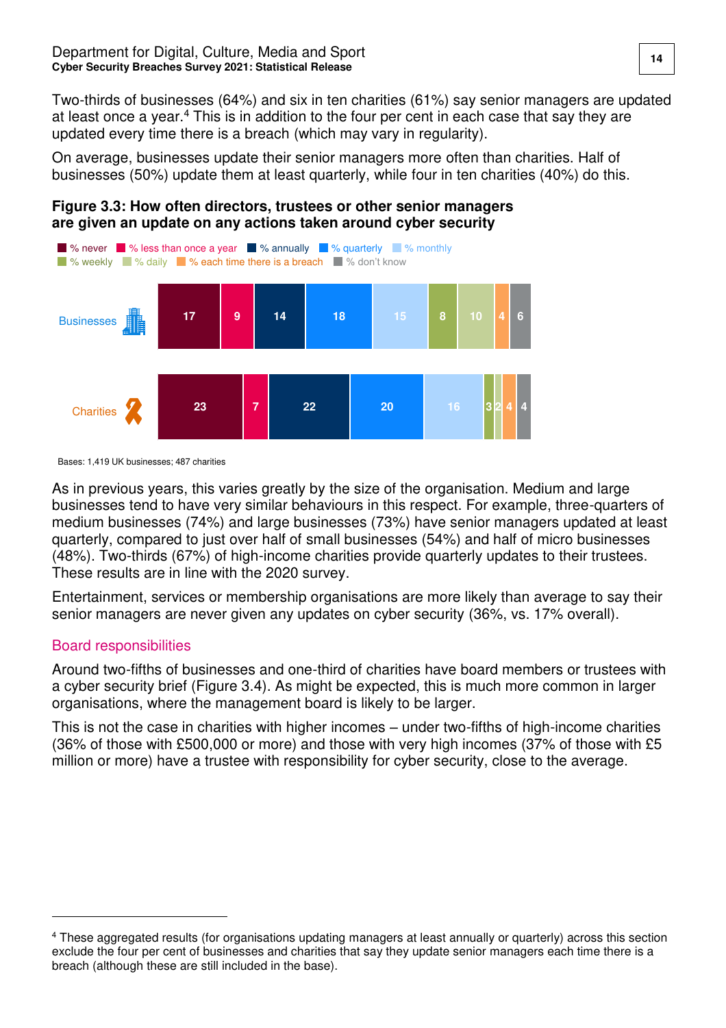Two-thirds of businesses (64%) and six in ten charities (61%) say senior managers are updated at least once a year.[4] This is in addition to the four per cent in each case that say they are updated every time there is a breach (which may vary in regularity).

On average, businesses update their senior managers more often than charities. Half of businesses (50%) update them at least quarterly, while four in ten charities (40%) do this.

**Figure 3.3: How often directors, trustees or other senior managers are given an update on any actions taken around cyber security**

|  | % never | % less than once a year | % annually | % quarterly | % monthly | % weekly | % daily | % each time there is a breach | % don't know |
|---|---|---|---|---|---|---|---|---|---|
| Businesses | 17 | 9 | 14 | 18 | 15 | 8 | 10 | 4 | 6 |
| Charities | 23 | 7 | 22 | 20 | 16 | 3 | 2 | 4 | 4 |

Bases: 1,419 UK businesses; 487 charities

As in previous years, this varies greatly by the size of the organisation. Medium and large businesses tend to have very similar behaviours in this respect. For example, three-quarters of medium businesses (74%) and large businesses (73%) have senior managers updated at least quarterly, compared to just over half of small businesses (54%) and half of micro businesses (48%). Two-thirds (67%) of high-income charities provide quarterly updates to their trustees. These results are in line with the 2020 survey.

Entertainment, services or membership organisations are more likely than average to say their senior managers are never given any updates on cyber security (36%, vs. 17% overall).

## Board responsibilities

Around two-fifths of businesses and one-third of charities have board members or trustees with a cyber security brief (Figure 3.4). As might be expected, this is much more common in larger organisations, where the management board is likely to be larger.

This is not the case in charities with higher incomes – under two-fifths of high-income charities (36% of those with £500,000 or more) and those with very high incomes (37% of those with £5 million or more) have a trustee with responsibility for cyber security, close to the average.

---

[4] These aggregated results (for organisations updating managers at least annually or quarterly) across this section exclude the four per cent of businesses and charities that say they update senior managers each time there is a breach (although these are still included in the base).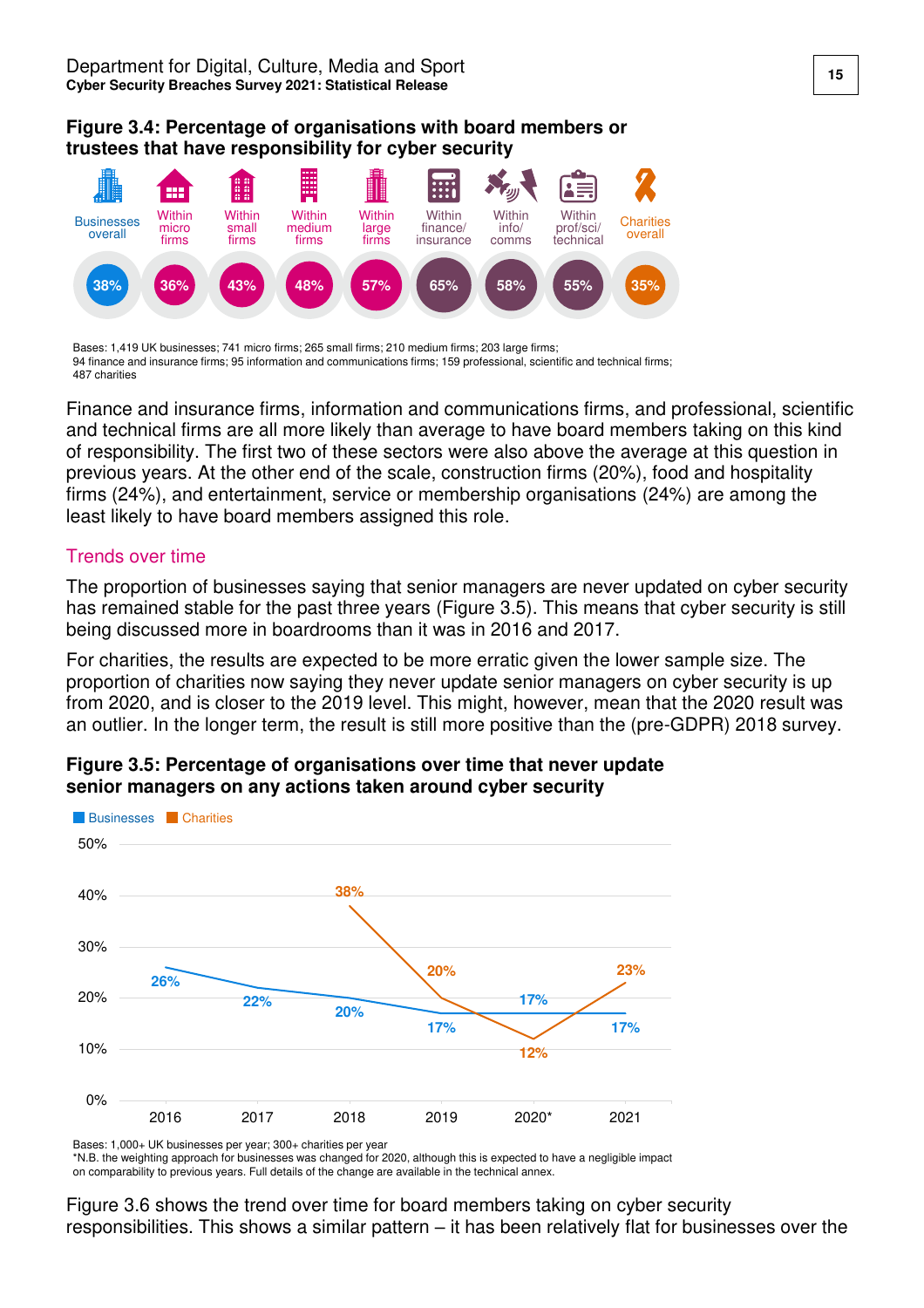**Figure 3.4: Percentage of organisations with board members or trustees that have responsibility for cyber security**

| Businesses overall | Within micro firms | Within small firms | Within medium firms | Within large firms | Within finance/ insurance | Within info/ comms | Within prof/sci/ technical | Charities overall |
|---|---|---|---|---|---|---|---|---|
| 38% | 36% | 43% | 48% | 57% | 65% | 58% | 55% | 35% |

Bases: 1,419 UK businesses; 741 micro firms; 265 small firms; 210 medium firms; 203 large firms; 94 finance and insurance firms; 95 information and communications firms; 159 professional, scientific and technical firms; 487 charities

Finance and insurance firms, information and communications firms, and professional, scientific and technical firms are all more likely than average to have board members taking on this kind of responsibility. The first two of these sectors were also above the average at this question in previous years. At the other end of the scale, construction firms (20%), food and hospitality firms (24%), and entertainment, service or membership organisations (24%) are among the least likely to have board members assigned this role.

## Trends over time

The proportion of businesses saying that senior managers are never updated on cyber security has remained stable for the past three years (Figure 3.5). This means that cyber security is still being discussed more in boardrooms than it was in 2016 and 2017.

For charities, the results are expected to be more erratic given the lower sample size. The proportion of charities now saying they never update senior managers on cyber security is up from 2020, and is closer to the 2019 level. This might, however, mean that the 2020 result was an outlier. In the longer term, the result is still more positive than the (pre-GDPR) 2018 survey.

**Figure 3.5: Percentage of organisations over time that never update senior managers on any actions taken around cyber security**

| | 2016 | 2017 | 2018 | 2019 | 2020* | 2021 |
|---|---|---|---|---|---|---|
| Businesses | 26% | 22% | 20% | 17% | 17% | 17% |
| Charities | | | 38% | 20% | 12% | 23% |

Bases: 1,000+ UK businesses per year; 300+ charities per year
*N.B. the weighting approach for businesses was changed for 2020, although this is expected to have a negligible impact on comparability to previous years. Full details of the change are available in the technical annex.

Figure 3.6 shows the trend over time for board members taking on cyber security responsibilities. This shows a similar pattern – it has been relatively flat for businesses over the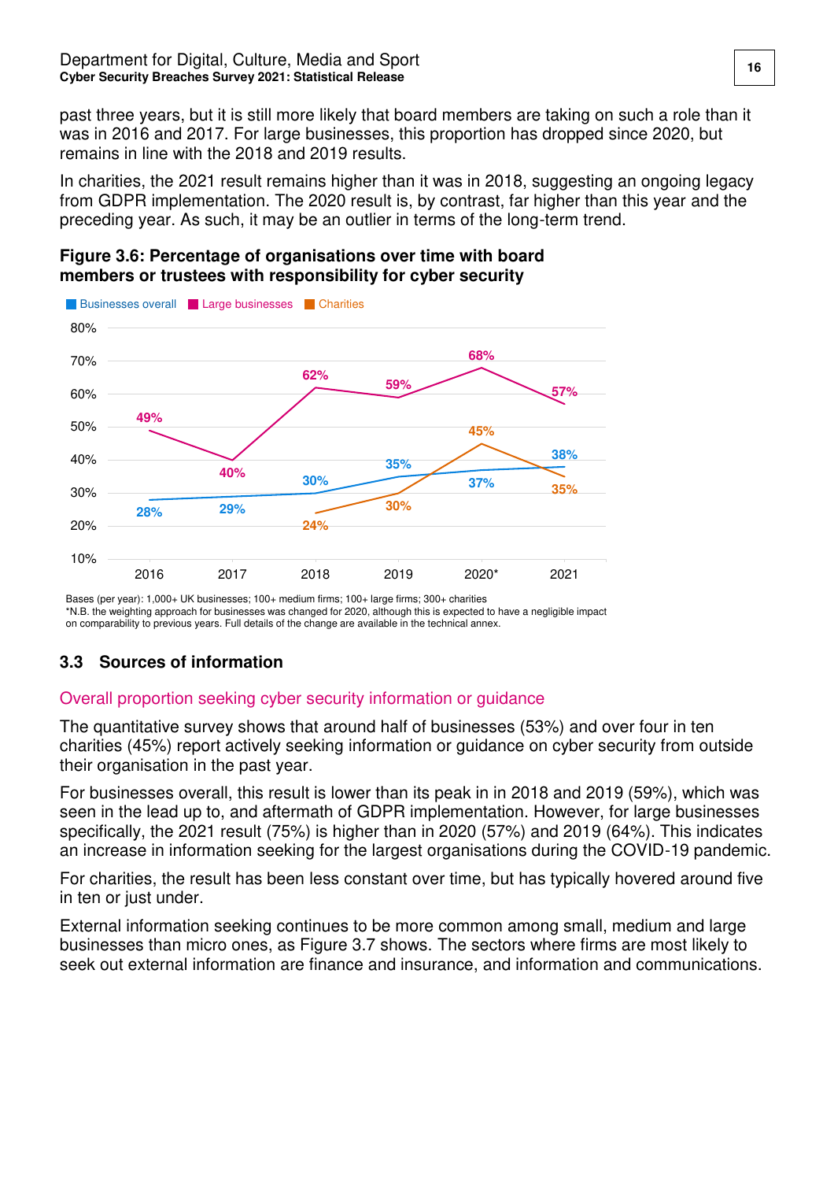past three years, but it is still more likely that board members are taking on such a role than it was in 2016 and 2017. For large businesses, this proportion has dropped since 2020, but remains in line with the 2018 and 2019 results.

In charities, the 2021 result remains higher than it was in 2018, suggesting an ongoing legacy from GDPR implementation. The 2020 result is, by contrast, far higher than this year and the preceding year. As such, it may be an outlier in terms of the long-term trend.

**Figure 3.6: Percentage of organisations over time with board members or trustees with responsibility for cyber security**

| | 2016 | 2017 | 2018 | 2019 | 2020* | 2021 |
|---|---|---|---|---|---|---|
| Businesses overall | 28% | 29% | 30% | 35% | 37% | 38% |
| Large businesses | 49% | 40% | 62% | 59% | 68% | 57% |
| Charities | | | 24% | 30% | 45% | 35% |

Bases (per year): 1,000+ UK businesses; 100+ medium firms; 100+ large firms; 300+ charities
*N.B. the weighting approach for businesses was changed for 2020, although this is expected to have a negligible impact on comparability to previous years. Full details of the change are available in the technical annex.

## 3.3 Sources of information

### Overall proportion seeking cyber security information or guidance

The quantitative survey shows that around half of businesses (53%) and over four in ten charities (45%) report actively seeking information or guidance on cyber security from outside their organisation in the past year.

For businesses overall, this result is lower than its peak in in 2018 and 2019 (59%), which was seen in the lead up to, and aftermath of GDPR implementation. However, for large businesses specifically, the 2021 result (75%) is higher than in 2020 (57%) and 2019 (64%). This indicates an increase in information seeking for the largest organisations during the COVID-19 pandemic.

For charities, the result has been less constant over time, but has typically hovered around five in ten or just under.

External information seeking continues to be more common among small, medium and large businesses than micro ones, as Figure 3.7 shows. The sectors where firms are most likely to seek out external information are finance and insurance, and information and communications.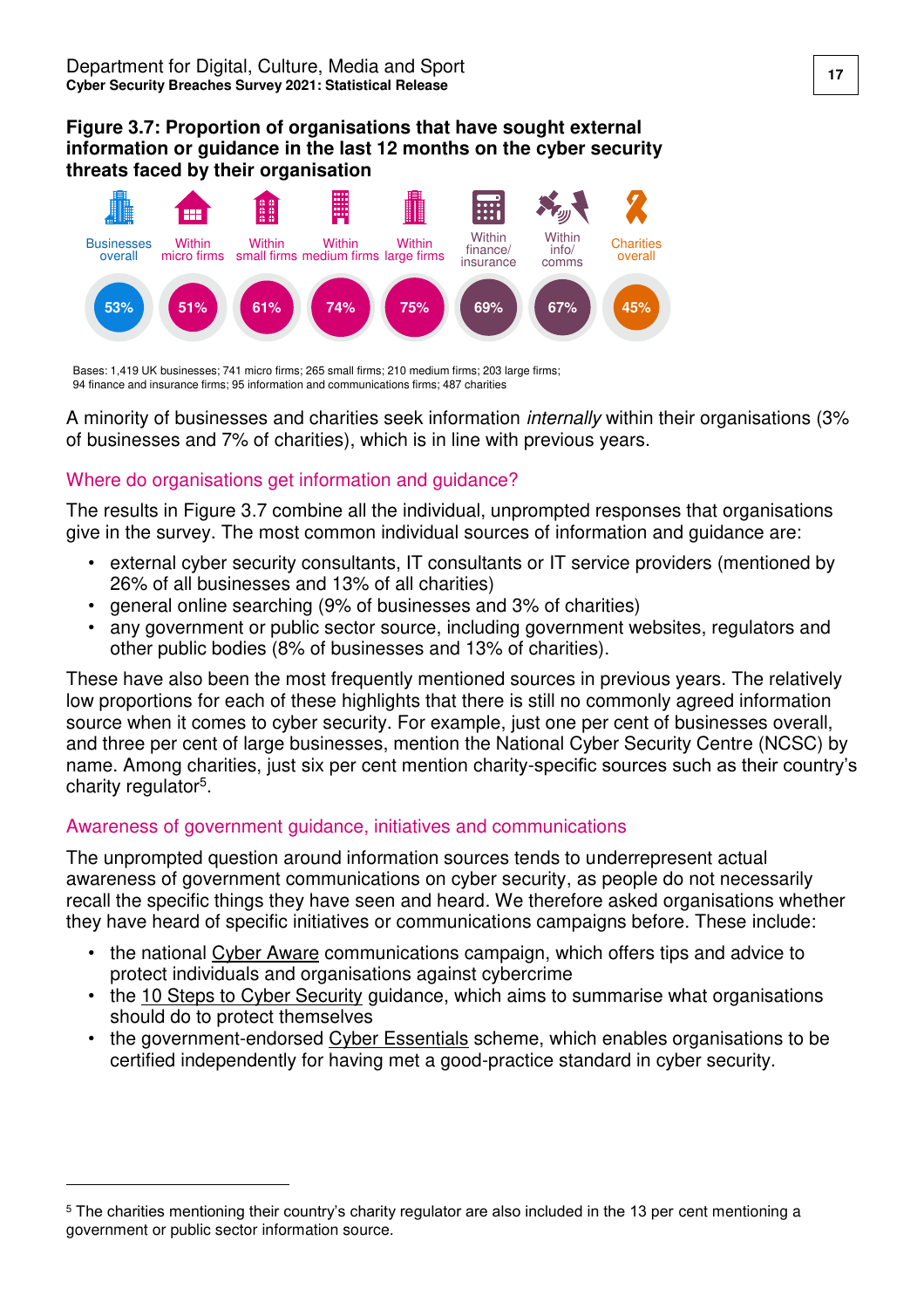**Figure 3.7: Proportion of organisations that have sought external information or guidance in the last 12 months on the cyber security threats faced by their organisation**

| Businesses overall | Within micro firms | Within small firms | Within medium firms | Within large firms | Within finance/ insurance | Within info/ comms | Charities overall |
|---|---|---|---|---|---|---|---|
| 53% | 51% | 61% | 74% | 75% | 69% | 67% | 45% |

Bases: 1,419 UK businesses; 741 micro firms; 265 small firms; 210 medium firms; 203 large firms; 94 finance and insurance firms; 95 information and communications firms; 487 charities

A minority of businesses and charities seek information *internally* within their organisations (3% of businesses and 7% of charities), which is in line with previous years.

## Where do organisations get information and guidance?

The results in Figure 3.7 combine all the individual, unprompted responses that organisations give in the survey. The most common individual sources of information and guidance are:

- external cyber security consultants, IT consultants or IT service providers (mentioned by 26% of all businesses and 13% of all charities)
- general online searching (9% of businesses and 3% of charities)
- any government or public sector source, including government websites, regulators and other public bodies (8% of businesses and 13% of charities).

These have also been the most frequently mentioned sources in previous years. The relatively low proportions for each of these highlights that there is still no commonly agreed information source when it comes to cyber security. For example, just one per cent of businesses overall, and three per cent of large businesses, mention the National Cyber Security Centre (NCSC) by name. Among charities, just six per cent mention charity-specific sources such as their country's charity regulator[5].

## Awareness of government guidance, initiatives and communications

The unprompted question around information sources tends to underrepresent actual awareness of government communications on cyber security, as people do not necessarily recall the specific things they have seen and heard. We therefore asked organisations whether they have heard of specific initiatives or communications campaigns before. These include:

- the national Cyber Aware communications campaign, which offers tips and advice to protect individuals and organisations against cybercrime
- the 10 Steps to Cyber Security guidance, which aims to summarise what organisations should do to protect themselves
- the government-endorsed Cyber Essentials scheme, which enables organisations to be certified independently for having met a good-practice standard in cyber security.

[5] The charities mentioning their country's charity regulator are also included in the 13 per cent mentioning a government or public sector information source.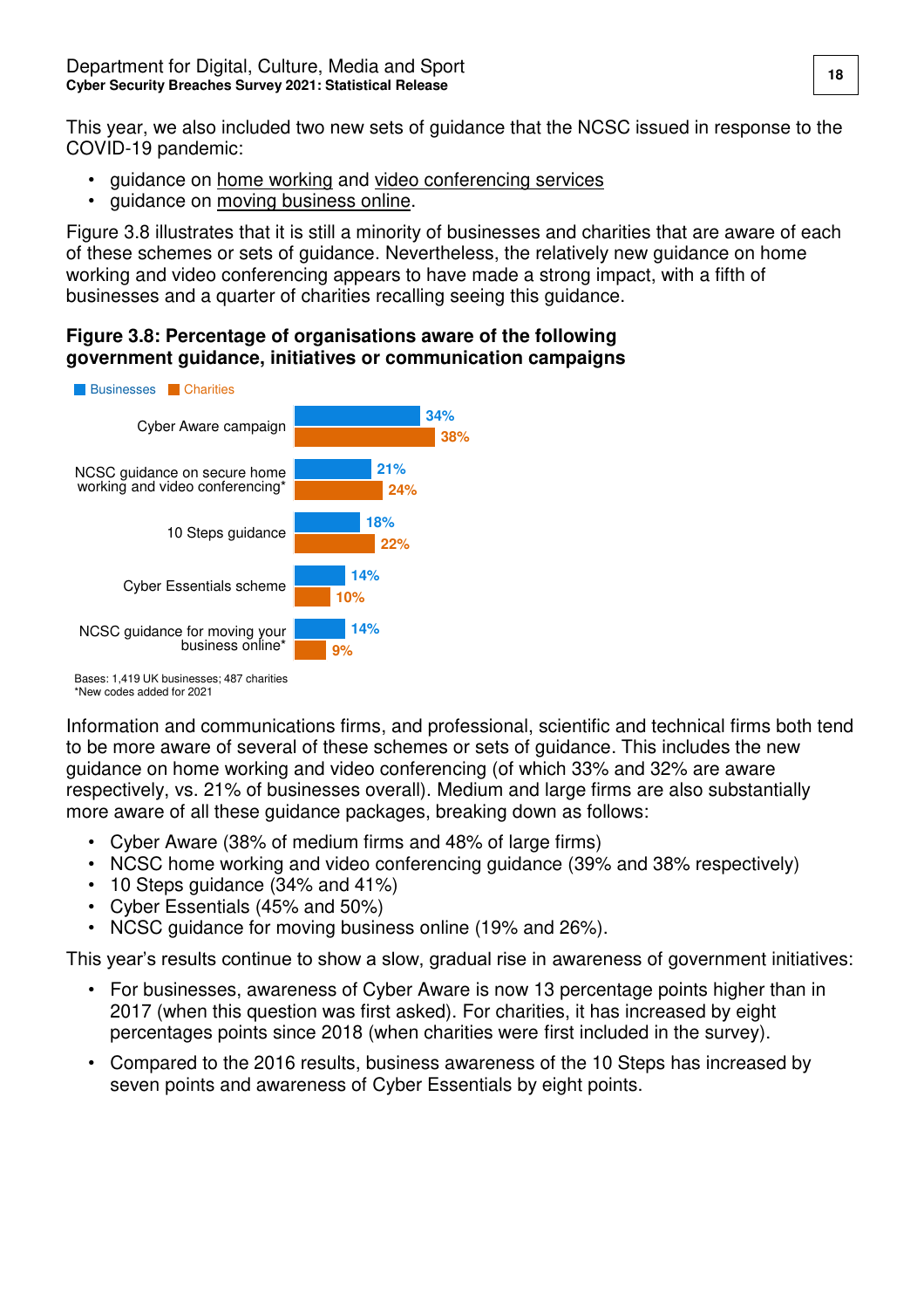This year, we also included two new sets of guidance that the NCSC issued in response to the COVID-19 pandemic:

- guidance on home working and video conferencing services
- guidance on moving business online.

Figure 3.8 illustrates that it is still a minority of businesses and charities that are aware of each of these schemes or sets of guidance. Nevertheless, the relatively new guidance on home working and video conferencing appears to have made a strong impact, with a fifth of businesses and a quarter of charities recalling seeing this guidance.

**Figure 3.8: Percentage of organisations aware of the following government guidance, initiatives or communication campaigns**

| | Businesses | Charities |
|---|---|---|
| Cyber Aware campaign | 34% | 38% |
| NCSC guidance on secure home working and video conferencing* | 21% | 24% |
| 10 Steps guidance | 18% | 22% |
| Cyber Essentials scheme | 14% | 10% |
| NCSC guidance for moving your business online* | 14% | 9% |

Bases: 1,419 UK businesses; 487 charities
*New codes added for 2021

Information and communications firms, and professional, scientific and technical firms both tend to be more aware of several of these schemes or sets of guidance. This includes the new guidance on home working and video conferencing (of which 33% and 32% are aware respectively, vs. 21% of businesses overall). Medium and large firms are also substantially more aware of all these guidance packages, breaking down as follows:

- Cyber Aware (38% of medium firms and 48% of large firms)
- NCSC home working and video conferencing guidance (39% and 38% respectively)
- 10 Steps guidance (34% and 41%)
- Cyber Essentials (45% and 50%)
- NCSC guidance for moving business online (19% and 26%).

This year's results continue to show a slow, gradual rise in awareness of government initiatives:

- For businesses, awareness of Cyber Aware is now 13 percentage points higher than in 2017 (when this question was first asked). For charities, it has increased by eight percentages points since 2018 (when charities were first included in the survey).
- Compared to the 2016 results, business awareness of the 10 Steps has increased by seven points and awareness of Cyber Essentials by eight points.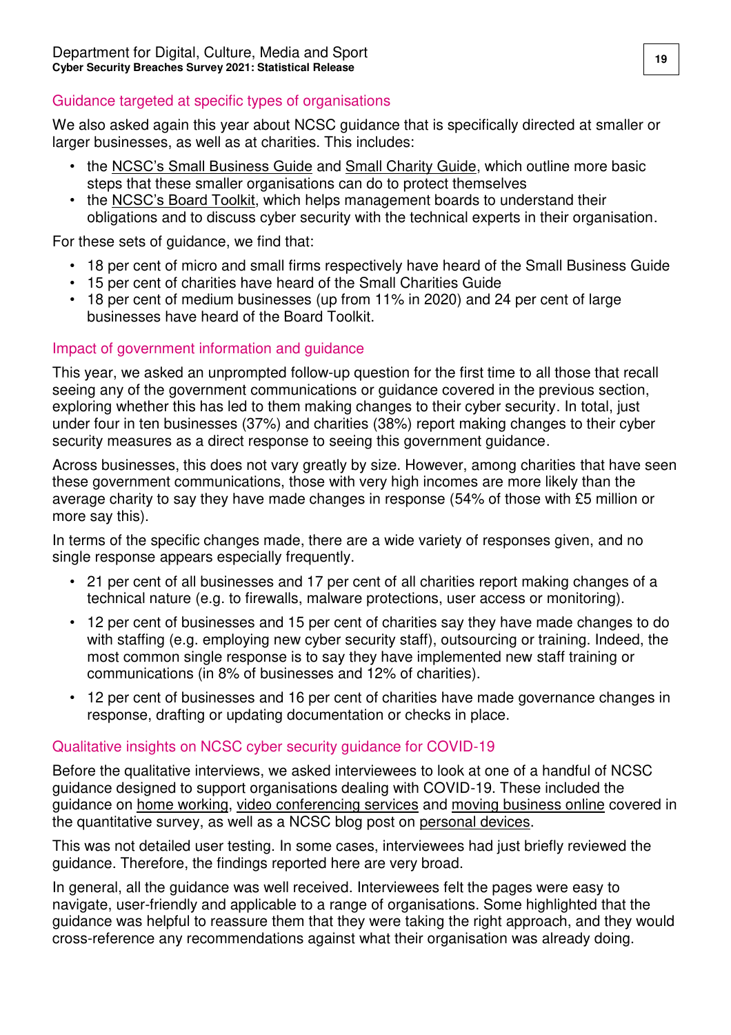## Guidance targeted at specific types of organisations

We also asked again this year about NCSC guidance that is specifically directed at smaller or larger businesses, as well as at charities. This includes:

- the NCSC's Small Business Guide and Small Charity Guide, which outline more basic steps that these smaller organisations can do to protect themselves
- the NCSC's Board Toolkit, which helps management boards to understand their obligations and to discuss cyber security with the technical experts in their organisation.

For these sets of guidance, we find that:

- 18 per cent of micro and small firms respectively have heard of the Small Business Guide
- 15 per cent of charities have heard of the Small Charities Guide
- 18 per cent of medium businesses (up from 11% in 2020) and 24 per cent of large businesses have heard of the Board Toolkit.

## Impact of government information and guidance

This year, we asked an unprompted follow-up question for the first time to all those that recall seeing any of the government communications or guidance covered in the previous section, exploring whether this has led to them making changes to their cyber security. In total, just under four in ten businesses (37%) and charities (38%) report making changes to their cyber security measures as a direct response to seeing this government guidance.

Across businesses, this does not vary greatly by size. However, among charities that have seen these government communications, those with very high incomes are more likely than the average charity to say they have made changes in response (54% of those with £5 million or more say this).

In terms of the specific changes made, there are a wide variety of responses given, and no single response appears especially frequently.

- 21 per cent of all businesses and 17 per cent of all charities report making changes of a technical nature (e.g. to firewalls, malware protections, user access or monitoring).
- 12 per cent of businesses and 15 per cent of charities say they have made changes to do with staffing (e.g. employing new cyber security staff), outsourcing or training. Indeed, the most common single response is to say they have implemented new staff training or communications (in 8% of businesses and 12% of charities).
- 12 per cent of businesses and 16 per cent of charities have made governance changes in response, drafting or updating documentation or checks in place.

## Qualitative insights on NCSC cyber security guidance for COVID-19

Before the qualitative interviews, we asked interviewees to look at one of a handful of NCSC guidance designed to support organisations dealing with COVID-19. These included the guidance on home working, video conferencing services and moving business online covered in the quantitative survey, as well as a NCSC blog post on personal devices.

This was not detailed user testing. In some cases, interviewees had just briefly reviewed the guidance. Therefore, the findings reported here are very broad.

In general, all the guidance was well received. Interviewees felt the pages were easy to navigate, user-friendly and applicable to a range of organisations. Some highlighted that the guidance was helpful to reassure them that they were taking the right approach, and they would cross-reference any recommendations against what their organisation was already doing.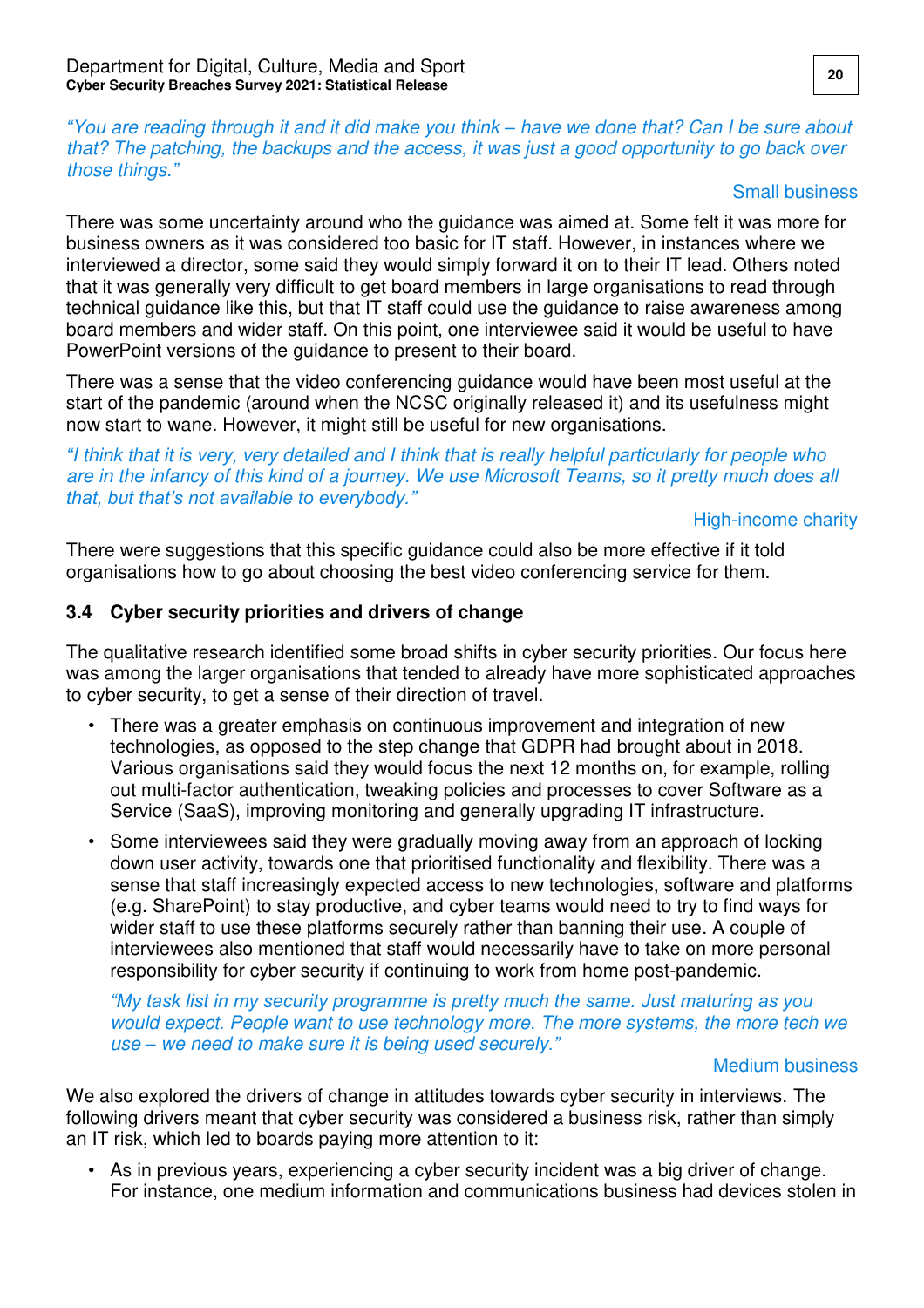*"You are reading through it and it did make you think – have we done that? Can I be sure about that? The patching, the backups and the access, it was just a good opportunity to go back over those things."*

Small business

There was some uncertainty around who the guidance was aimed at. Some felt it was more for business owners as it was considered too basic for IT staff. However, in instances where we interviewed a director, some said they would simply forward it on to their IT lead. Others noted that it was generally very difficult to get board members in large organisations to read through technical guidance like this, but that IT staff could use the guidance to raise awareness among board members and wider staff. On this point, one interviewee said it would be useful to have PowerPoint versions of the guidance to present to their board.

There was a sense that the video conferencing guidance would have been most useful at the start of the pandemic (around when the NCSC originally released it) and its usefulness might now start to wane. However, it might still be useful for new organisations.

*"I think that it is very, very detailed and I think that is really helpful particularly for people who are in the infancy of this kind of a journey. We use Microsoft Teams, so it pretty much does all that, but that's not available to everybody."*

High-income charity

There were suggestions that this specific guidance could also be more effective if it told organisations how to go about choosing the best video conferencing service for them.

### 3.4 Cyber security priorities and drivers of change

The qualitative research identified some broad shifts in cyber security priorities. Our focus here was among the larger organisations that tended to already have more sophisticated approaches to cyber security, to get a sense of their direction of travel.

- There was a greater emphasis on continuous improvement and integration of new technologies, as opposed to the step change that GDPR had brought about in 2018. Various organisations said they would focus the next 12 months on, for example, rolling out multi-factor authentication, tweaking policies and processes to cover Software as a Service (SaaS), improving monitoring and generally upgrading IT infrastructure.
- Some interviewees said they were gradually moving away from an approach of locking down user activity, towards one that prioritised functionality and flexibility. There was a sense that staff increasingly expected access to new technologies, software and platforms (e.g. SharePoint) to stay productive, and cyber teams would need to try to find ways for wider staff to use these platforms securely rather than banning their use. A couple of interviewees also mentioned that staff would necessarily have to take on more personal responsibility for cyber security if continuing to work from home post-pandemic.

  *"My task list in my security programme is pretty much the same. Just maturing as you would expect. People want to use technology more. The more systems, the more tech we use – we need to make sure it is being used securely."*

  Medium business

We also explored the drivers of change in attitudes towards cyber security in interviews. The following drivers meant that cyber security was considered a business risk, rather than simply an IT risk, which led to boards paying more attention to it:

- As in previous years, experiencing a cyber security incident was a big driver of change. For instance, one medium information and communications business had devices stolen in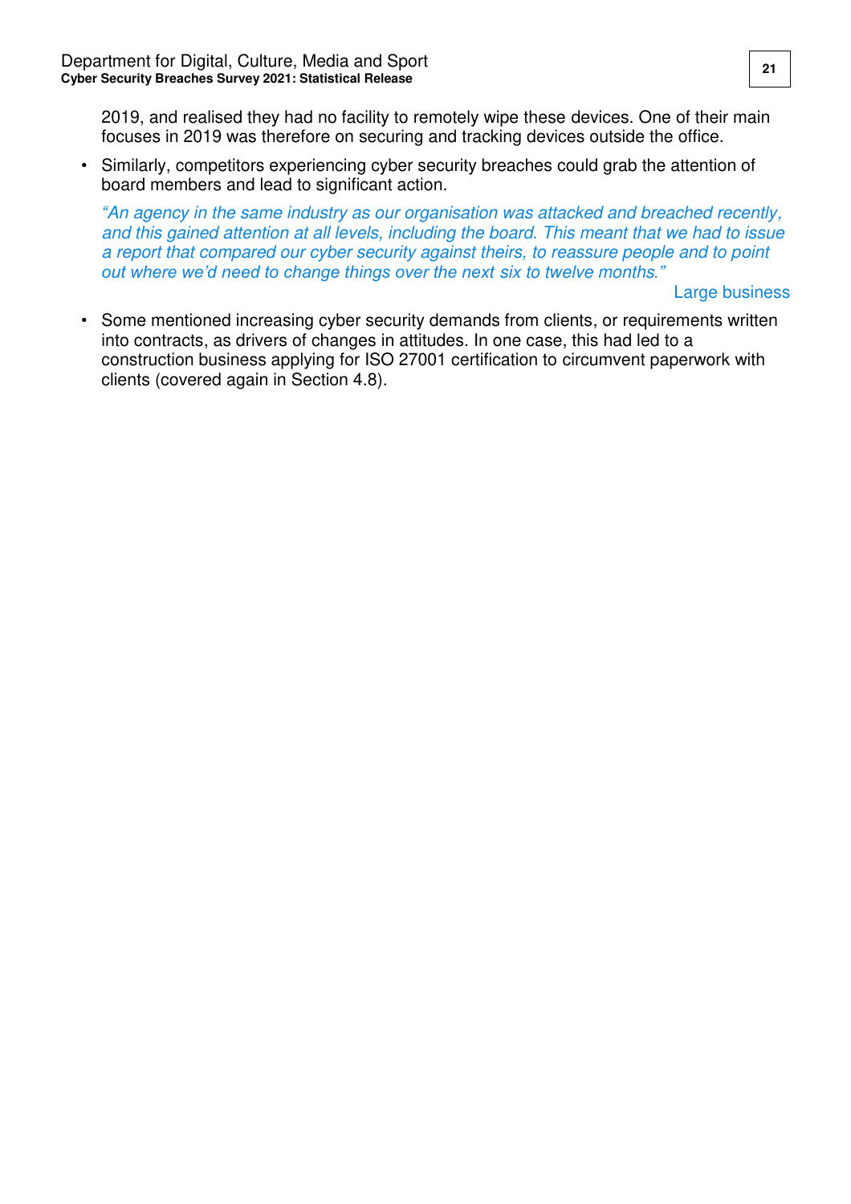2019, and realised they had no facility to remotely wipe these devices. One of their main focuses in 2019 was therefore on securing and tracking devices outside the office.

- Similarly, competitors experiencing cyber security breaches could grab the attention of board members and lead to significant action.

  *"An agency in the same industry as our organisation was attacked and breached recently, and this gained attention at all levels, including the board. This meant that we had to issue a report that compared our cyber security against theirs, to reassure people and to point out where we'd need to change things over the next six to twelve months."*

  Large business

- Some mentioned increasing cyber security demands from clients, or requirements written into contracts, as drivers of changes in attitudes. In one case, this had led to a construction business applying for ISO 27001 certification to circumvent paperwork with clients (covered again in Section 4.8).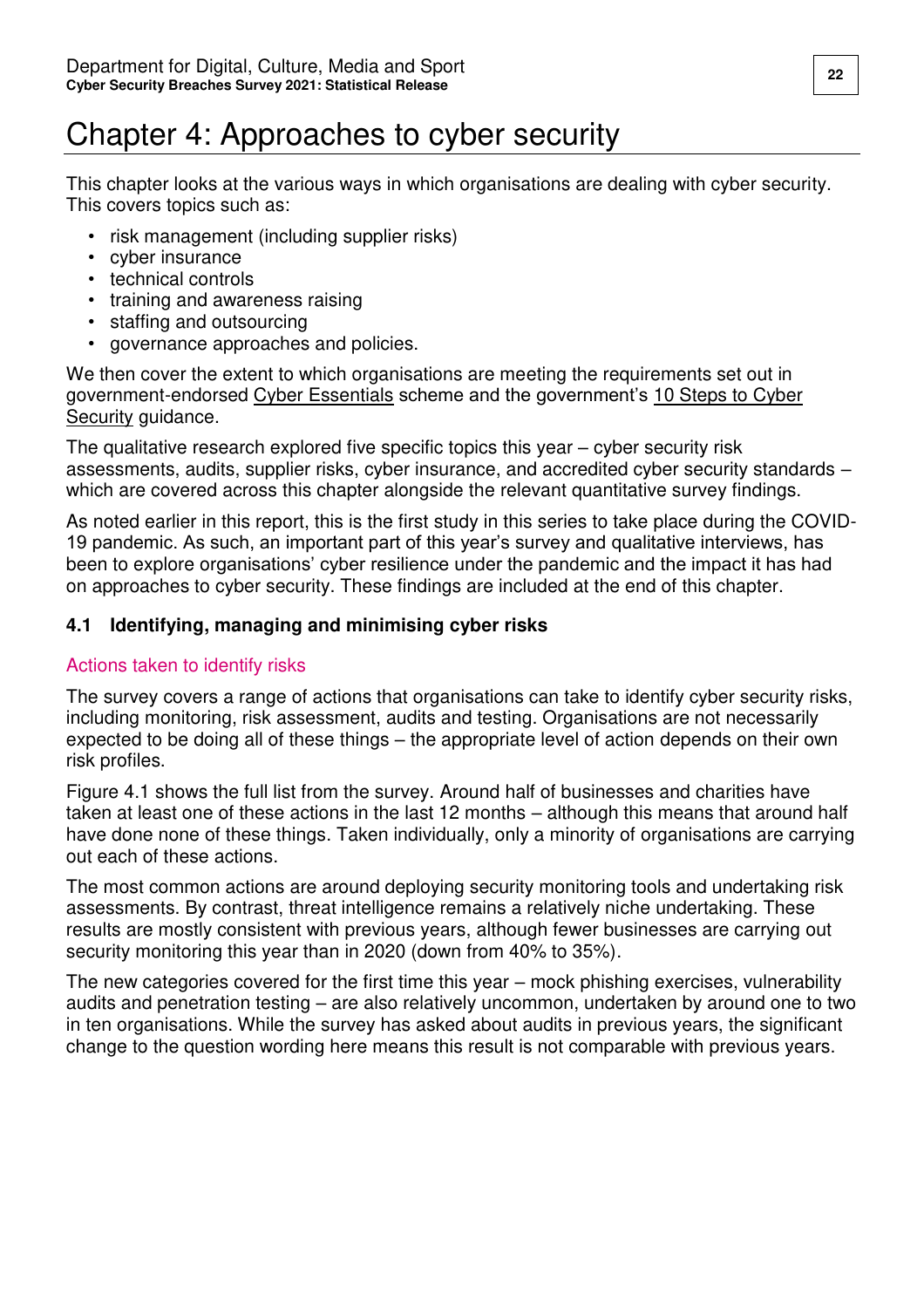# Chapter 4: Approaches to cyber security

This chapter looks at the various ways in which organisations are dealing with cyber security. This covers topics such as:

- risk management (including supplier risks)
- cyber insurance
- technical controls
- training and awareness raising
- staffing and outsourcing
- governance approaches and policies.

We then cover the extent to which organisations are meeting the requirements set out in government-endorsed Cyber Essentials scheme and the government's 10 Steps to Cyber Security guidance.

The qualitative research explored five specific topics this year – cyber security risk assessments, audits, supplier risks, cyber insurance, and accredited cyber security standards – which are covered across this chapter alongside the relevant quantitative survey findings.

As noted earlier in this report, this is the first study in this series to take place during the COVID-19 pandemic. As such, an important part of this year's survey and qualitative interviews, has been to explore organisations' cyber resilience under the pandemic and the impact it has had on approaches to cyber security. These findings are included at the end of this chapter.

## 4.1 Identifying, managing and minimising cyber risks

### Actions taken to identify risks

The survey covers a range of actions that organisations can take to identify cyber security risks, including monitoring, risk assessment, audits and testing. Organisations are not necessarily expected to be doing all of these things – the appropriate level of action depends on their own risk profiles.

Figure 4.1 shows the full list from the survey. Around half of businesses and charities have taken at least one of these actions in the last 12 months – although this means that around half have done none of these things. Taken individually, only a minority of organisations are carrying out each of these actions.

The most common actions are around deploying security monitoring tools and undertaking risk assessments. By contrast, threat intelligence remains a relatively niche undertaking. These results are mostly consistent with previous years, although fewer businesses are carrying out security monitoring this year than in 2020 (down from 40% to 35%).

The new categories covered for the first time this year – mock phishing exercises, vulnerability audits and penetration testing – are also relatively uncommon, undertaken by around one to two in ten organisations. While the survey has asked about audits in previous years, the significant change to the question wording here means this result is not comparable with previous years.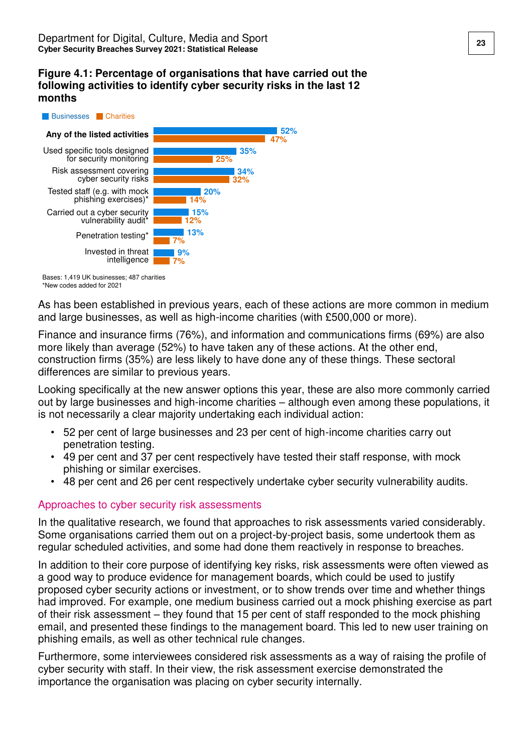**Figure 4.1: Percentage of organisations that have carried out the following activities to identify cyber security risks in the last 12 months**

| | Businesses | Charities |
|---|---|---|
| **Any of the listed activities** | 52% | 47% |
| Used specific tools designed for security monitoring | 35% | 25% |
| Risk assessment covering cyber security risks | 34% | 32% |
| Tested staff (e.g. with mock phishing exercises)* | 20% | 14% |
| Carried out a cyber security vulnerability audit* | 15% | 12% |
| Penetration testing* | 13% | 7% |
| Invested in threat intelligence | 9% | 7% |

Bases: 1,419 UK businesses; 487 charities
*New codes added for 2021

As has been established in previous years, each of these actions are more common in medium and large businesses, as well as high-income charities (with £500,000 or more).

Finance and insurance firms (76%), and information and communications firms (69%) are also more likely than average (52%) to have taken any of these actions. At the other end, construction firms (35%) are less likely to have done any of these things. These sectoral differences are similar to previous years.

Looking specifically at the new answer options this year, these are also more commonly carried out by large businesses and high-income charities – although even among these populations, it is not necessarily a clear majority undertaking each individual action:

- 52 per cent of large businesses and 23 per cent of high-income charities carry out penetration testing.
- 49 per cent and 37 per cent respectively have tested their staff response, with mock phishing or similar exercises.
- 48 per cent and 26 per cent respectively undertake cyber security vulnerability audits.

## Approaches to cyber security risk assessments

In the qualitative research, we found that approaches to risk assessments varied considerably. Some organisations carried them out on a project-by-project basis, some undertook them as regular scheduled activities, and some had done them reactively in response to breaches.

In addition to their core purpose of identifying key risks, risk assessments were often viewed as a good way to produce evidence for management boards, which could be used to justify proposed cyber security actions or investment, or to show trends over time and whether things had improved. For example, one medium business carried out a mock phishing exercise as part of their risk assessment – they found that 15 per cent of staff responded to the mock phishing email, and presented these findings to the management board. This led to new user training on phishing emails, as well as other technical rule changes.

Furthermore, some interviewees considered risk assessments as a way of raising the profile of cyber security with staff. In their view, the risk assessment exercise demonstrated the importance the organisation was placing on cyber security internally.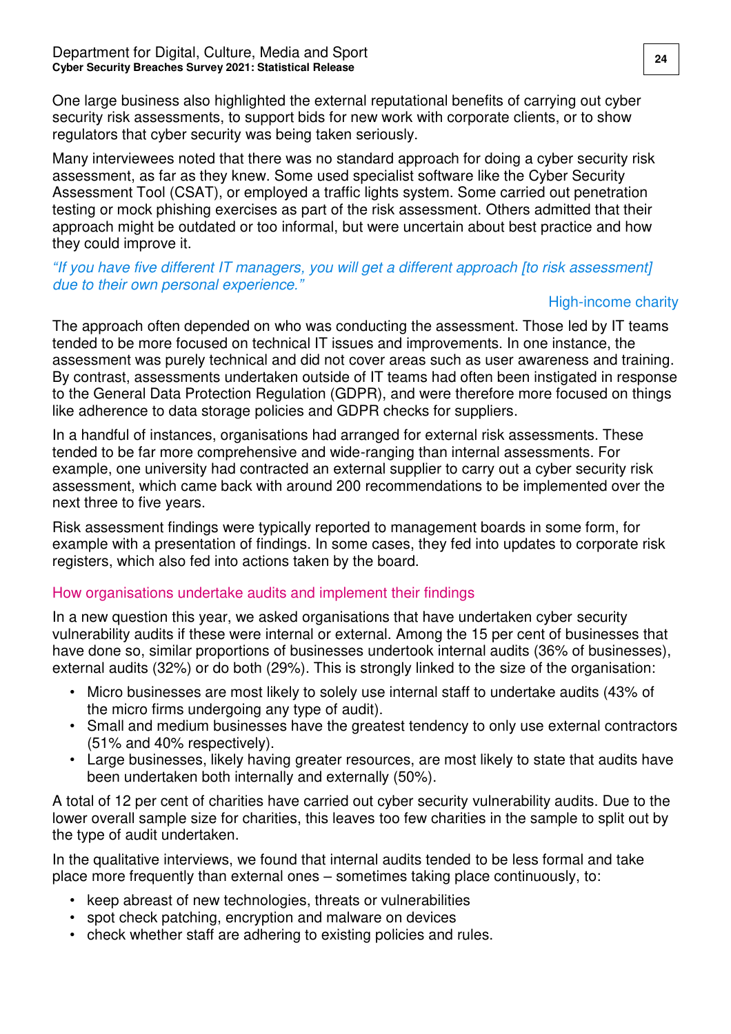One large business also highlighted the external reputational benefits of carrying out cyber security risk assessments, to support bids for new work with corporate clients, or to show regulators that cyber security was being taken seriously.

Many interviewees noted that there was no standard approach for doing a cyber security risk assessment, as far as they knew. Some used specialist software like the Cyber Security Assessment Tool (CSAT), or employed a traffic lights system. Some carried out penetration testing or mock phishing exercises as part of the risk assessment. Others admitted that their approach might be outdated or too informal, but were uncertain about best practice and how they could improve it.

*"If you have five different IT managers, you will get a different approach [to risk assessment] due to their own personal experience."*

High-income charity

The approach often depended on who was conducting the assessment. Those led by IT teams tended to be more focused on technical IT issues and improvements. In one instance, the assessment was purely technical and did not cover areas such as user awareness and training. By contrast, assessments undertaken outside of IT teams had often been instigated in response to the General Data Protection Regulation (GDPR), and were therefore more focused on things like adherence to data storage policies and GDPR checks for suppliers.

In a handful of instances, organisations had arranged for external risk assessments. These tended to be far more comprehensive and wide-ranging than internal assessments. For example, one university had contracted an external supplier to carry out a cyber security risk assessment, which came back with around 200 recommendations to be implemented over the next three to five years.

Risk assessment findings were typically reported to management boards in some form, for example with a presentation of findings. In some cases, they fed into updates to corporate risk registers, which also fed into actions taken by the board.

### How organisations undertake audits and implement their findings

In a new question this year, we asked organisations that have undertaken cyber security vulnerability audits if these were internal or external. Among the 15 per cent of businesses that have done so, similar proportions of businesses undertook internal audits (36% of businesses), external audits (32%) or do both (29%). This is strongly linked to the size of the organisation:

- Micro businesses are most likely to solely use internal staff to undertake audits (43% of the micro firms undergoing any type of audit).
- Small and medium businesses have the greatest tendency to only use external contractors (51% and 40% respectively).
- Large businesses, likely having greater resources, are most likely to state that audits have been undertaken both internally and externally (50%).

A total of 12 per cent of charities have carried out cyber security vulnerability audits. Due to the lower overall sample size for charities, this leaves too few charities in the sample to split out by the type of audit undertaken.

In the qualitative interviews, we found that internal audits tended to be less formal and take place more frequently than external ones – sometimes taking place continuously, to:

- keep abreast of new technologies, threats or vulnerabilities
- spot check patching, encryption and malware on devices
- check whether staff are adhering to existing policies and rules.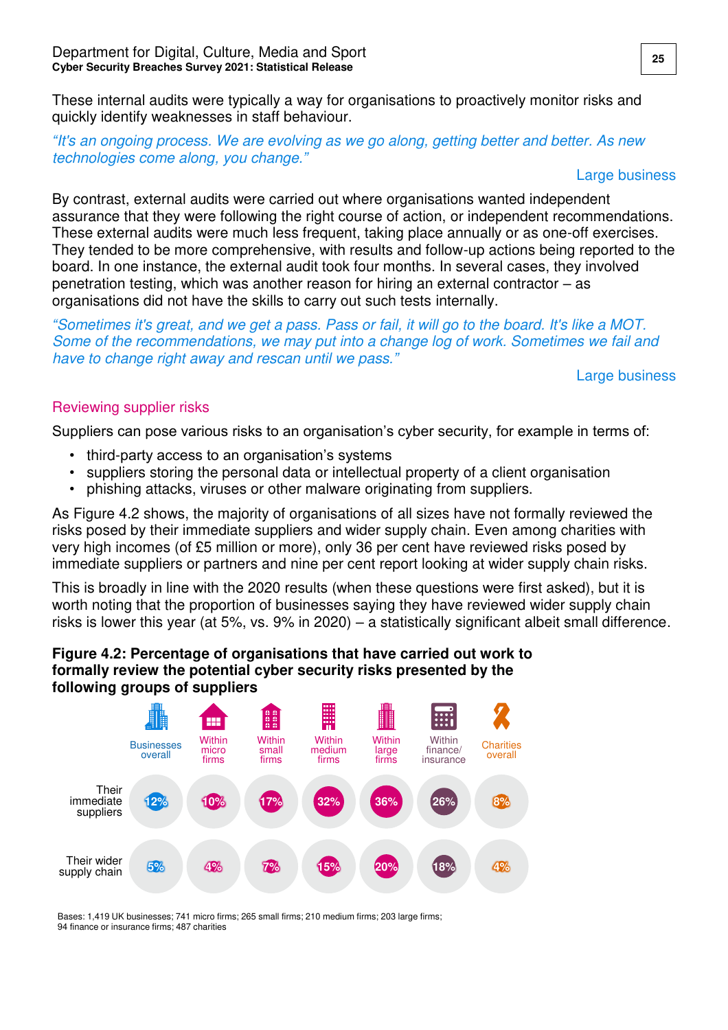These internal audits were typically a way for organisations to proactively monitor risks and quickly identify weaknesses in staff behaviour.

*"It's an ongoing process. We are evolving as we go along, getting better and better. As new technologies come along, you change."*

Large business

By contrast, external audits were carried out where organisations wanted independent assurance that they were following the right course of action, or independent recommendations. These external audits were much less frequent, taking place annually or as one-off exercises. They tended to be more comprehensive, with results and follow-up actions being reported to the board. In one instance, the external audit took four months. In several cases, they involved penetration testing, which was another reason for hiring an external contractor – as organisations did not have the skills to carry out such tests internally.

*"Sometimes it's great, and we get a pass. Pass or fail, it will go to the board. It's like a MOT. Some of the recommendations, we may put into a change log of work. Sometimes we fail and have to change right away and rescan until we pass."*

Large business

## Reviewing supplier risks

Suppliers can pose various risks to an organisation's cyber security, for example in terms of:

- third-party access to an organisation's systems
- suppliers storing the personal data or intellectual property of a client organisation
- phishing attacks, viruses or other malware originating from suppliers.

As Figure 4.2 shows, the majority of organisations of all sizes have not formally reviewed the risks posed by their immediate suppliers and wider supply chain. Even among charities with very high incomes (of £5 million or more), only 36 per cent have reviewed risks posed by immediate suppliers or partners and nine per cent report looking at wider supply chain risks.

This is broadly in line with the 2020 results (when these questions were first asked), but it is worth noting that the proportion of businesses saying they have reviewed wider supply chain risks is lower this year (at 5%, vs. 9% in 2020) – a statistically significant albeit small difference.

**Figure 4.2: Percentage of organisations that have carried out work to formally review the potential cyber security risks presented by the following groups of suppliers**

| | Businesses overall | Within micro firms | Within small firms | Within medium firms | Within large firms | Within finance/ insurance | Charities overall |
|---|---|---|---|---|---|---|---|
| Their immediate suppliers | 12% | 10% | 17% | 32% | 36% | 26% | 8% |
| Their wider supply chain | 5% | 4% | 7% | 15% | 20% | 18% | 4% |

Bases: 1,419 UK businesses; 741 micro firms; 265 small firms; 210 medium firms; 203 large firms; 94 finance or insurance firms; 487 charities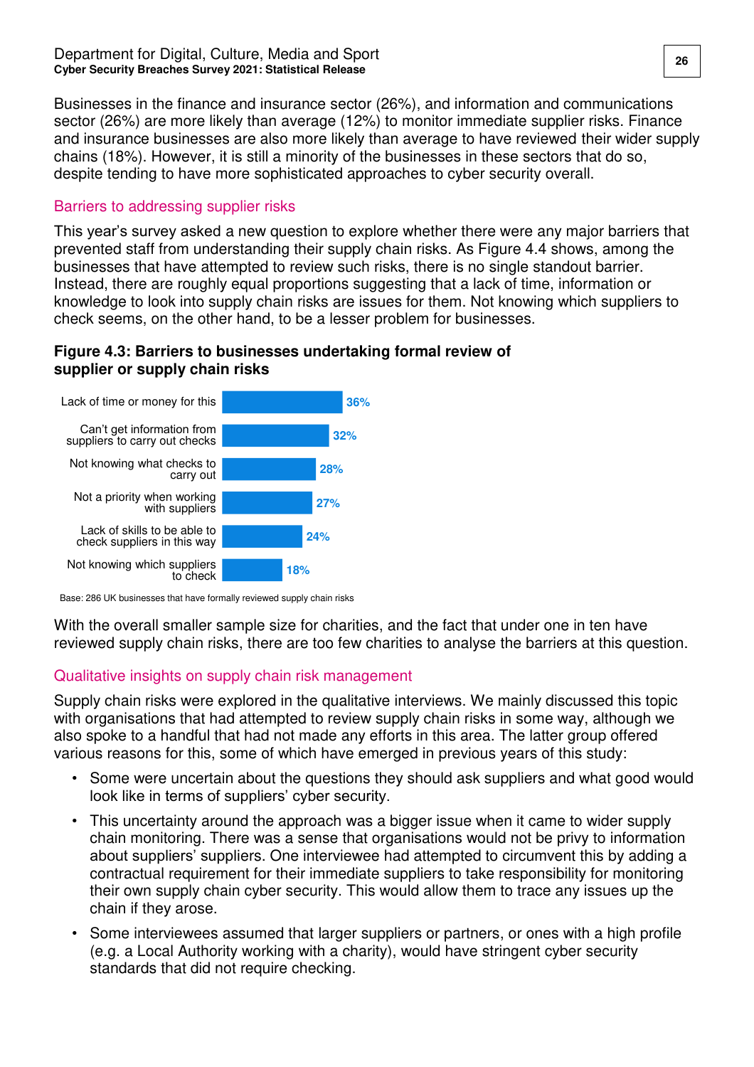Businesses in the finance and insurance sector (26%), and information and communications sector (26%) are more likely than average (12%) to monitor immediate supplier risks. Finance and insurance businesses are also more likely than average to have reviewed their wider supply chains (18%). However, it is still a minority of the businesses in these sectors that do so, despite tending to have more sophisticated approaches to cyber security overall.

## Barriers to addressing supplier risks

This year's survey asked a new question to explore whether there were any major barriers that prevented staff from understanding their supply chain risks. As Figure 4.4 shows, among the businesses that have attempted to review such risks, there is no single standout barrier. Instead, there are roughly equal proportions suggesting that a lack of time, information or knowledge to look into supply chain risks are issues for them. Not knowing which suppliers to check seems, on the other hand, to be a lesser problem for businesses.

**Figure 4.3: Barriers to businesses undertaking formal review of supplier or supply chain risks**

| Barrier | % |
| --- | --- |
| Lack of time or money for this | 36% |
| Can't get information from suppliers to carry out checks | 32% |
| Not knowing what checks to carry out | 28% |
| Not a priority when working with suppliers | 27% |
| Lack of skills to be able to check suppliers in this way | 24% |
| Not knowing which suppliers to check | 18% |

Base: 286 UK businesses that have formally reviewed supply chain risks

With the overall smaller sample size for charities, and the fact that under one in ten have reviewed supply chain risks, there are too few charities to analyse the barriers at this question.

## Qualitative insights on supply chain risk management

Supply chain risks were explored in the qualitative interviews. We mainly discussed this topic with organisations that had attempted to review supply chain risks in some way, although we also spoke to a handful that had not made any efforts in this area. The latter group offered various reasons for this, some of which have emerged in previous years of this study:

- Some were uncertain about the questions they should ask suppliers and what good would look like in terms of suppliers' cyber security.
- This uncertainty around the approach was a bigger issue when it came to wider supply chain monitoring. There was a sense that organisations would not be privy to information about suppliers' suppliers. One interviewee had attempted to circumvent this by adding a contractual requirement for their immediate suppliers to take responsibility for monitoring their own supply chain cyber security. This would allow them to trace any issues up the chain if they arose.
- Some interviewees assumed that larger suppliers or partners, or ones with a high profile (e.g. a Local Authority working with a charity), would have stringent cyber security standards that did not require checking.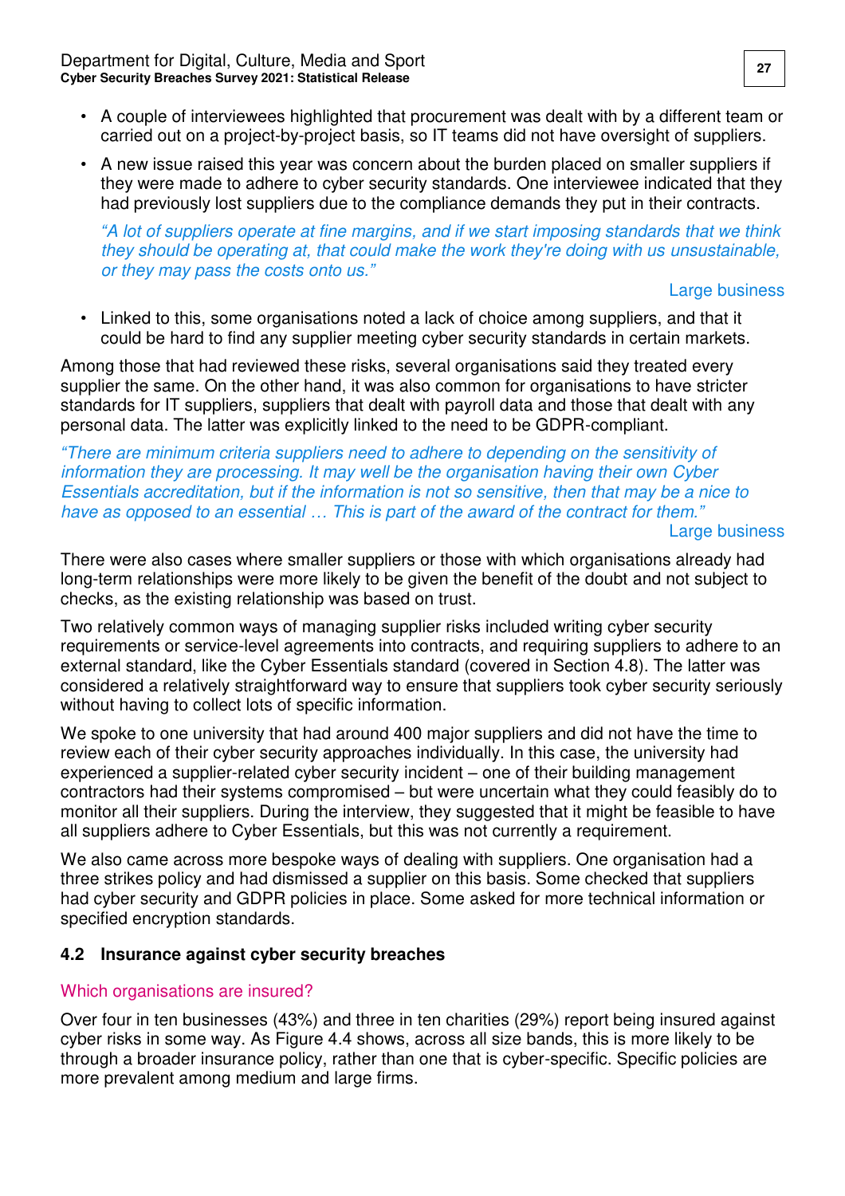- A couple of interviewees highlighted that procurement was dealt with by a different team or carried out on a project-by-project basis, so IT teams did not have oversight of suppliers.
- A new issue raised this year was concern about the burden placed on smaller suppliers if they were made to adhere to cyber security standards. One interviewee indicated that they had previously lost suppliers due to the compliance demands they put in their contracts.

  *"A lot of suppliers operate at fine margins, and if we start imposing standards that we think they should be operating at, that could make the work they're doing with us unsustainable, or they may pass the costs onto us."*

  Large business

- Linked to this, some organisations noted a lack of choice among suppliers, and that it could be hard to find any supplier meeting cyber security standards in certain markets.

Among those that had reviewed these risks, several organisations said they treated every supplier the same. On the other hand, it was also common for organisations to have stricter standards for IT suppliers, suppliers that dealt with payroll data and those that dealt with any personal data. The latter was explicitly linked to the need to be GDPR-compliant.

*"There are minimum criteria suppliers need to adhere to depending on the sensitivity of information they are processing. It may well be the organisation having their own Cyber Essentials accreditation, but if the information is not so sensitive, then that may be a nice to have as opposed to an essential … This is part of the award of the contract for them."*

Large business

There were also cases where smaller suppliers or those with which organisations already had long-term relationships were more likely to be given the benefit of the doubt and not subject to checks, as the existing relationship was based on trust.

Two relatively common ways of managing supplier risks included writing cyber security requirements or service-level agreements into contracts, and requiring suppliers to adhere to an external standard, like the Cyber Essentials standard (covered in Section 4.8). The latter was considered a relatively straightforward way to ensure that suppliers took cyber security seriously without having to collect lots of specific information.

We spoke to one university that had around 400 major suppliers and did not have the time to review each of their cyber security approaches individually. In this case, the university had experienced a supplier-related cyber security incident – one of their building management contractors had their systems compromised – but were uncertain what they could feasibly do to monitor all their suppliers. During the interview, they suggested that it might be feasible to have all suppliers adhere to Cyber Essentials, but this was not currently a requirement.

We also came across more bespoke ways of dealing with suppliers. One organisation had a three strikes policy and had dismissed a supplier on this basis. Some checked that suppliers had cyber security and GDPR policies in place. Some asked for more technical information or specified encryption standards.

## 4.2 Insurance against cyber security breaches

### Which organisations are insured?

Over four in ten businesses (43%) and three in ten charities (29%) report being insured against cyber risks in some way. As Figure 4.4 shows, across all size bands, this is more likely to be through a broader insurance policy, rather than one that is cyber-specific. Specific policies are more prevalent among medium and large firms.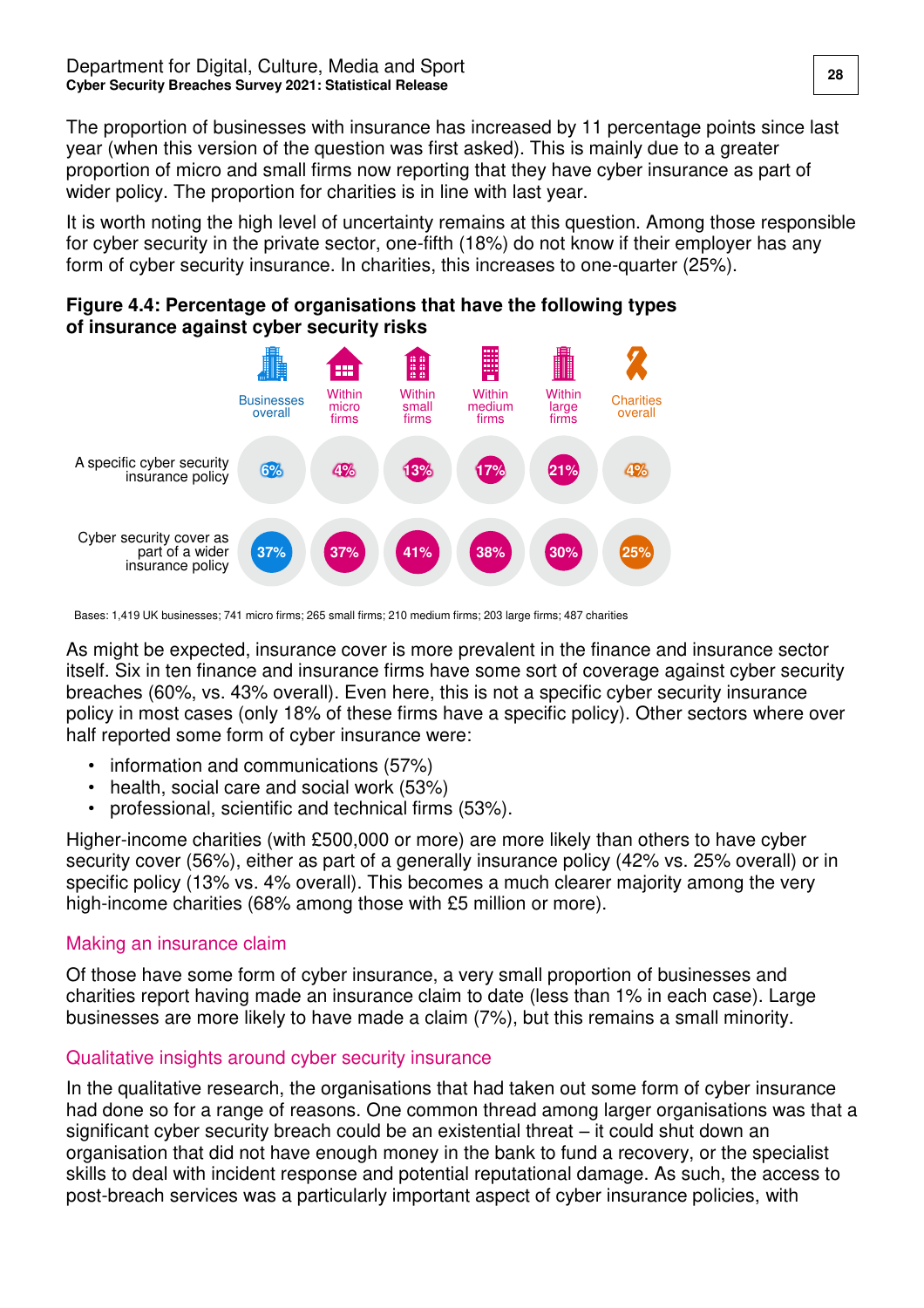The proportion of businesses with insurance has increased by 11 percentage points since last year (when this version of the question was first asked). This is mainly due to a greater proportion of micro and small firms now reporting that they have cyber insurance as part of wider policy. The proportion for charities is in line with last year.

It is worth noting the high level of uncertainty remains at this question. Among those responsible for cyber security in the private sector, one-fifth (18%) do not know if their employer has any form of cyber security insurance. In charities, this increases to one-quarter (25%).

**Figure 4.4: Percentage of organisations that have the following types of insurance against cyber security risks**

| | Businesses overall | Within micro firms | Within small firms | Within medium firms | Within large firms | Charities overall |
|---|---|---|---|---|---|---|
| A specific cyber security insurance policy | 6% | 4% | 13% | 17% | 21% | 4% |
| Cyber security cover as part of a wider insurance policy | 37% | 37% | 41% | 38% | 30% | 25% |

Bases: 1,419 UK businesses; 741 micro firms; 265 small firms; 210 medium firms; 203 large firms; 487 charities

As might be expected, insurance cover is more prevalent in the finance and insurance sector itself. Six in ten finance and insurance firms have some sort of coverage against cyber security breaches (60%, vs. 43% overall). Even here, this is not a specific cyber security insurance policy in most cases (only 18% of these firms have a specific policy). Other sectors where over half reported some form of cyber insurance were:

- information and communications (57%)
- health, social care and social work (53%)
- professional, scientific and technical firms (53%).

Higher-income charities (with £500,000 or more) are more likely than others to have cyber security cover (56%), either as part of a generally insurance policy (42% vs. 25% overall) or in specific policy (13% vs. 4% overall). This becomes a much clearer majority among the very high-income charities (68% among those with £5 million or more).

### Making an insurance claim

Of those have some form of cyber insurance, a very small proportion of businesses and charities report having made an insurance claim to date (less than 1% in each case). Large businesses are more likely to have made a claim (7%), but this remains a small minority.

### Qualitative insights around cyber security insurance

In the qualitative research, the organisations that had taken out some form of cyber insurance had done so for a range of reasons. One common thread among larger organisations was that a significant cyber security breach could be an existential threat – it could shut down an organisation that did not have enough money in the bank to fund a recovery, or the specialist skills to deal with incident response and potential reputational damage. As such, the access to post-breach services was a particularly important aspect of cyber insurance policies, with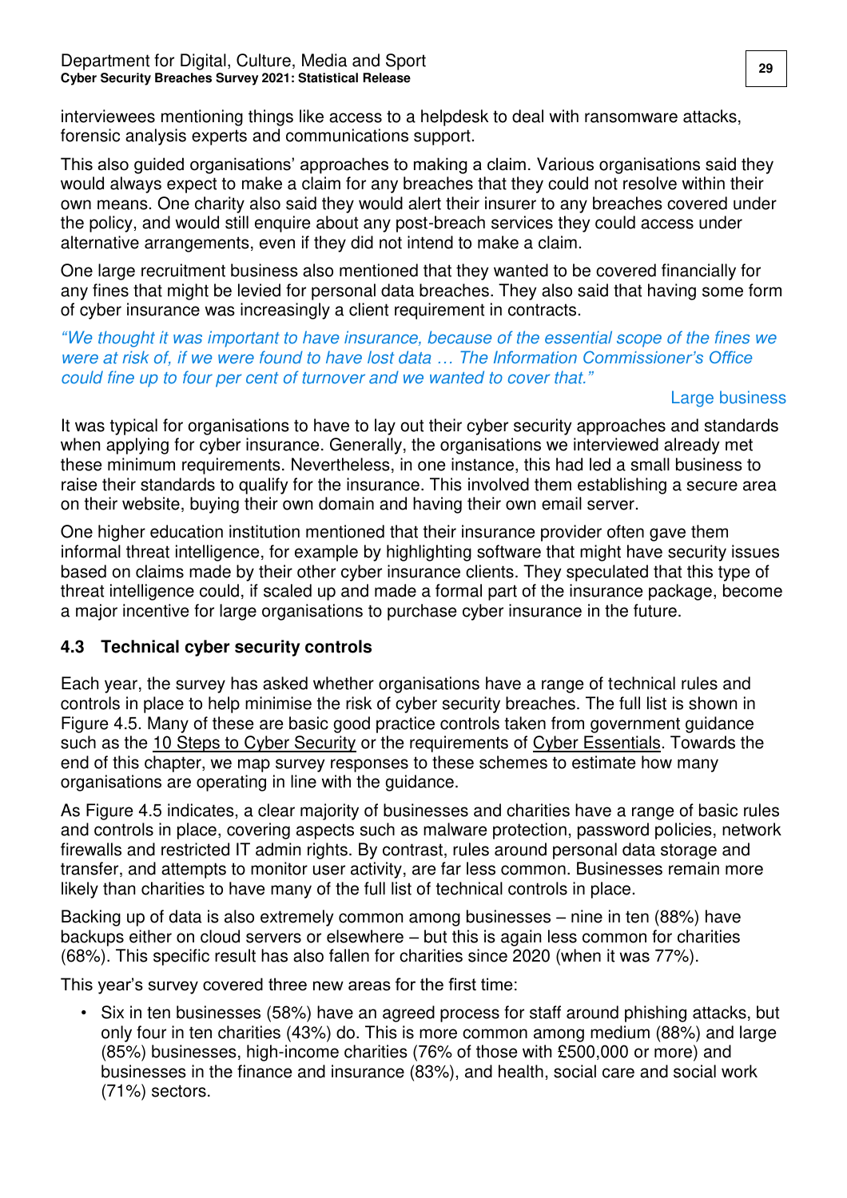interviewees mentioning things like access to a helpdesk to deal with ransomware attacks, forensic analysis experts and communications support.

This also guided organisations' approaches to making a claim. Various organisations said they would always expect to make a claim for any breaches that they could not resolve within their own means. One charity also said they would alert their insurer to any breaches covered under the policy, and would still enquire about any post-breach services they could access under alternative arrangements, even if they did not intend to make a claim.

One large recruitment business also mentioned that they wanted to be covered financially for any fines that might be levied for personal data breaches. They also said that having some form of cyber insurance was increasingly a client requirement in contracts.

*"We thought it was important to have insurance, because of the essential scope of the fines we were at risk of, if we were found to have lost data … The Information Commissioner's Office could fine up to four per cent of turnover and we wanted to cover that."*

Large business

It was typical for organisations to have to lay out their cyber security approaches and standards when applying for cyber insurance. Generally, the organisations we interviewed already met these minimum requirements. Nevertheless, in one instance, this had led a small business to raise their standards to qualify for the insurance. This involved them establishing a secure area on their website, buying their own domain and having their own email server.

One higher education institution mentioned that their insurance provider often gave them informal threat intelligence, for example by highlighting software that might have security issues based on claims made by their other cyber insurance clients. They speculated that this type of threat intelligence could, if scaled up and made a formal part of the insurance package, become a major incentive for large organisations to purchase cyber insurance in the future.

### 4.3 Technical cyber security controls

Each year, the survey has asked whether organisations have a range of technical rules and controls in place to help minimise the risk of cyber security breaches. The full list is shown in Figure 4.5. Many of these are basic good practice controls taken from government guidance such as the 10 Steps to Cyber Security or the requirements of Cyber Essentials. Towards the end of this chapter, we map survey responses to these schemes to estimate how many organisations are operating in line with the guidance.

As Figure 4.5 indicates, a clear majority of businesses and charities have a range of basic rules and controls in place, covering aspects such as malware protection, password policies, network firewalls and restricted IT admin rights. By contrast, rules around personal data storage and transfer, and attempts to monitor user activity, are far less common. Businesses remain more likely than charities to have many of the full list of technical controls in place.

Backing up of data is also extremely common among businesses – nine in ten (88%) have backups either on cloud servers or elsewhere – but this is again less common for charities (68%). This specific result has also fallen for charities since 2020 (when it was 77%).

This year's survey covered three new areas for the first time:

- Six in ten businesses (58%) have an agreed process for staff around phishing attacks, but only four in ten charities (43%) do. This is more common among medium (88%) and large (85%) businesses, high-income charities (76% of those with £500,000 or more) and businesses in the finance and insurance (83%), and health, social care and social work (71%) sectors.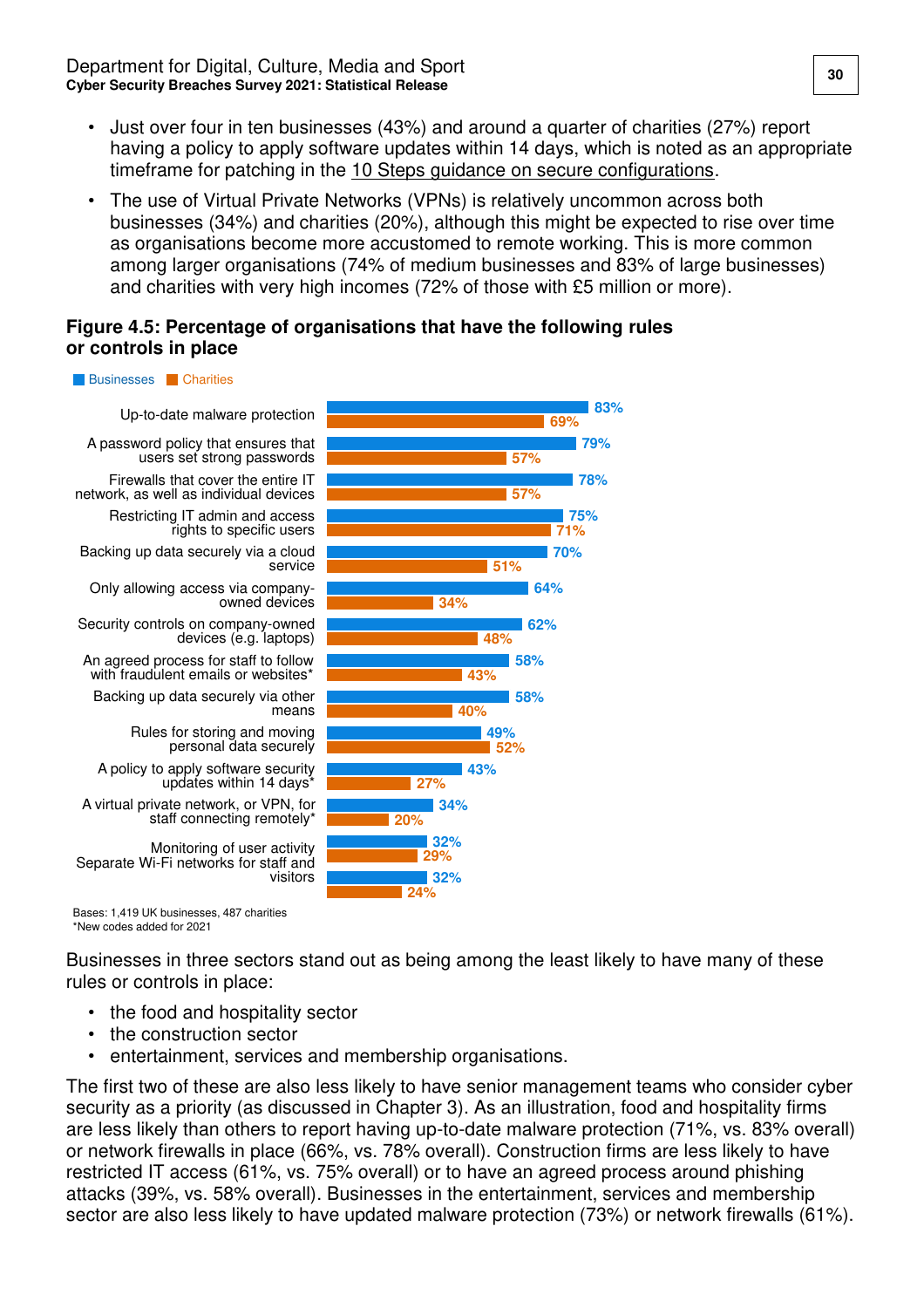- Just over four in ten businesses (43%) and around a quarter of charities (27%) report having a policy to apply software updates within 14 days, which is noted as an appropriate timeframe for patching in the 10 Steps guidance on secure configurations.
- The use of Virtual Private Networks (VPNs) is relatively uncommon across both businesses (34%) and charities (20%), although this might be expected to rise over time as organisations become more accustomed to remote working. This is more common among larger organisations (74% of medium businesses and 83% of large businesses) and charities with very high incomes (72% of those with £5 million or more).

**Figure 4.5: Percentage of organisations that have the following rules or controls in place**

| | Businesses | Charities |
|---|---|---|
| Up-to-date malware protection | 83% | 69% |
| A password policy that ensures that users set strong passwords | 79% | 57% |
| Firewalls that cover the entire IT network, as well as individual devices | 78% | 57% |
| Restricting IT admin and access rights to specific users | 75% | 71% |
| Backing up data securely via a cloud service | 70% | 51% |
| Only allowing access via company-owned devices | 64% | 34% |
| Security controls on company-owned devices (e.g. laptops) | 62% | 48% |
| An agreed process for staff to follow with fraudulent emails or websites* | 58% | 43% |
| Backing up data securely via other means | 58% | 40% |
| Rules for storing and moving personal data securely | 49% | 52% |
| A policy to apply software security updates within 14 days* | 43% | 27% |
| A virtual private network, or VPN, for staff connecting remotely* | 34% | 20% |
| Monitoring of user activity | 32% | 29% |
| Separate Wi-Fi networks for staff and visitors | 32% | 24% |

Bases: 1,419 UK businesses, 487 charities
*New codes added for 2021

Businesses in three sectors stand out as being among the least likely to have many of these rules or controls in place:

- the food and hospitality sector
- the construction sector
- entertainment, services and membership organisations.

The first two of these are also less likely to have senior management teams who consider cyber security as a priority (as discussed in Chapter 3). As an illustration, food and hospitality firms are less likely than others to report having up-to-date malware protection (71%, vs. 83% overall) or network firewalls in place (66%, vs. 78% overall). Construction firms are less likely to have restricted IT access (61%, vs. 75% overall) or to have an agreed process around phishing attacks (39%, vs. 58% overall). Businesses in the entertainment, services and membership sector are also less likely to have updated malware protection (73%) or network firewalls (61%).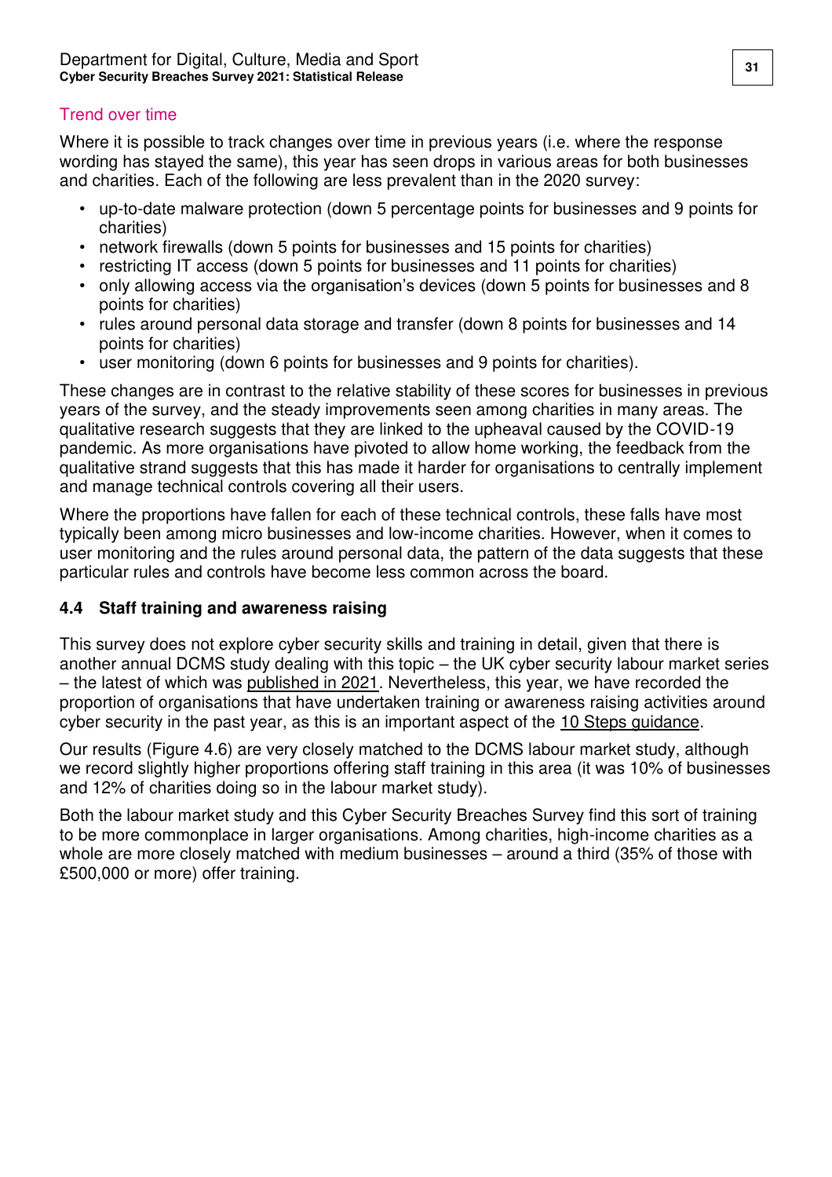### Trend over time

Where it is possible to track changes over time in previous years (i.e. where the response wording has stayed the same), this year has seen drops in various areas for both businesses and charities. Each of the following are less prevalent than in the 2020 survey:

- up-to-date malware protection (down 5 percentage points for businesses and 9 points for charities)
- network firewalls (down 5 points for businesses and 15 points for charities)
- restricting IT access (down 5 points for businesses and 11 points for charities)
- only allowing access via the organisation's devices (down 5 points for businesses and 8 points for charities)
- rules around personal data storage and transfer (down 8 points for businesses and 14 points for charities)
- user monitoring (down 6 points for businesses and 9 points for charities).

These changes are in contrast to the relative stability of these scores for businesses in previous years of the survey, and the steady improvements seen among charities in many areas. The qualitative research suggests that they are linked to the upheaval caused by the COVID-19 pandemic. As more organisations have pivoted to allow home working, the feedback from the qualitative strand suggests that this has made it harder for organisations to centrally implement and manage technical controls covering all their users.

Where the proportions have fallen for each of these technical controls, these falls have most typically been among micro businesses and low-income charities. However, when it comes to user monitoring and the rules around personal data, the pattern of the data suggests that these particular rules and controls have become less common across the board.

## 4.4 Staff training and awareness raising

This survey does not explore cyber security skills and training in detail, given that there is another annual DCMS study dealing with this topic – the UK cyber security labour market series – the latest of which was published in 2021. Nevertheless, this year, we have recorded the proportion of organisations that have undertaken training or awareness raising activities around cyber security in the past year, as this is an important aspect of the 10 Steps guidance.

Our results (Figure 4.6) are very closely matched to the DCMS labour market study, although we record slightly higher proportions offering staff training in this area (it was 10% of businesses and 12% of charities doing so in the labour market study).

Both the labour market study and this Cyber Security Breaches Survey find this sort of training to be more commonplace in larger organisations. Among charities, high-income charities as a whole are more closely matched with medium businesses – around a third (35% of those with £500,000 or more) offer training.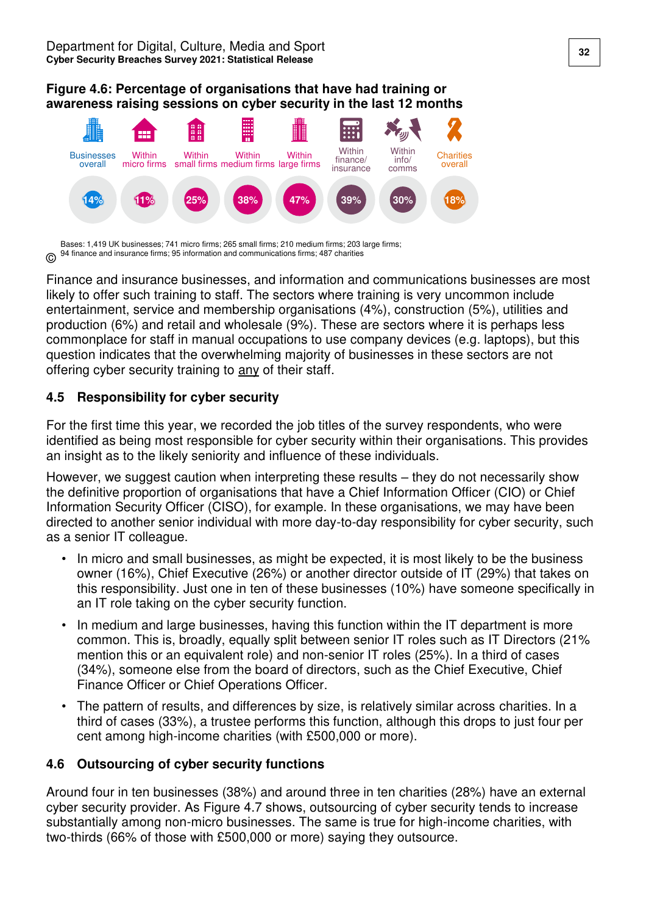**Figure 4.6: Percentage of organisations that have had training or awareness raising sessions on cyber security in the last 12 months**

| Businesses overall | Within micro firms | Within small firms | Within medium firms | Within large firms | Within finance/ insurance | Within info/ comms | Charities overall |
|---|---|---|---|---|---|---|---|
| 14% | 11% | 25% | 38% | 47% | 39% | 30% | 18% |

Bases: 1,419 UK businesses; 741 micro firms; 265 small firms; 210 medium firms; 203 large firms; 94 finance and insurance firms; 95 information and communications firms; 487 charities

Finance and insurance businesses, and information and communications businesses are most likely to offer such training to staff. The sectors where training is very uncommon include entertainment, service and membership organisations (4%), construction (5%), utilities and production (6%) and retail and wholesale (9%). These are sectors where it is perhaps less commonplace for staff in manual occupations to use company devices (e.g. laptops), but this question indicates that the overwhelming majority of businesses in these sectors are not offering cyber security training to any of their staff.

## 4.5 Responsibility for cyber security

For the first time this year, we recorded the job titles of the survey respondents, who were identified as being most responsible for cyber security within their organisations. This provides an insight as to the likely seniority and influence of these individuals.

However, we suggest caution when interpreting these results – they do not necessarily show the definitive proportion of organisations that have a Chief Information Officer (CIO) or Chief Information Security Officer (CISO), for example. In these organisations, we may have been directed to another senior individual with more day-to-day responsibility for cyber security, such as a senior IT colleague.

- In micro and small businesses, as might be expected, it is most likely to be the business owner (16%), Chief Executive (26%) or another director outside of IT (29%) that takes on this responsibility. Just one in ten of these businesses (10%) have someone specifically in an IT role taking on the cyber security function.
- In medium and large businesses, having this function within the IT department is more common. This is, broadly, equally split between senior IT roles such as IT Directors (21% mention this or an equivalent role) and non-senior IT roles (25%). In a third of cases (34%), someone else from the board of directors, such as the Chief Executive, Chief Finance Officer or Chief Operations Officer.
- The pattern of results, and differences by size, is relatively similar across charities. In a third of cases (33%), a trustee performs this function, although this drops to just four per cent among high-income charities (with £500,000 or more).

## 4.6 Outsourcing of cyber security functions

Around four in ten businesses (38%) and around three in ten charities (28%) have an external cyber security provider. As Figure 4.7 shows, outsourcing of cyber security tends to increase substantially among non-micro businesses. The same is true for high-income charities, with two-thirds (66% of those with £500,000 or more) saying they outsource.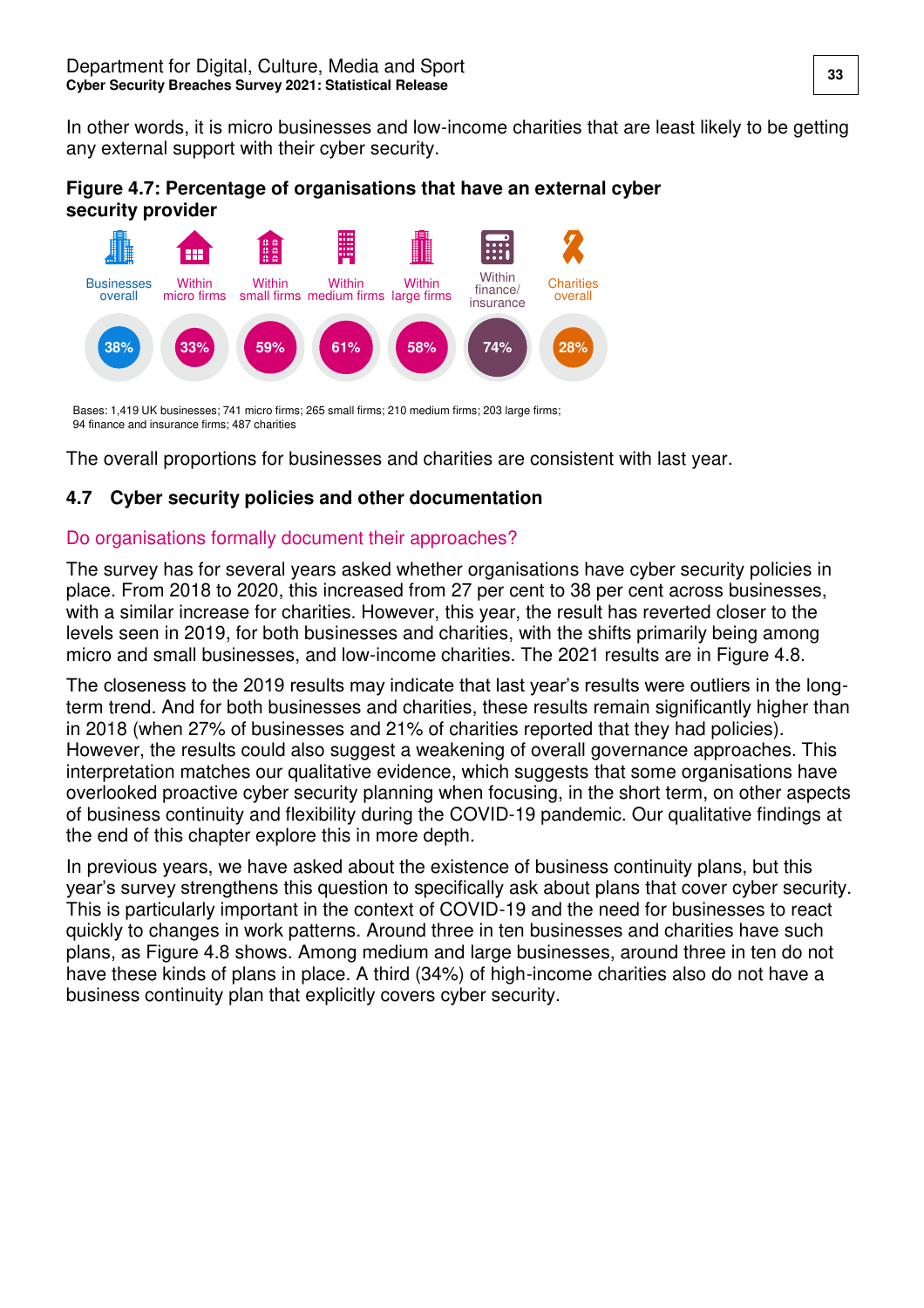In other words, it is micro businesses and low-income charities that are least likely to be getting any external support with their cyber security.

**Figure 4.7: Percentage of organisations that have an external cyber security provider**

| Businesses overall | Within micro firms | Within small firms | Within medium firms | Within large firms | Within finance/ insurance | Charities overall |
|---|---|---|---|---|---|---|
| 38% | 33% | 59% | 61% | 58% | 74% | 28% |

Bases: 1,419 UK businesses; 741 micro firms; 265 small firms; 210 medium firms; 203 large firms; 94 finance and insurance firms; 487 charities

The overall proportions for businesses and charities are consistent with last year.

## 4.7 Cyber security policies and other documentation

### Do organisations formally document their approaches?

The survey has for several years asked whether organisations have cyber security policies in place. From 2018 to 2020, this increased from 27 per cent to 38 per cent across businesses, with a similar increase for charities. However, this year, the result has reverted closer to the levels seen in 2019, for both businesses and charities, with the shifts primarily being among micro and small businesses, and low-income charities. The 2021 results are in Figure 4.8.

The closeness to the 2019 results may indicate that last year's results were outliers in the long-term trend. And for both businesses and charities, these results remain significantly higher than in 2018 (when 27% of businesses and 21% of charities reported that they had policies). However, the results could also suggest a weakening of overall governance approaches. This interpretation matches our qualitative evidence, which suggests that some organisations have overlooked proactive cyber security planning when focusing, in the short term, on other aspects of business continuity and flexibility during the COVID-19 pandemic. Our qualitative findings at the end of this chapter explore this in more depth.

In previous years, we have asked about the existence of business continuity plans, but this year's survey strengthens this question to specifically ask about plans that cover cyber security. This is particularly important in the context of COVID-19 and the need for businesses to react quickly to changes in work patterns. Around three in ten businesses and charities have such plans, as Figure 4.8 shows. Among medium and large businesses, around three in ten do not have these kinds of plans in place. A third (34%) of high-income charities also do not have a business continuity plan that explicitly covers cyber security.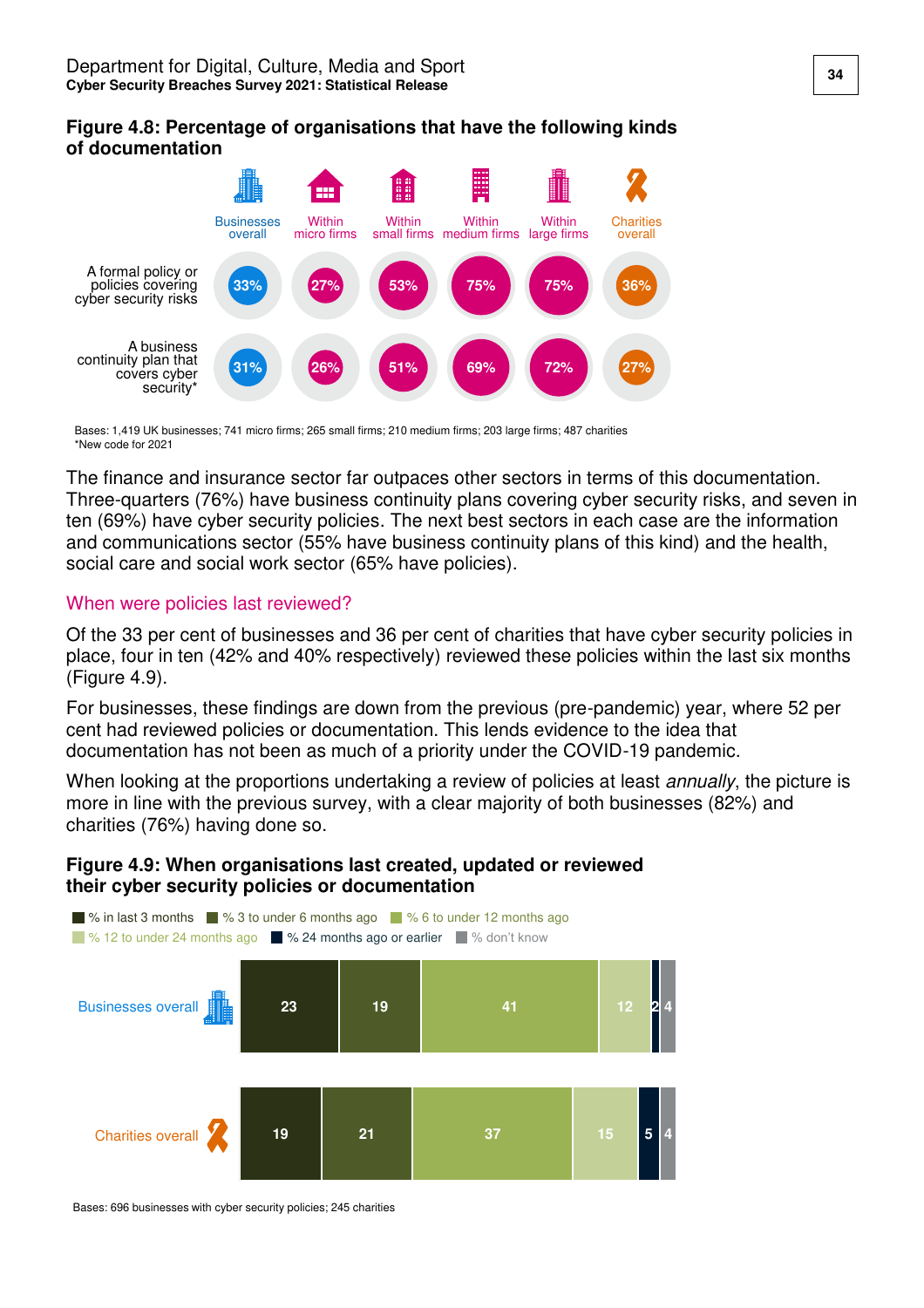### Figure 4.8: Percentage of organisations that have the following kinds of documentation

| | Businesses overall | Within micro firms | Within small firms | Within medium firms | Within large firms | Charities overall |
|---|---|---|---|---|---|---|
| A formal policy or policies covering cyber security risks | 33% | 27% | 53% | 75% | 75% | 36% |
| A business continuity plan that covers cyber security* | 31% | 26% | 51% | 69% | 72% | 27% |

Bases: 1,419 UK businesses; 741 micro firms; 265 small firms; 210 medium firms; 203 large firms; 487 charities
*New code for 2021

The finance and insurance sector far outpaces other sectors in terms of this documentation. Three-quarters (76%) have business continuity plans covering cyber security risks, and seven in ten (69%) have cyber security policies. The next best sectors in each case are the information and communications sector (55% have business continuity plans of this kind) and the health, social care and social work sector (65% have policies).

## When were policies last reviewed?

Of the 33 per cent of businesses and 36 per cent of charities that have cyber security policies in place, four in ten (42% and 40% respectively) reviewed these policies within the last six months (Figure 4.9).

For businesses, these findings are down from the previous (pre-pandemic) year, where 52 per cent had reviewed policies or documentation. This lends evidence to the idea that documentation has not been as much of a priority under the COVID-19 pandemic.

When looking at the proportions undertaking a review of policies at least *annually*, the picture is more in line with the previous survey, with a clear majority of both businesses (82%) and charities (76%) having done so.

### Figure 4.9: When organisations last created, updated or reviewed their cyber security policies or documentation

| | % in last 3 months | % 3 to under 6 months ago | % 6 to under 12 months ago | % 12 to under 24 months ago | % 24 months ago or earlier | % don't know |
|---|---|---|---|---|---|---|
| Businesses overall | 23 | 19 | 41 | 12 | 2 | 4 |
| Charities overall | 19 | 21 | 37 | 15 | 5 | 4 |

Bases: 696 businesses with cyber security policies; 245 charities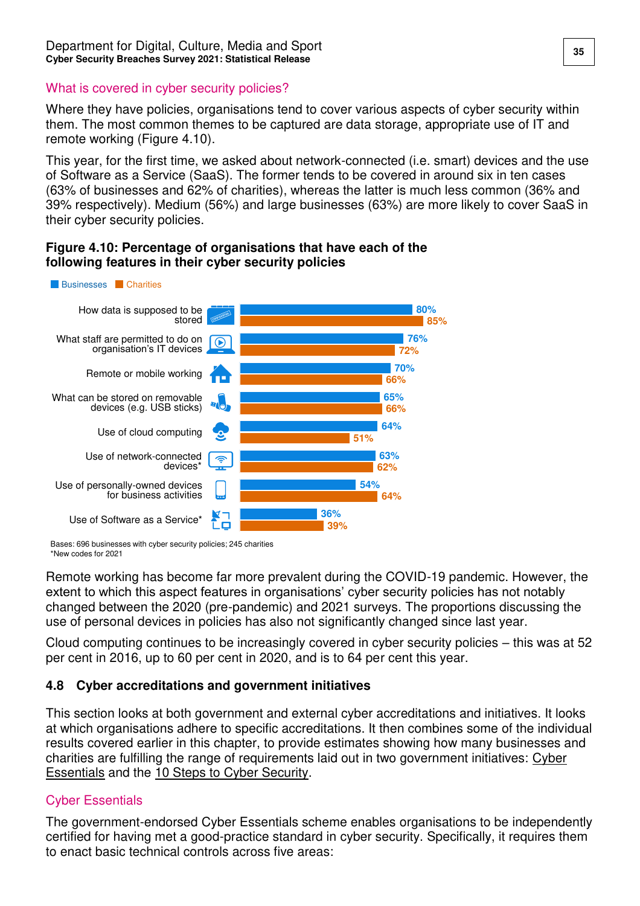### What is covered in cyber security policies?

Where they have policies, organisations tend to cover various aspects of cyber security within them. The most common themes to be captured are data storage, appropriate use of IT and remote working (Figure 4.10).

This year, for the first time, we asked about network-connected (i.e. smart) devices and the use of Software as a Service (SaaS). The former tends to be covered in around six in ten cases (63% of businesses and 62% of charities), whereas the latter is much less common (36% and 39% respectively). Medium (56%) and large businesses (63%) are more likely to cover SaaS in their cyber security policies.

**Figure 4.10: Percentage of organisations that have each of the following features in their cyber security policies**

| Feature | Businesses | Charities |
|---|---|---|
| How data is supposed to be stored | 80% | 85% |
| What staff are permitted to do on organisation's IT devices | 76% | 72% |
| Remote or mobile working | 70% | 66% |
| What can be stored on removable devices (e.g. USB sticks) | 65% | 66% |
| Use of cloud computing | 64% | 51% |
| Use of network-connected devices* | 63% | 62% |
| Use of personally-owned devices for business activities | 54% | 64% |
| Use of Software as a Service* | 36% | 39% |

Bases: 696 businesses with cyber security policies; 245 charities
*New codes for 2021

Remote working has become far more prevalent during the COVID-19 pandemic. However, the extent to which this aspect features in organisations' cyber security policies has not notably changed between the 2020 (pre-pandemic) and 2021 surveys. The proportions discussing the use of personal devices in policies has also not significantly changed since last year.

Cloud computing continues to be increasingly covered in cyber security policies – this was at 52 per cent in 2016, up to 60 per cent in 2020, and is to 64 per cent this year.

## 4.8 Cyber accreditations and government initiatives

This section looks at both government and external cyber accreditations and initiatives. It looks at which organisations adhere to specific accreditations. It then combines some of the individual results covered earlier in this chapter, to provide estimates showing how many businesses and charities are fulfilling the range of requirements laid out in two government initiatives: Cyber Essentials and the 10 Steps to Cyber Security.

### Cyber Essentials

The government-endorsed Cyber Essentials scheme enables organisations to be independently certified for having met a good-practice standard in cyber security. Specifically, it requires them to enact basic technical controls across five areas: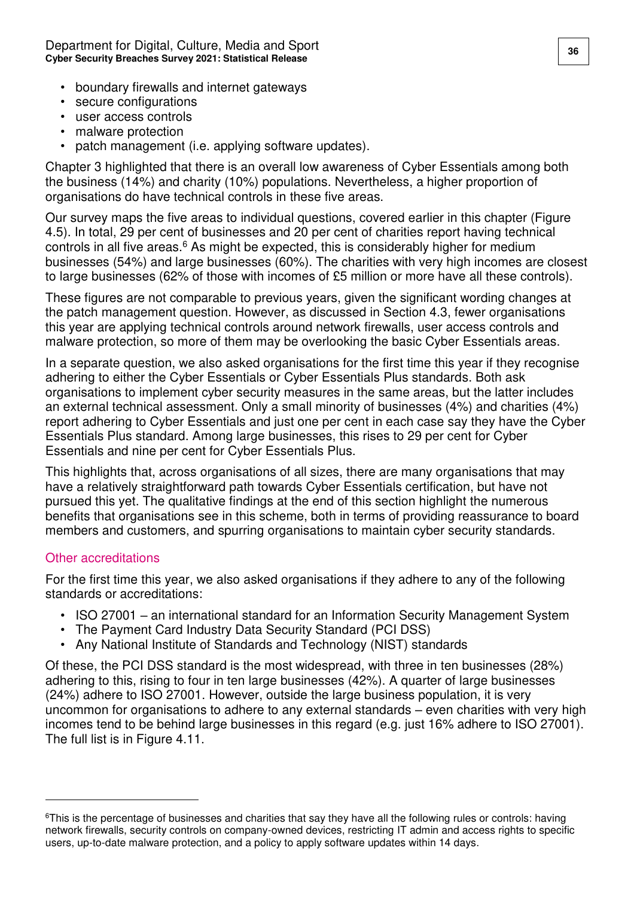- boundary firewalls and internet gateways
- secure configurations
- user access controls
- malware protection
- patch management (i.e. applying software updates).

Chapter 3 highlighted that there is an overall low awareness of Cyber Essentials among both the business (14%) and charity (10%) populations. Nevertheless, a higher proportion of organisations do have technical controls in these five areas.

Our survey maps the five areas to individual questions, covered earlier in this chapter (Figure 4.5). In total, 29 per cent of businesses and 20 per cent of charities report having technical controls in all five areas.[6] As might be expected, this is considerably higher for medium businesses (54%) and large businesses (60%). The charities with very high incomes are closest to large businesses (62% of those with incomes of £5 million or more have all these controls).

These figures are not comparable to previous years, given the significant wording changes at the patch management question. However, as discussed in Section 4.3, fewer organisations this year are applying technical controls around network firewalls, user access controls and malware protection, so more of them may be overlooking the basic Cyber Essentials areas.

In a separate question, we also asked organisations for the first time this year if they recognise adhering to either the Cyber Essentials or Cyber Essentials Plus standards. Both ask organisations to implement cyber security measures in the same areas, but the latter includes an external technical assessment. Only a small minority of businesses (4%) and charities (4%) report adhering to Cyber Essentials and just one per cent in each case say they have the Cyber Essentials Plus standard. Among large businesses, this rises to 29 per cent for Cyber Essentials and nine per cent for Cyber Essentials Plus.

This highlights that, across organisations of all sizes, there are many organisations that may have a relatively straightforward path towards Cyber Essentials certification, but have not pursued this yet. The qualitative findings at the end of this section highlight the numerous benefits that organisations see in this scheme, both in terms of providing reassurance to board members and customers, and spurring organisations to maintain cyber security standards.

### Other accreditations

For the first time this year, we also asked organisations if they adhere to any of the following standards or accreditations:

- ISO 27001 – an international standard for an Information Security Management System
- The Payment Card Industry Data Security Standard (PCI DSS)
- Any National Institute of Standards and Technology (NIST) standards

Of these, the PCI DSS standard is the most widespread, with three in ten businesses (28%) adhering to this, rising to four in ten large businesses (42%). A quarter of large businesses (24%) adhere to ISO 27001. However, outside the large business population, it is very uncommon for organisations to adhere to any external standards – even charities with very high incomes tend to be behind large businesses in this regard (e.g. just 16% adhere to ISO 27001). The full list is in Figure 4.11.

---

[6] This is the percentage of businesses and charities that say they have all the following rules or controls: having network firewalls, security controls on company-owned devices, restricting IT admin and access rights to specific users, up-to-date malware protection, and a policy to apply software updates within 14 days.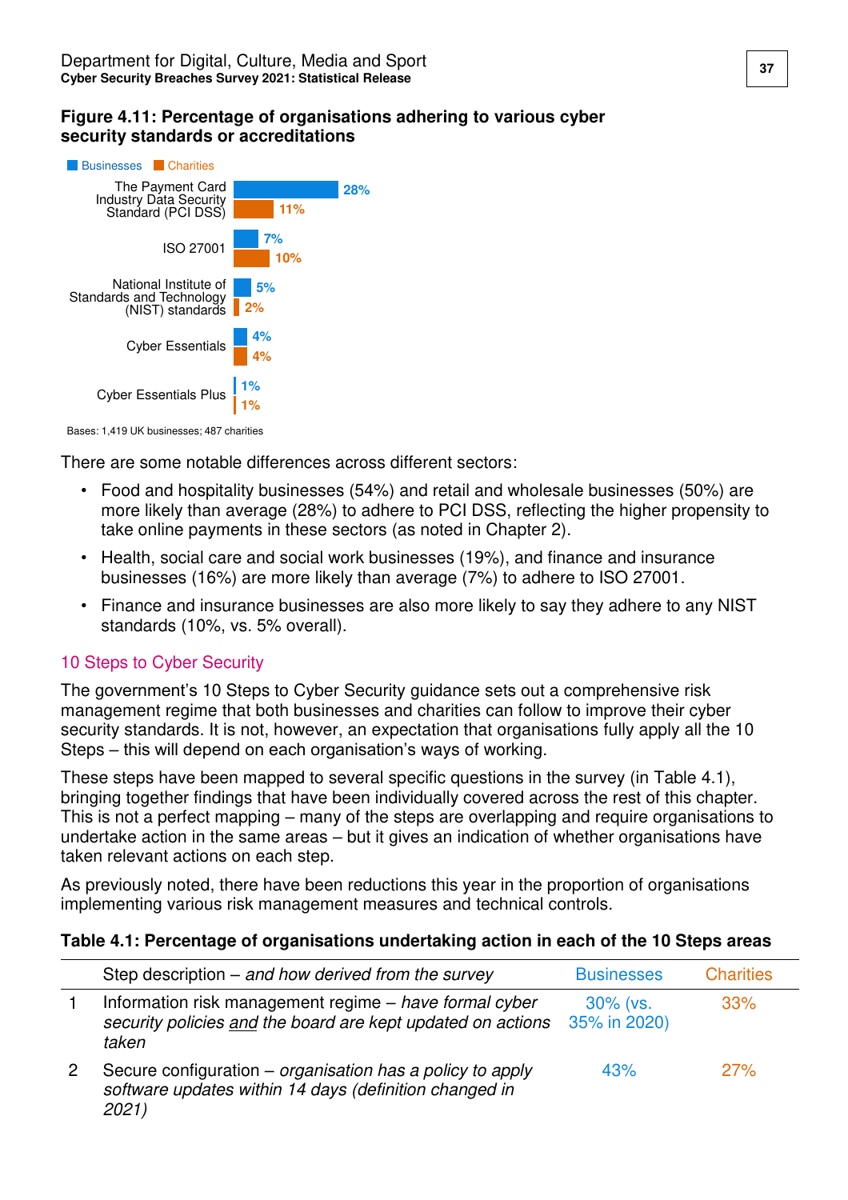**Figure 4.11: Percentage of organisations adhering to various cyber security standards or accreditations**

| | Businesses | Charities |
|---|---|---|
| The Payment Card Industry Data Security Standard (PCI DSS) | 28% | 11% |
| ISO 27001 | 7% | 10% |
| National Institute of Standards and Technology (NIST) standards | 5% | 2% |
| Cyber Essentials | 4% | 4% |
| Cyber Essentials Plus | 1% | 1% |

Bases: 1,419 UK businesses; 487 charities

There are some notable differences across different sectors:

- Food and hospitality businesses (54%) and retail and wholesale businesses (50%) are more likely than average (28%) to adhere to PCI DSS, reflecting the higher propensity to take online payments in these sectors (as noted in Chapter 2).
- Health, social care and social work businesses (19%), and finance and insurance businesses (16%) are more likely than average (7%) to adhere to ISO 27001.
- Finance and insurance businesses are also more likely to say they adhere to any NIST standards (10%, vs. 5% overall).

## 10 Steps to Cyber Security

The government's 10 Steps to Cyber Security guidance sets out a comprehensive risk management regime that both businesses and charities can follow to improve their cyber security standards. It is not, however, an expectation that organisations fully apply all the 10 Steps – this will depend on each organisation's ways of working.

These steps have been mapped to several specific questions in the survey (in Table 4.1), bringing together findings that have been individually covered across the rest of this chapter. This is not a perfect mapping – many of the steps are overlapping and require organisations to undertake action in the same areas – but it gives an indication of whether organisations have taken relevant actions on each step.

As previously noted, there have been reductions this year in the proportion of organisations implementing various risk management measures and technical controls.

**Table 4.1: Percentage of organisations undertaking action in each of the 10 Steps areas**

| | Step description – *and how derived from the survey* | Businesses | Charities |
|---|---|---|---|
| 1 | Information risk management regime – *have formal cyber security policies and the board are kept updated on actions taken* | 30% (vs. 35% in 2020) | 33% |
| 2 | Secure configuration – *organisation has a policy to apply software updates within 14 days (definition changed in 2021)* | 43% | 27% |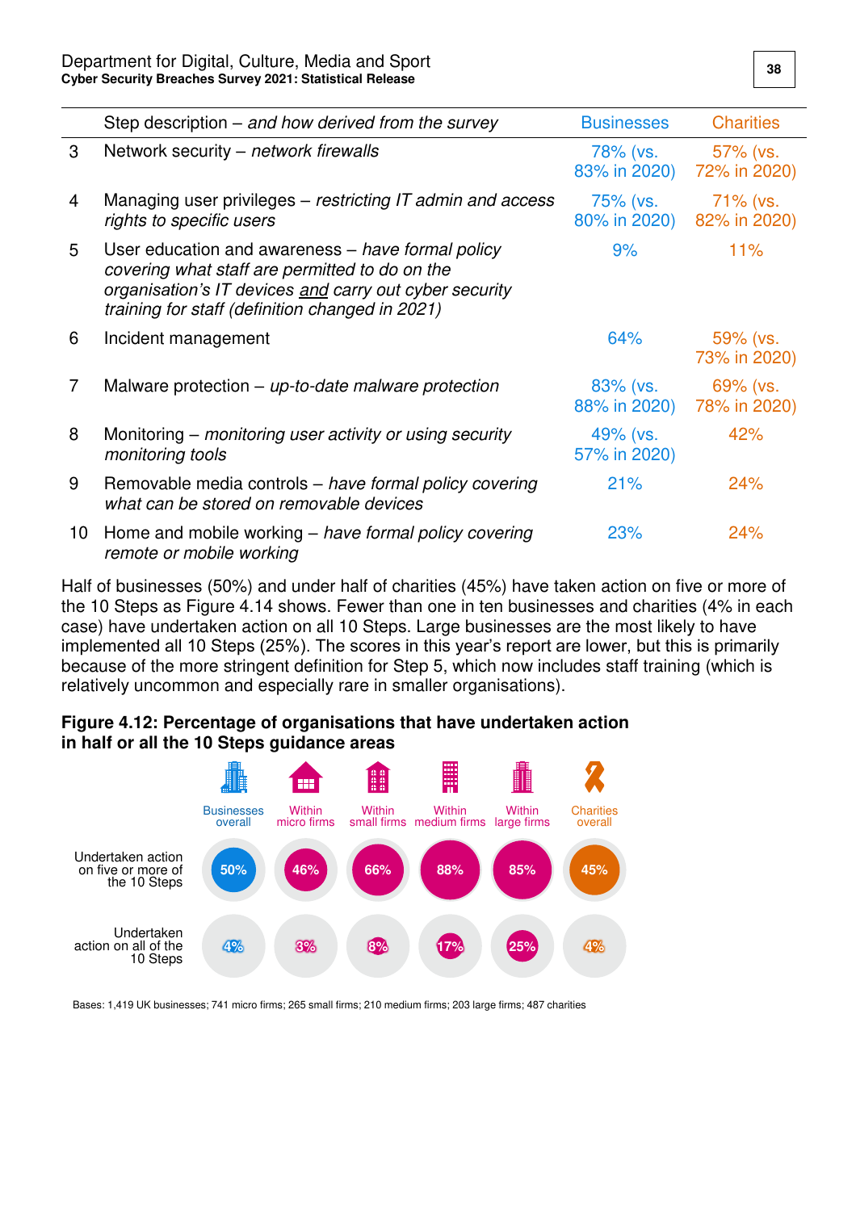| | Step description – *and how derived from the survey* | Businesses | Charities |
|---|---|---|---|
| 3 | Network security – *network firewalls* | 78% (vs. 83% in 2020) | 57% (vs. 72% in 2020) |
| 4 | Managing user privileges – *restricting IT admin and access rights to specific users* | 75% (vs. 80% in 2020) | 71% (vs. 82% in 2020) |
| 5 | User education and awareness – *have formal policy covering what staff are permitted to do on the organisation's IT devices and carry out cyber security training for staff (definition changed in 2021)* | 9% | 11% |
| 6 | Incident management | 64% | 59% (vs. 73% in 2020) |
| 7 | Malware protection – *up-to-date malware protection* | 83% (vs. 88% in 2020) | 69% (vs. 78% in 2020) |
| 8 | Monitoring – *monitoring user activity or using security monitoring tools* | 49% (vs. 57% in 2020) | 42% |
| 9 | Removable media controls – *have formal policy covering what can be stored on removable devices* | 21% | 24% |
| 10 | Home and mobile working – *have formal policy covering remote or mobile working* | 23% | 24% |

Half of businesses (50%) and under half of charities (45%) have taken action on five or more of the 10 Steps as Figure 4.14 shows. Fewer than one in ten businesses and charities (4% in each case) have undertaken action on all 10 Steps. Large businesses are the most likely to have implemented all 10 Steps (25%). The scores in this year's report are lower, but this is primarily because of the more stringent definition for Step 5, which now includes staff training (which is relatively uncommon and especially rare in smaller organisations).

**Figure 4.12: Percentage of organisations that have undertaken action in half or all the 10 Steps guidance areas**

| | Businesses overall | Within micro firms | Within small firms | Within medium firms | Within large firms | Charities overall |
|---|---|---|---|---|---|---|
| Undertaken action on five or more of the 10 Steps | 50% | 46% | 66% | 88% | 85% | 45% |
| Undertaken action on all of the 10 Steps | 4% | 3% | 8% | 17% | 25% | 4% |

Bases: 1,419 UK businesses; 741 micro firms; 265 small firms; 210 medium firms; 203 large firms; 487 charities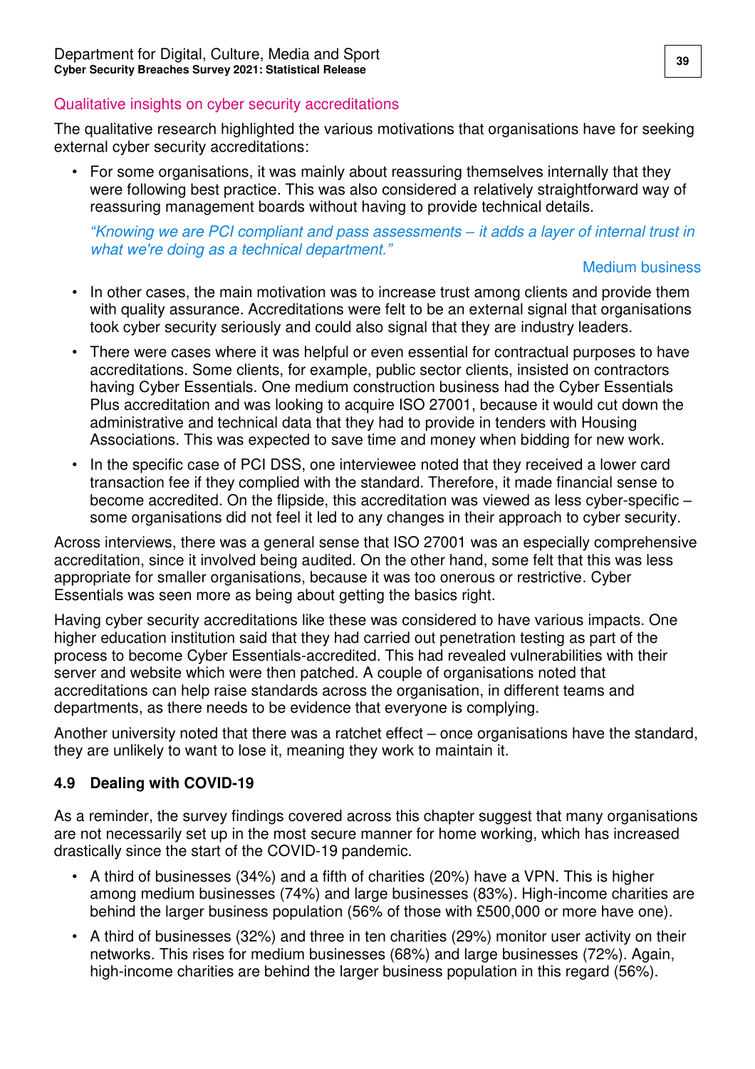### Qualitative insights on cyber security accreditations

The qualitative research highlighted the various motivations that organisations have for seeking external cyber security accreditations:

- For some organisations, it was mainly about reassuring themselves internally that they were following best practice. This was also considered a relatively straightforward way of reassuring management boards without having to provide technical details.

  *"Knowing we are PCI compliant and pass assessments – it adds a layer of internal trust in what we're doing as a technical department."*

  Medium business

- In other cases, the main motivation was to increase trust among clients and provide them with quality assurance. Accreditations were felt to be an external signal that organisations took cyber security seriously and could also signal that they are industry leaders.
- There were cases where it was helpful or even essential for contractual purposes to have accreditations. Some clients, for example, public sector clients, insisted on contractors having Cyber Essentials. One medium construction business had the Cyber Essentials Plus accreditation and was looking to acquire ISO 27001, because it would cut down the administrative and technical data that they had to provide in tenders with Housing Associations. This was expected to save time and money when bidding for new work.
- In the specific case of PCI DSS, one interviewee noted that they received a lower card transaction fee if they complied with the standard. Therefore, it made financial sense to become accredited. On the flipside, this accreditation was viewed as less cyber-specific – some organisations did not feel it led to any changes in their approach to cyber security.

Across interviews, there was a general sense that ISO 27001 was an especially comprehensive accreditation, since it involved being audited. On the other hand, some felt that this was less appropriate for smaller organisations, because it was too onerous or restrictive. Cyber Essentials was seen more as being about getting the basics right.

Having cyber security accreditations like these was considered to have various impacts. One higher education institution said that they had carried out penetration testing as part of the process to become Cyber Essentials-accredited. This had revealed vulnerabilities with their server and website which were then patched. A couple of organisations noted that accreditations can help raise standards across the organisation, in different teams and departments, as there needs to be evidence that everyone is complying.

Another university noted that there was a ratchet effect – once organisations have the standard, they are unlikely to want to lose it, meaning they work to maintain it.

## 4.9 Dealing with COVID-19

As a reminder, the survey findings covered across this chapter suggest that many organisations are not necessarily set up in the most secure manner for home working, which has increased drastically since the start of the COVID-19 pandemic.

- A third of businesses (34%) and a fifth of charities (20%) have a VPN. This is higher among medium businesses (74%) and large businesses (83%). High-income charities are behind the larger business population (56% of those with £500,000 or more have one).
- A third of businesses (32%) and three in ten charities (29%) monitor user activity on their networks. This rises for medium businesses (68%) and large businesses (72%). Again, high-income charities are behind the larger business population in this regard (56%).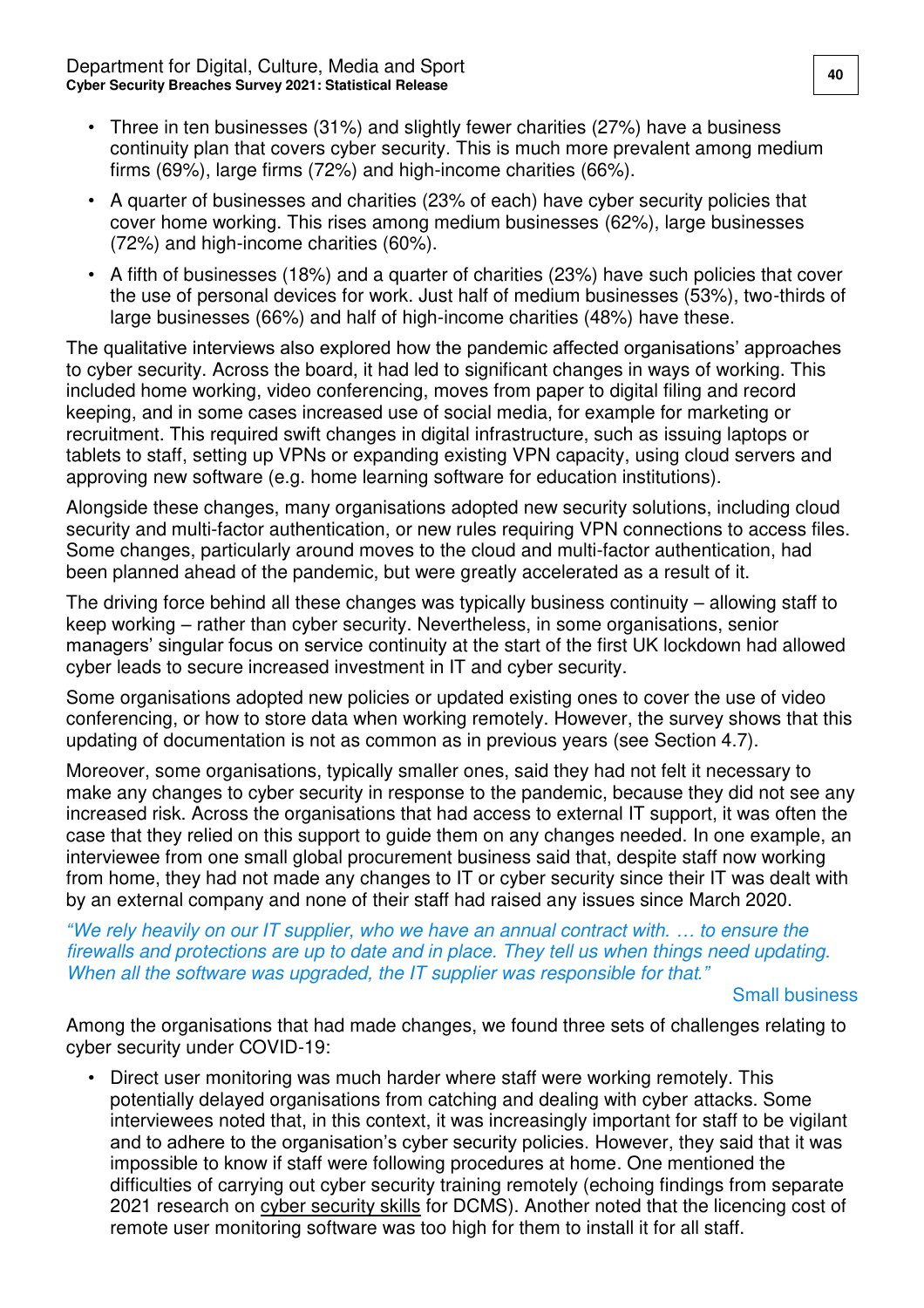- Three in ten businesses (31%) and slightly fewer charities (27%) have a business continuity plan that covers cyber security. This is much more prevalent among medium firms (69%), large firms (72%) and high-income charities (66%).
- A quarter of businesses and charities (23% of each) have cyber security policies that cover home working. This rises among medium businesses (62%), large businesses (72%) and high-income charities (60%).
- A fifth of businesses (18%) and a quarter of charities (23%) have such policies that cover the use of personal devices for work. Just half of medium businesses (53%), two-thirds of large businesses (66%) and half of high-income charities (48%) have these.

The qualitative interviews also explored how the pandemic affected organisations' approaches to cyber security. Across the board, it had led to significant changes in ways of working. This included home working, video conferencing, moves from paper to digital filing and record keeping, and in some cases increased use of social media, for example for marketing or recruitment. This required swift changes in digital infrastructure, such as issuing laptops or tablets to staff, setting up VPNs or expanding existing VPN capacity, using cloud servers and approving new software (e.g. home learning software for education institutions).

Alongside these changes, many organisations adopted new security solutions, including cloud security and multi-factor authentication, or new rules requiring VPN connections to access files. Some changes, particularly around moves to the cloud and multi-factor authentication, had been planned ahead of the pandemic, but were greatly accelerated as a result of it.

The driving force behind all these changes was typically business continuity – allowing staff to keep working – rather than cyber security. Nevertheless, in some organisations, senior managers' singular focus on service continuity at the start of the first UK lockdown had allowed cyber leads to secure increased investment in IT and cyber security.

Some organisations adopted new policies or updated existing ones to cover the use of video conferencing, or how to store data when working remotely. However, the survey shows that this updating of documentation is not as common as in previous years (see Section 4.7).

Moreover, some organisations, typically smaller ones, said they had not felt it necessary to make any changes to cyber security in response to the pandemic, because they did not see any increased risk. Across the organisations that had access to external IT support, it was often the case that they relied on this support to guide them on any changes needed. In one example, an interviewee from one small global procurement business said that, despite staff now working from home, they had not made any changes to IT or cyber security since their IT was dealt with by an external company and none of their staff had raised any issues since March 2020.

*"We rely heavily on our IT supplier, who we have an annual contract with. … to ensure the firewalls and protections are up to date and in place. They tell us when things need updating. When all the software was upgraded, the IT supplier was responsible for that."*

Small business

Among the organisations that had made changes, we found three sets of challenges relating to cyber security under COVID-19:

- Direct user monitoring was much harder where staff were working remotely. This potentially delayed organisations from catching and dealing with cyber attacks. Some interviewees noted that, in this context, it was increasingly important for staff to be vigilant and to adhere to the organisation's cyber security policies. However, they said that it was impossible to know if staff were following procedures at home. One mentioned the difficulties of carrying out cyber security training remotely (echoing findings from separate 2021 research on cyber security skills for DCMS). Another noted that the licencing cost of remote user monitoring software was too high for them to install it for all staff.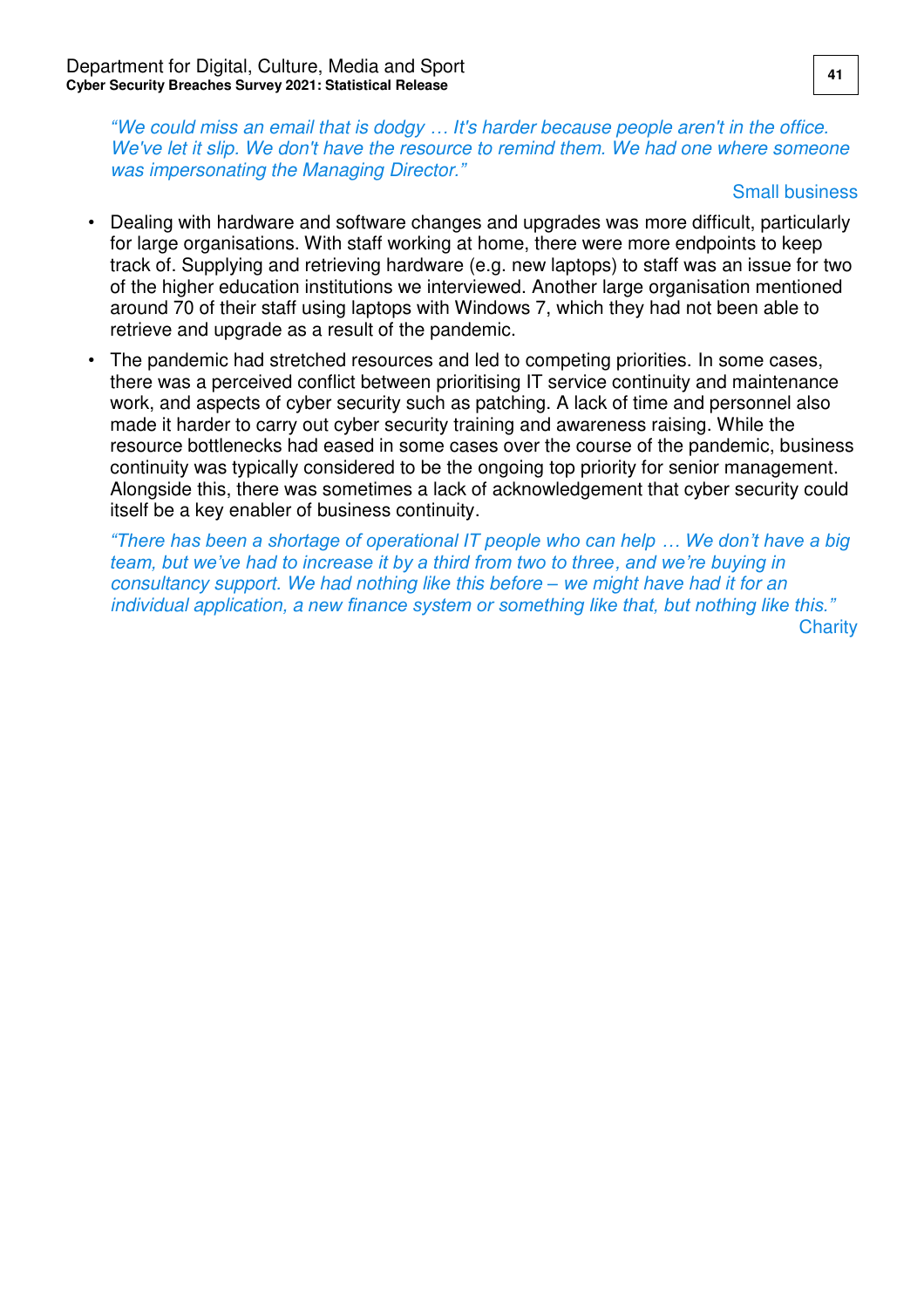*"We could miss an email that is dodgy … It's harder because people aren't in the office. We've let it slip. We don't have the resource to remind them. We had one where someone was impersonating the Managing Director."*

Small business

- Dealing with hardware and software changes and upgrades was more difficult, particularly for large organisations. With staff working at home, there were more endpoints to keep track of. Supplying and retrieving hardware (e.g. new laptops) to staff was an issue for two of the higher education institutions we interviewed. Another large organisation mentioned around 70 of their staff using laptops with Windows 7, which they had not been able to retrieve and upgrade as a result of the pandemic.
- The pandemic had stretched resources and led to competing priorities. In some cases, there was a perceived conflict between prioritising IT service continuity and maintenance work, and aspects of cyber security such as patching. A lack of time and personnel also made it harder to carry out cyber security training and awareness raising. While the resource bottlenecks had eased in some cases over the course of the pandemic, business continuity was typically considered to be the ongoing top priority for senior management. Alongside this, there was sometimes a lack of acknowledgement that cyber security could itself be a key enabler of business continuity.

*"There has been a shortage of operational IT people who can help … We don't have a big team, but we've had to increase it by a third from two to three, and we're buying in consultancy support. We had nothing like this before – we might have had it for an individual application, a new finance system or something like that, but nothing like this."*

Charity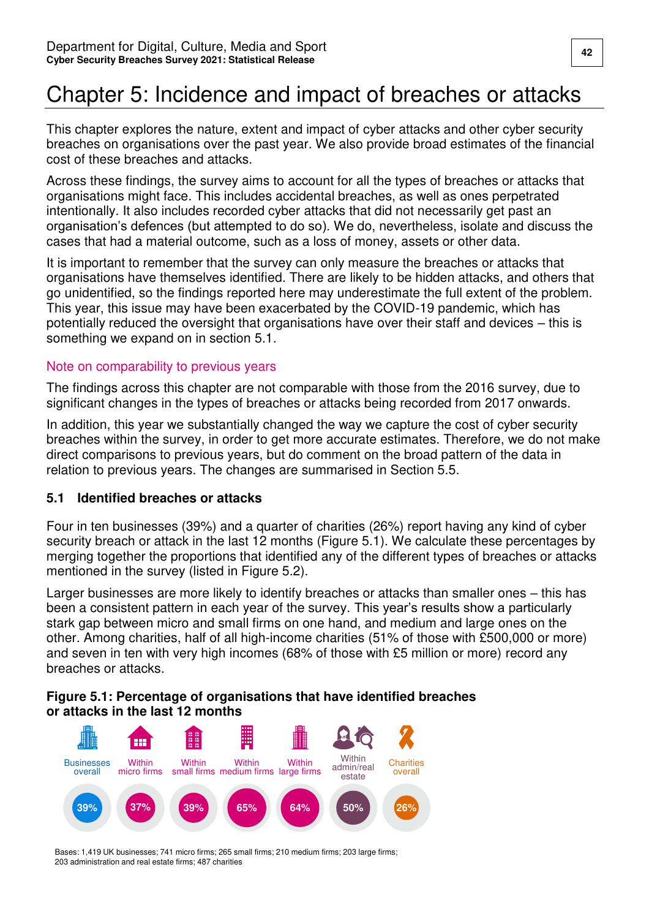# Chapter 5: Incidence and impact of breaches or attacks

This chapter explores the nature, extent and impact of cyber attacks and other cyber security breaches on organisations over the past year. We also provide broad estimates of the financial cost of these breaches and attacks.

Across these findings, the survey aims to account for all the types of breaches or attacks that organisations might face. This includes accidental breaches, as well as ones perpetrated intentionally. It also includes recorded cyber attacks that did not necessarily get past an organisation's defences (but attempted to do so). We do, nevertheless, isolate and discuss the cases that had a material outcome, such as a loss of money, assets or other data.

It is important to remember that the survey can only measure the breaches or attacks that organisations have themselves identified. There are likely to be hidden attacks, and others that go unidentified, so the findings reported here may underestimate the full extent of the problem. This year, this issue may have been exacerbated by the COVID-19 pandemic, which has potentially reduced the oversight that organisations have over their staff and devices – this is something we expand on in section 5.1.

### Note on comparability to previous years

The findings across this chapter are not comparable with those from the 2016 survey, due to significant changes in the types of breaches or attacks being recorded from 2017 onwards.

In addition, this year we substantially changed the way we capture the cost of cyber security breaches within the survey, in order to get more accurate estimates. Therefore, we do not make direct comparisons to previous years, but do comment on the broad pattern of the data in relation to previous years. The changes are summarised in Section 5.5.

## 5.1 Identified breaches or attacks

Four in ten businesses (39%) and a quarter of charities (26%) report having any kind of cyber security breach or attack in the last 12 months (Figure 5.1). We calculate these percentages by merging together the proportions that identified any of the different types of breaches or attacks mentioned in the survey (listed in Figure 5.2).

Larger businesses are more likely to identify breaches or attacks than smaller ones – this has been a consistent pattern in each year of the survey. This year's results show a particularly stark gap between micro and small firms on one hand, and medium and large ones on the other. Among charities, half of all high-income charities (51% of those with £500,000 or more) and seven in ten with very high incomes (68% of those with £5 million or more) record any breaches or attacks.

**Figure 5.1: Percentage of organisations that have identified breaches or attacks in the last 12 months**

| Businesses overall | Within micro firms | Within small firms | Within medium firms | Within large firms | Within admin/real estate | Charities overall |
|---|---|---|---|---|---|---|
| 39% | 37% | 39% | 65% | 64% | 50% | 26% |

Bases: 1,419 UK businesses; 741 micro firms; 265 small firms; 210 medium firms; 203 large firms; 203 administration and real estate firms; 487 charities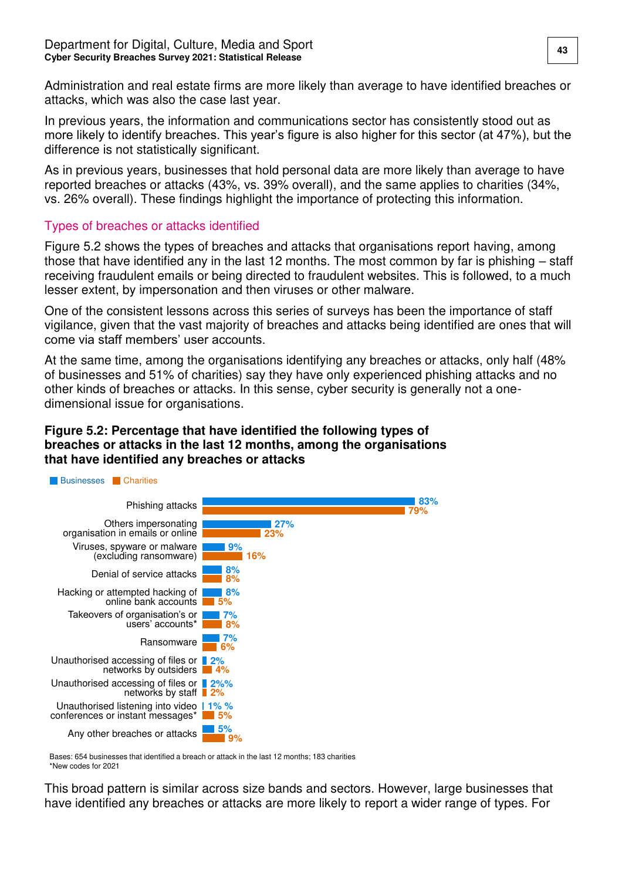Administration and real estate firms are more likely than average to have identified breaches or attacks, which was also the case last year.

In previous years, the information and communications sector has consistently stood out as more likely to identify breaches. This year's figure is also higher for this sector (at 47%), but the difference is not statistically significant.

As in previous years, businesses that hold personal data are more likely than average to have reported breaches or attacks (43%, vs. 39% overall), and the same applies to charities (34%, vs. 26% overall). These findings highlight the importance of protecting this information.

## Types of breaches or attacks identified

Figure 5.2 shows the types of breaches and attacks that organisations report having, among those that have identified any in the last 12 months. The most common by far is phishing – staff receiving fraudulent emails or being directed to fraudulent websites. This is followed, to a much lesser extent, by impersonation and then viruses or other malware.

One of the consistent lessons across this series of surveys has been the importance of staff vigilance, given that the vast majority of breaches and attacks being identified are ones that will come via staff members' user accounts.

At the same time, among the organisations identifying any breaches or attacks, only half (48% of businesses and 51% of charities) say they have only experienced phishing attacks and no other kinds of breaches or attacks. In this sense, cyber security is generally not a one-dimensional issue for organisations.

**Figure 5.2: Percentage that have identified the following types of breaches or attacks in the last 12 months, among the organisations that have identified any breaches or attacks**

| | Businesses | Charities |
|---|---|---|
| Phishing attacks | 83% | 79% |
| Others impersonating organisation in emails or online | 27% | 23% |
| Viruses, spyware or malware (excluding ransomware) | 9% | 16% |
| Denial of service attacks | 8% | 8% |
| Hacking or attempted hacking of online bank accounts | 8% | 5% |
| Takeovers of organisation's or users' accounts* | 7% | 8% |
| Ransomware | 7% | 6% |
| Unauthorised accessing of files or networks by outsiders | 2% | 4% |
| Unauthorised accessing of files or networks by staff | 2%% | 2% |
| Unauthorised listening into video conferences or instant messages* | 1% % | 5% |
| Any other breaches or attacks | 5% | 9% |

Bases: 654 businesses that identified a breach or attack in the last 12 months; 183 charities
*New codes for 2021

This broad pattern is similar across size bands and sectors. However, large businesses that have identified any breaches or attacks are more likely to report a wider range of types. For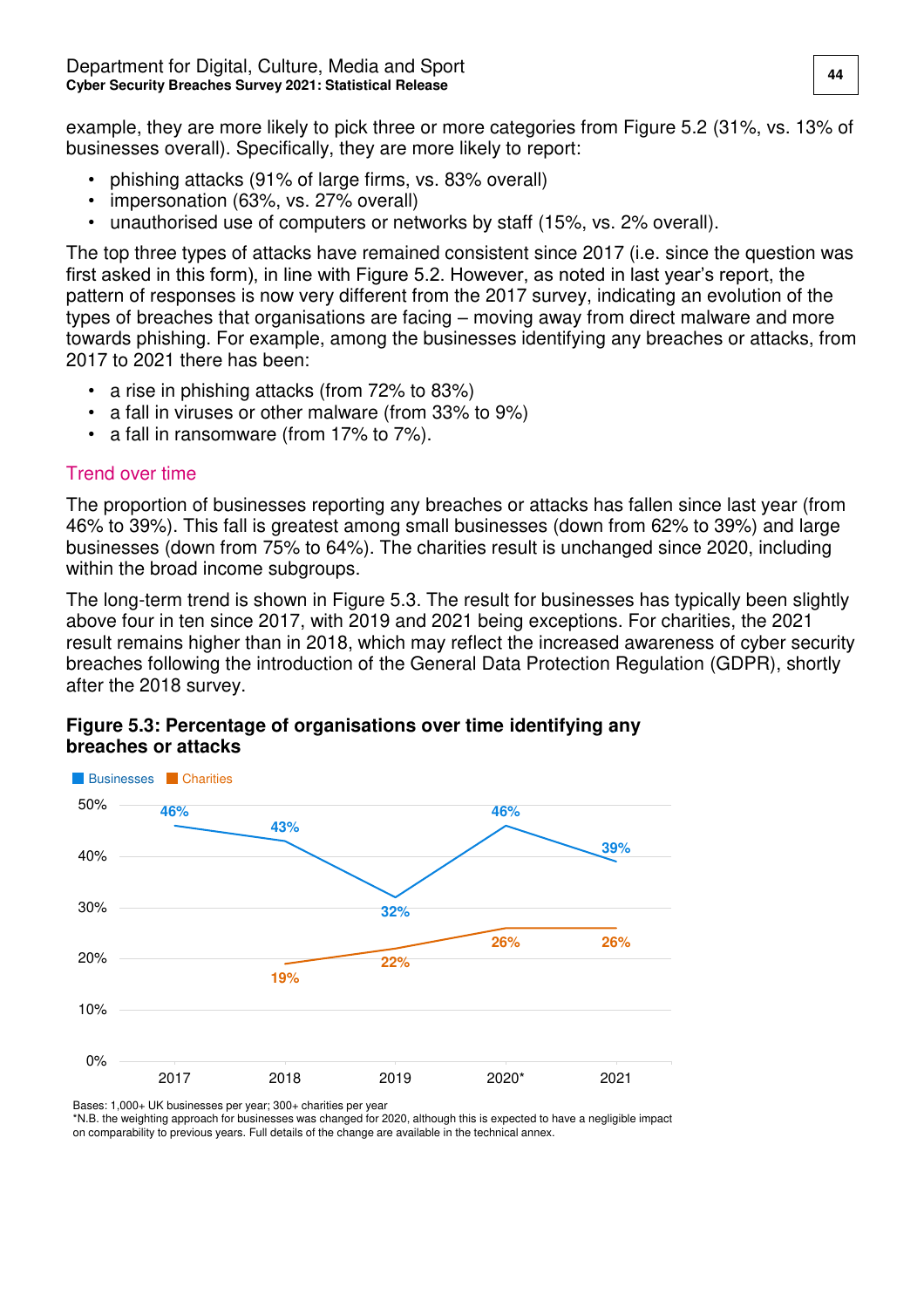example, they are more likely to pick three or more categories from Figure 5.2 (31%, vs. 13% of businesses overall). Specifically, they are more likely to report:

- phishing attacks (91% of large firms, vs. 83% overall)
- impersonation (63%, vs. 27% overall)
- unauthorised use of computers or networks by staff (15%, vs. 2% overall).

The top three types of attacks have remained consistent since 2017 (i.e. since the question was first asked in this form), in line with Figure 5.2. However, as noted in last year's report, the pattern of responses is now very different from the 2017 survey, indicating an evolution of the types of breaches that organisations are facing – moving away from direct malware and more towards phishing. For example, among the businesses identifying any breaches or attacks, from 2017 to 2021 there has been:

- a rise in phishing attacks (from 72% to 83%)
- a fall in viruses or other malware (from 33% to 9%)
- a fall in ransomware (from 17% to 7%).

## Trend over time

The proportion of businesses reporting any breaches or attacks has fallen since last year (from 46% to 39%). This fall is greatest among small businesses (down from 62% to 39%) and large businesses (down from 75% to 64%). The charities result is unchanged since 2020, including within the broad income subgroups.

The long-term trend is shown in Figure 5.3. The result for businesses has typically been slightly above four in ten since 2017, with 2019 and 2021 being exceptions. For charities, the 2021 result remains higher than in 2018, which may reflect the increased awareness of cyber security breaches following the introduction of the General Data Protection Regulation (GDPR), shortly after the 2018 survey.

**Figure 5.3: Percentage of organisations over time identifying any breaches or attacks**

| | 2017 | 2018 | 2019 | 2020* | 2021 |
|---|---|---|---|---|---|
| Businesses | 46% | 43% | 32% | 46% | 39% |
| Charities | | 19% | 22% | 26% | 26% |

Bases: 1,000+ UK businesses per year; 300+ charities per year

*N.B. the weighting approach for businesses was changed for 2020, although this is expected to have a negligible impact on comparability to previous years. Full details of the change are available in the technical annex.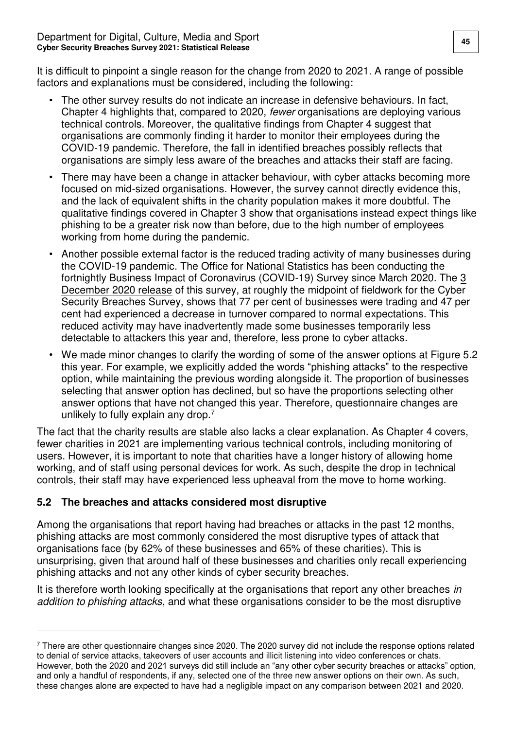It is difficult to pinpoint a single reason for the change from 2020 to 2021. A range of possible factors and explanations must be considered, including the following:

- The other survey results do not indicate an increase in defensive behaviours. In fact, Chapter 4 highlights that, compared to 2020, *fewer* organisations are deploying various technical controls. Moreover, the qualitative findings from Chapter 4 suggest that organisations are commonly finding it harder to monitor their employees during the COVID-19 pandemic. Therefore, the fall in identified breaches possibly reflects that organisations are simply less aware of the breaches and attacks their staff are facing.
- There may have been a change in attacker behaviour, with cyber attacks becoming more focused on mid-sized organisations. However, the survey cannot directly evidence this, and the lack of equivalent shifts in the charity population makes it more doubtful. The qualitative findings covered in Chapter 3 show that organisations instead expect things like phishing to be a greater risk now than before, due to the high number of employees working from home during the pandemic.
- Another possible external factor is the reduced trading activity of many businesses during the COVID-19 pandemic. The Office for National Statistics has been conducting the fortnightly Business Impact of Coronavirus (COVID-19) Survey since March 2020. The 3 December 2020 release of this survey, at roughly the midpoint of fieldwork for the Cyber Security Breaches Survey, shows that 77 per cent of businesses were trading and 47 per cent had experienced a decrease in turnover compared to normal expectations. This reduced activity may have inadvertently made some businesses temporarily less detectable to attackers this year and, therefore, less prone to cyber attacks.
- We made minor changes to clarify the wording of some of the answer options at Figure 5.2 this year. For example, we explicitly added the words "phishing attacks" to the respective option, while maintaining the previous wording alongside it. The proportion of businesses selecting that answer option has declined, but so have the proportions selecting other answer options that have not changed this year. Therefore, questionnaire changes are unlikely to fully explain any drop.[7]

The fact that the charity results are stable also lacks a clear explanation. As Chapter 4 covers, fewer charities in 2021 are implementing various technical controls, including monitoring of users. However, it is important to note that charities have a longer history of allowing home working, and of staff using personal devices for work. As such, despite the drop in technical controls, their staff may have experienced less upheaval from the move to home working.

## 5.2 The breaches and attacks considered most disruptive

Among the organisations that report having had breaches or attacks in the past 12 months, phishing attacks are most commonly considered the most disruptive types of attack that organisations face (by 62% of these businesses and 65% of these charities). This is unsurprising, given that around half of these businesses and charities only recall experiencing phishing attacks and not any other kinds of cyber security breaches.

It is therefore worth looking specifically at the organisations that report any other breaches *in addition to phishing attacks*, and what these organisations consider to be the most disruptive

---

[7] There are other questionnaire changes since 2020. The 2020 survey did not include the response options related to denial of service attacks, takeovers of user accounts and illicit listening into video conferences or chats. However, both the 2020 and 2021 surveys did still include an "any other cyber security breaches or attacks" option, and only a handful of respondents, if any, selected one of the three new answer options on their own. As such, these changes alone are expected to have had a negligible impact on any comparison between 2021 and 2020.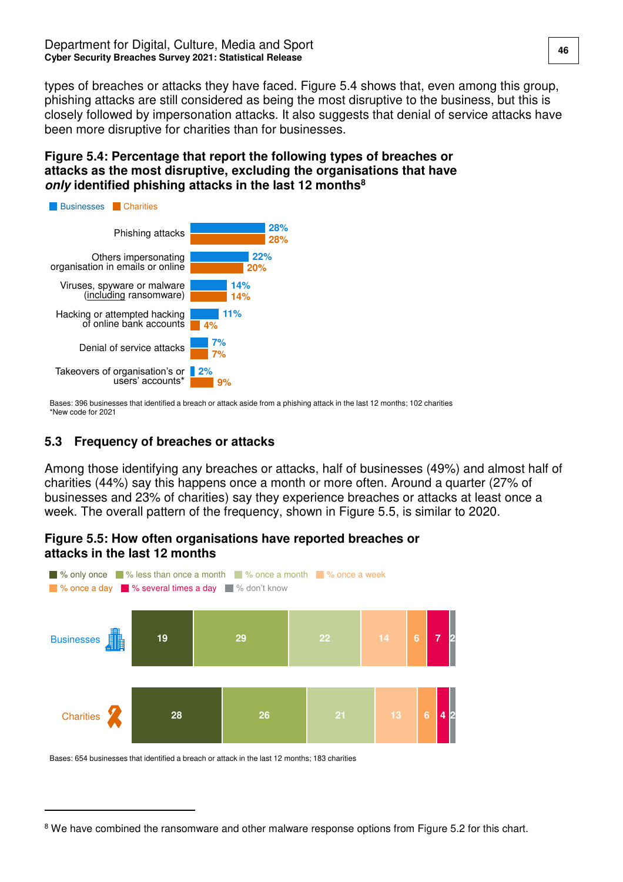types of breaches or attacks they have faced. Figure 5.4 shows that, even among this group, phishing attacks are still considered as being the most disruptive to the business, but this is closely followed by impersonation attacks. It also suggests that denial of service attacks have been more disruptive for charities than for businesses.

**Figure 5.4: Percentage that report the following types of breaches or attacks as the most disruptive, excluding the organisations that have *only* identified phishing attacks in the last 12 months**[8]

| | Businesses | Charities |
|---|---|---|
| Phishing attacks | 28% | 28% |
| Others impersonating organisation in emails or online | 22% | 20% |
| Viruses, spyware or malware (including ransomware) | 14% | 14% |
| Hacking or attempted hacking of online bank accounts | 11% | 4% |
| Denial of service attacks | 7% | 7% |
| Takeovers of organisation's or users' accounts* | 2% | 9% |

Bases: 396 businesses that identified a breach or attack aside from a phishing attack in the last 12 months; 102 charities
*New code for 2021

## 5.3 Frequency of breaches or attacks

Among those identifying any breaches or attacks, half of businesses (49%) and almost half of charities (44%) say this happens once a month or more often. Around a quarter (27% of businesses and 23% of charities) say they experience breaches or attacks at least once a week. The overall pattern of the frequency, shown in Figure 5.5, is similar to 2020.

**Figure 5.5: How often organisations have reported breaches or attacks in the last 12 months**

| | % only once | % less than once a month | % once a month | % once a week | % once a day | % several times a day | % don't know |
|---|---|---|---|---|---|---|---|
| Businesses | 19 | 29 | 22 | 14 | 6 | 7 | 2 |
| Charities | 28 | 26 | 21 | 13 | 6 | 4 | 2 |

Bases: 654 businesses that identified a breach or attack in the last 12 months; 183 charities

---

[8] We have combined the ransomware and other malware response options from Figure 5.2 for this chart.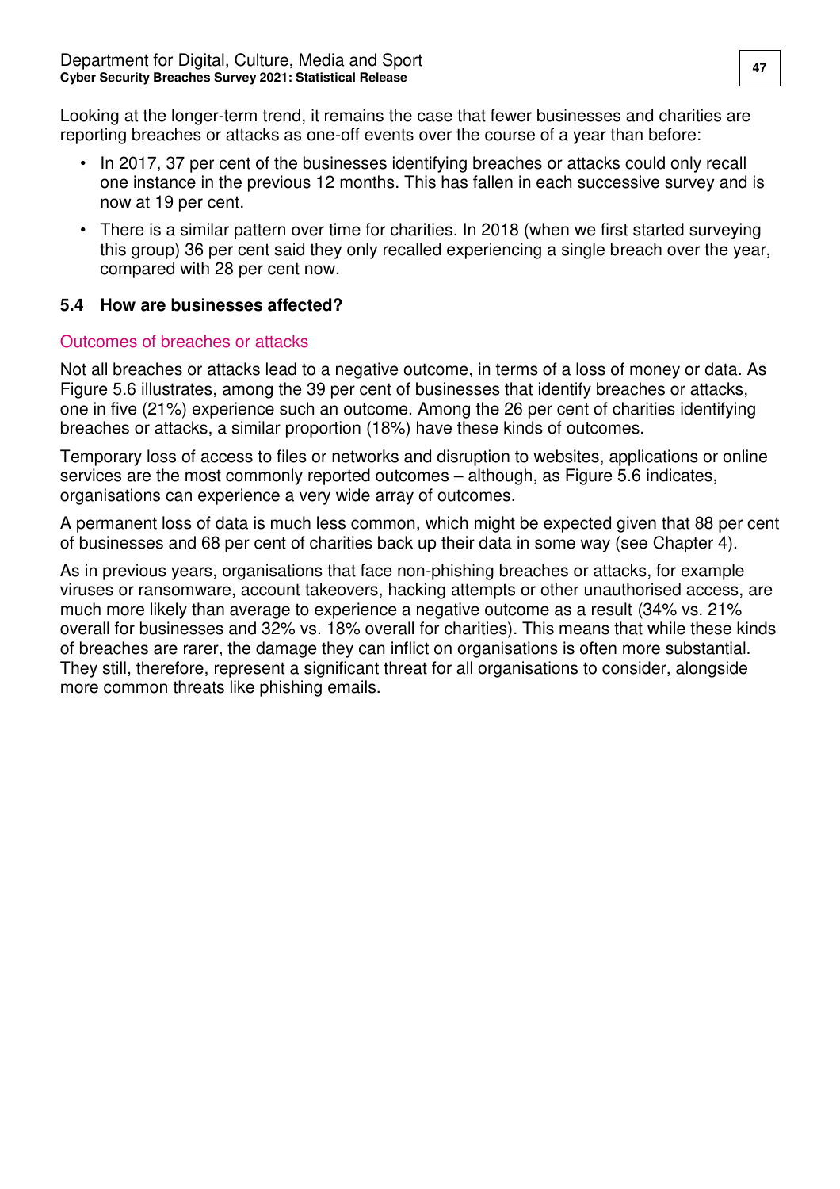Looking at the longer-term trend, it remains the case that fewer businesses and charities are reporting breaches or attacks as one-off events over the course of a year than before:

- In 2017, 37 per cent of the businesses identifying breaches or attacks could only recall one instance in the previous 12 months. This has fallen in each successive survey and is now at 19 per cent.
- There is a similar pattern over time for charities. In 2018 (when we first started surveying this group) 36 per cent said they only recalled experiencing a single breach over the year, compared with 28 per cent now.

## 5.4 How are businesses affected?

### Outcomes of breaches or attacks

Not all breaches or attacks lead to a negative outcome, in terms of a loss of money or data. As Figure 5.6 illustrates, among the 39 per cent of businesses that identify breaches or attacks, one in five (21%) experience such an outcome. Among the 26 per cent of charities identifying breaches or attacks, a similar proportion (18%) have these kinds of outcomes.

Temporary loss of access to files or networks and disruption to websites, applications or online services are the most commonly reported outcomes – although, as Figure 5.6 indicates, organisations can experience a very wide array of outcomes.

A permanent loss of data is much less common, which might be expected given that 88 per cent of businesses and 68 per cent of charities back up their data in some way (see Chapter 4).

As in previous years, organisations that face non-phishing breaches or attacks, for example viruses or ransomware, account takeovers, hacking attempts or other unauthorised access, are much more likely than average to experience a negative outcome as a result (34% vs. 21% overall for businesses and 32% vs. 18% overall for charities). This means that while these kinds of breaches are rarer, the damage they can inflict on organisations is often more substantial. They still, therefore, represent a significant threat for all organisations to consider, alongside more common threats like phishing emails.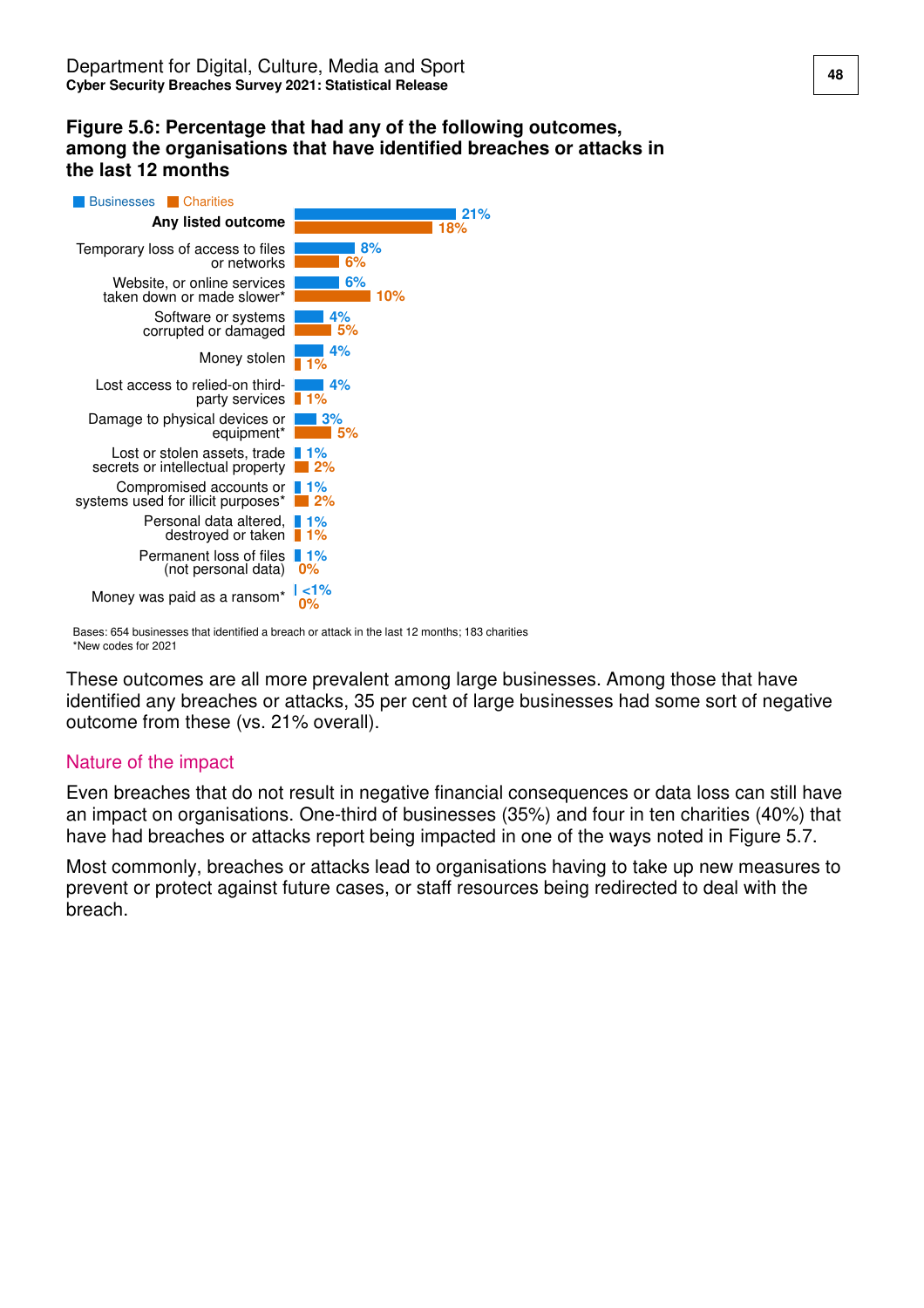**Figure 5.6: Percentage that had any of the following outcomes, among the organisations that have identified breaches or attacks in the last 12 months**

| Outcome | Businesses | Charities |
|---|---|---|
| **Any listed outcome** | 21% | 18% |
| Temporary loss of access to files or networks | 8% | 6% |
| Website, or online services taken down or made slower* | 6% | 10% |
| Software or systems corrupted or damaged | 4% | 5% |
| Money stolen | 4% | 1% |
| Lost access to relied-on third-party services | 4% | 1% |
| Damage to physical devices or equipment* | 3% | 5% |
| Lost or stolen assets, trade secrets or intellectual property | 1% | 2% |
| Compromised accounts or systems used for illicit purposes* | 1% | 2% |
| Personal data altered, destroyed or taken | 1% | 1% |
| Permanent loss of files (not personal data) | 1% | 0% |
| Money was paid as a ransom* | <1% | 0% |

Bases: 654 businesses that identified a breach or attack in the last 12 months; 183 charities
*New codes for 2021

These outcomes are all more prevalent among large businesses. Among those that have identified any breaches or attacks, 35 per cent of large businesses had some sort of negative outcome from these (vs. 21% overall).

## Nature of the impact

Even breaches that do not result in negative financial consequences or data loss can still have an impact on organisations. One-third of businesses (35%) and four in ten charities (40%) that have had breaches or attacks report being impacted in one of the ways noted in Figure 5.7.

Most commonly, breaches or attacks lead to organisations having to take up new measures to prevent or protect against future cases, or staff resources being redirected to deal with the breach.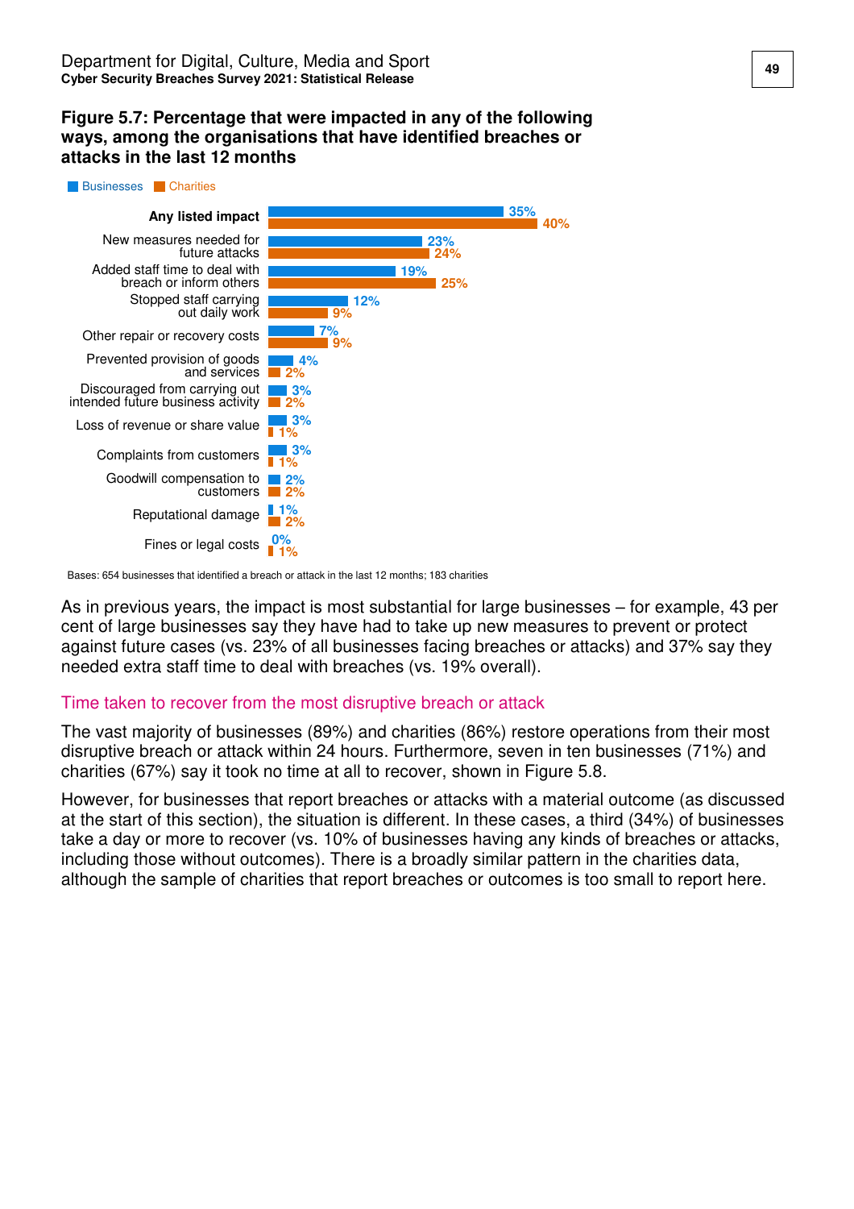**Figure 5.7: Percentage that were impacted in any of the following ways, among the organisations that have identified breaches or attacks in the last 12 months**

| | Businesses | Charities |
|---|---|---|
| **Any listed impact** | 35% | 40% |
| New measures needed for future attacks | 23% | 24% |
| Added staff time to deal with breach or inform others | 19% | 25% |
| Stopped staff carrying out daily work | 12% | 9% |
| Other repair or recovery costs | 7% | 9% |
| Prevented provision of goods and services | 4% | 2% |
| Discouraged from carrying out intended future business activity | 3% | 2% |
| Loss of revenue or share value | 3% | 1% |
| Complaints from customers | 3% | 1% |
| Goodwill compensation to customers | 2% | 2% |
| Reputational damage | 1% | 2% |
| Fines or legal costs | 0% | 1% |

Bases: 654 businesses that identified a breach or attack in the last 12 months; 183 charities

As in previous years, the impact is most substantial for large businesses – for example, 43 per cent of large businesses say they have had to take up new measures to prevent or protect against future cases (vs. 23% of all businesses facing breaches or attacks) and 37% say they needed extra staff time to deal with breaches (vs. 19% overall).

## Time taken to recover from the most disruptive breach or attack

The vast majority of businesses (89%) and charities (86%) restore operations from their most disruptive breach or attack within 24 hours. Furthermore, seven in ten businesses (71%) and charities (67%) say it took no time at all to recover, shown in Figure 5.8.

However, for businesses that report breaches or attacks with a material outcome (as discussed at the start of this section), the situation is different. In these cases, a third (34%) of businesses take a day or more to recover (vs. 10% of businesses having any kinds of breaches or attacks, including those without outcomes). There is a broadly similar pattern in the charities data, although the sample of charities that report breaches or outcomes is too small to report here.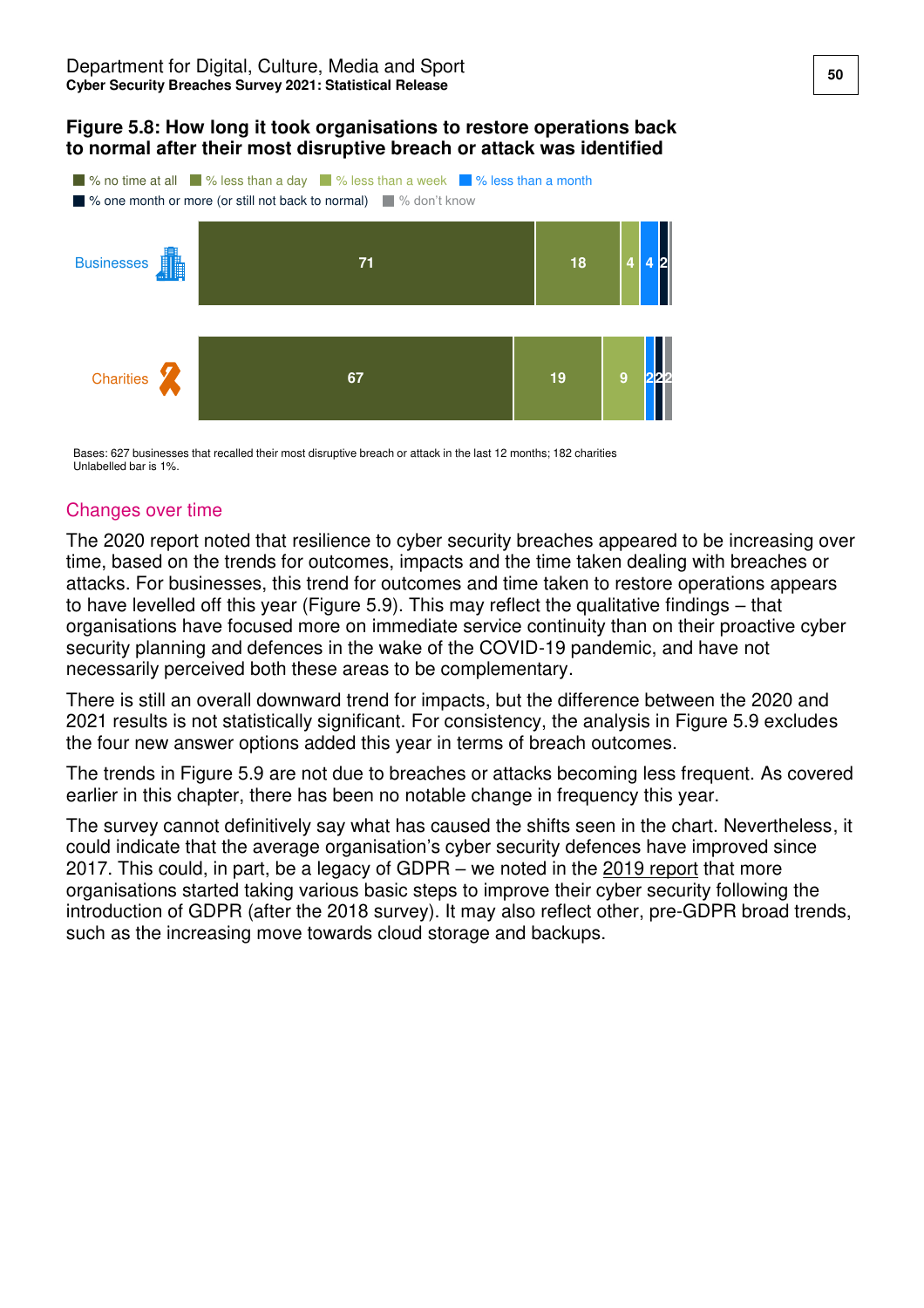**Figure 5.8: How long it took organisations to restore operations back to normal after their most disruptive breach or attack was identified**

| | % no time at all | % less than a day | % less than a week | % less than a month | % one month or more (or still not back to normal) | % don't know |
|---|---|---|---|---|---|---|
| Businesses | 71 | 18 | 4 | 4 | 2 | |
| Charities | 67 | 19 | 9 | 2 | 2 | 2 |

Bases: 627 businesses that recalled their most disruptive breach or attack in the last 12 months; 182 charities
Unlabelled bar is 1%.

## Changes over time

The 2020 report noted that resilience to cyber security breaches appeared to be increasing over time, based on the trends for outcomes, impacts and the time taken dealing with breaches or attacks. For businesses, this trend for outcomes and time taken to restore operations appears to have levelled off this year (Figure 5.9). This may reflect the qualitative findings – that organisations have focused more on immediate service continuity than on their proactive cyber security planning and defences in the wake of the COVID-19 pandemic, and have not necessarily perceived both these areas to be complementary.

There is still an overall downward trend for impacts, but the difference between the 2020 and 2021 results is not statistically significant. For consistency, the analysis in Figure 5.9 excludes the four new answer options added this year in terms of breach outcomes.

The trends in Figure 5.9 are not due to breaches or attacks becoming less frequent. As covered earlier in this chapter, there has been no notable change in frequency this year.

The survey cannot definitively say what has caused the shifts seen in the chart. Nevertheless, it could indicate that the average organisation's cyber security defences have improved since 2017. This could, in part, be a legacy of GDPR – we noted in the 2019 report that more organisations started taking various basic steps to improve their cyber security following the introduction of GDPR (after the 2018 survey). It may also reflect other, pre-GDPR broad trends, such as the increasing move towards cloud storage and backups.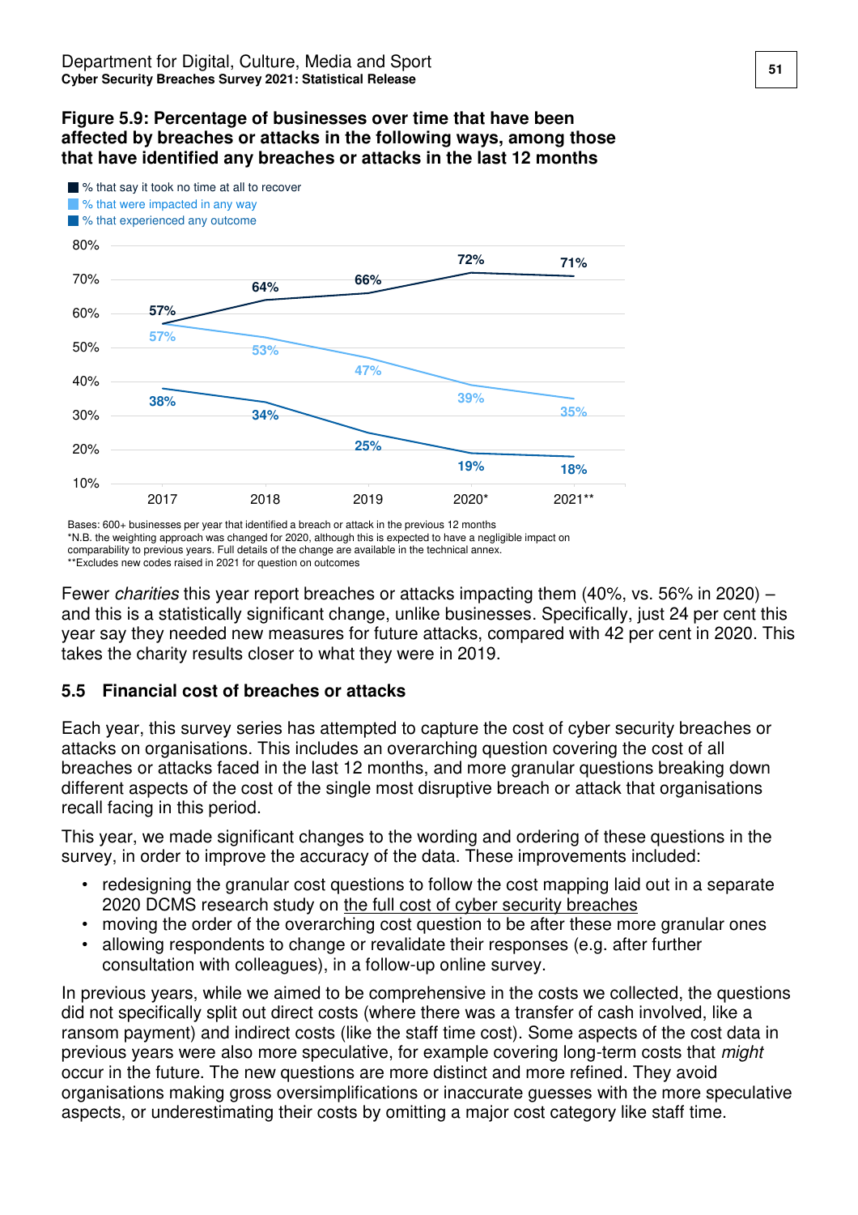**Figure 5.9: Percentage of businesses over time that have been affected by breaches or attacks in the following ways, among those that have identified any breaches or attacks in the last 12 months**

| | 2017 | 2018 | 2019 | 2020* | 2021** |
|---|---|---|---|---|---|
| % that say it took no time at all to recover | 57% | 64% | 66% | 72% | 71% |
| % that were impacted in any way | 57% | 53% | 47% | 39% | 35% |
| % that experienced any outcome | 38% | 34% | 25% | 19% | 18% |

Bases: 600+ businesses per year that identified a breach or attack in the previous 12 months
*N.B. the weighting approach was changed for 2020, although this is expected to have a negligible impact on comparability to previous years. Full details of the change are available in the technical annex.
**Excludes new codes raised in 2021 for question on outcomes

Fewer *charities* this year report breaches or attacks impacting them (40%, vs. 56% in 2020) – and this is a statistically significant change, unlike businesses. Specifically, just 24 per cent this year say they needed new measures for future attacks, compared with 42 per cent in 2020. This takes the charity results closer to what they were in 2019.

## 5.5 Financial cost of breaches or attacks

Each year, this survey series has attempted to capture the cost of cyber security breaches or attacks on organisations. This includes an overarching question covering the cost of all breaches or attacks faced in the last 12 months, and more granular questions breaking down different aspects of the cost of the single most disruptive breach or attack that organisations recall facing in this period.

This year, we made significant changes to the wording and ordering of these questions in the survey, in order to improve the accuracy of the data. These improvements included:

- redesigning the granular cost questions to follow the cost mapping laid out in a separate 2020 DCMS research study on the full cost of cyber security breaches
- moving the order of the overarching cost question to be after these more granular ones
- allowing respondents to change or revalidate their responses (e.g. after further consultation with colleagues), in a follow-up online survey.

In previous years, while we aimed to be comprehensive in the costs we collected, the questions did not specifically split out direct costs (where there was a transfer of cash involved, like a ransom payment) and indirect costs (like the staff time cost). Some aspects of the cost data in previous years were also more speculative, for example covering long-term costs that *might* occur in the future. The new questions are more distinct and more refined. They avoid organisations making gross oversimplifications or inaccurate guesses with the more speculative aspects, or underestimating their costs by omitting a major cost category like staff time.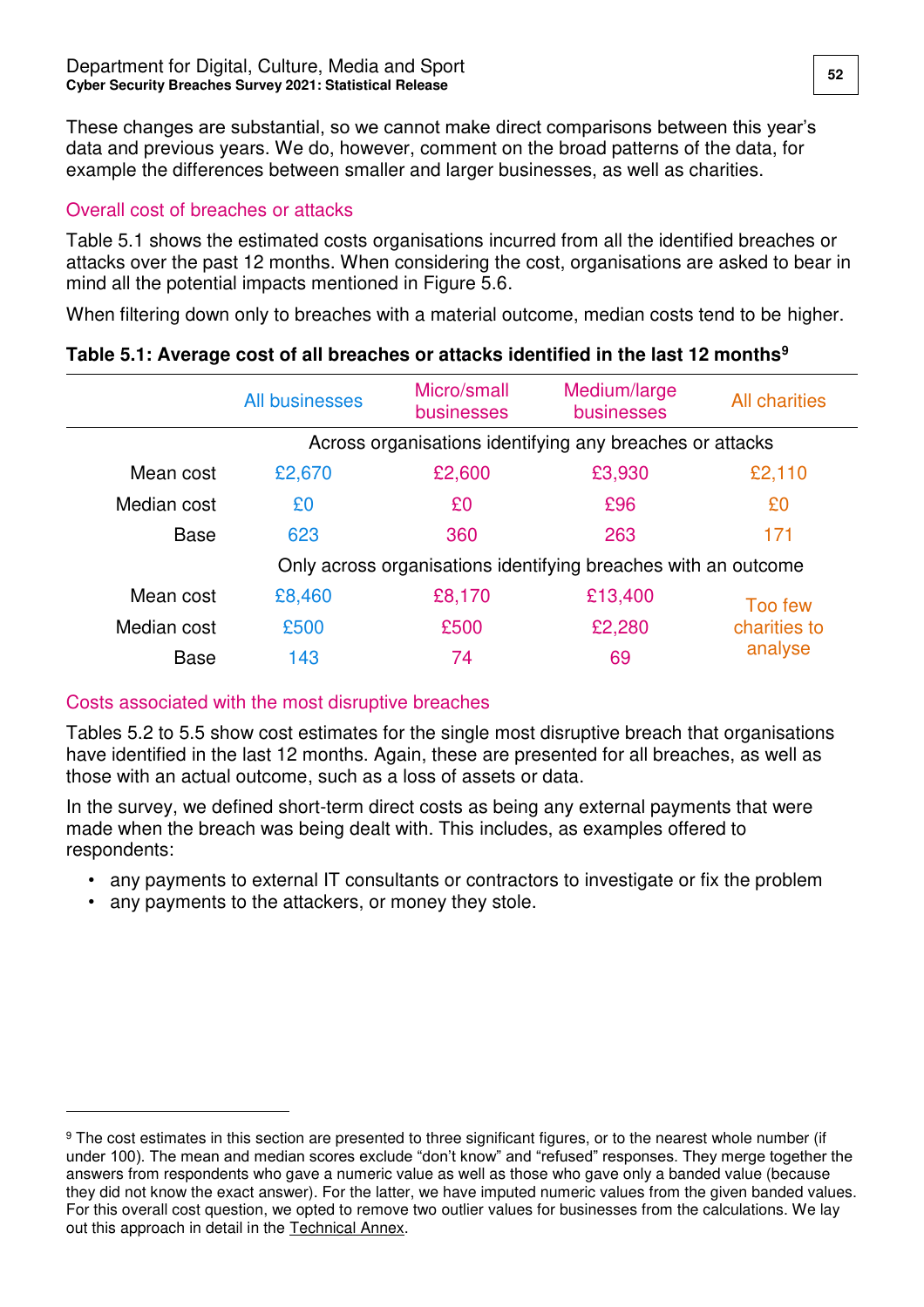These changes are substantial, so we cannot make direct comparisons between this year's data and previous years. We do, however, comment on the broad patterns of the data, for example the differences between smaller and larger businesses, as well as charities.

### Overall cost of breaches or attacks

Table 5.1 shows the estimated costs organisations incurred from all the identified breaches or attacks over the past 12 months. When considering the cost, organisations are asked to bear in mind all the potential impacts mentioned in Figure 5.6.

When filtering down only to breaches with a material outcome, median costs tend to be higher.

**Table 5.1: Average cost of all breaches or attacks identified in the last 12 months[9]**

| | All businesses | Micro/small businesses | Medium/large businesses | All charities |
|---|---|---|---|---|
| | Across organisations identifying any breaches or attacks | | | |
| Mean cost | £2,670 | £2,600 | £3,930 | £2,110 |
| Median cost | £0 | £0 | £96 | £0 |
| Base | 623 | 360 | 263 | 171 |
| | Only across organisations identifying breaches with an outcome | | | |
| Mean cost | £8,460 | £8,170 | £13,400 | Too few charities to analyse |
| Median cost | £500 | £500 | £2,280 | |
| Base | 143 | 74 | 69 | |

### Costs associated with the most disruptive breaches

Tables 5.2 to 5.5 show cost estimates for the single most disruptive breach that organisations have identified in the last 12 months. Again, these are presented for all breaches, as well as those with an actual outcome, such as a loss of assets or data.

In the survey, we defined short-term direct costs as being any external payments that were made when the breach was being dealt with. This includes, as examples offered to respondents:

- any payments to external IT consultants or contractors to investigate or fix the problem
- any payments to the attackers, or money they stole.

[9] The cost estimates in this section are presented to three significant figures, or to the nearest whole number (if under 100). The mean and median scores exclude "don't know" and "refused" responses. They merge together the answers from respondents who gave a numeric value as well as those who gave only a banded value (because they did not know the exact answer). For the latter, we have imputed numeric values from the given banded values. For this overall cost question, we opted to remove two outlier values for businesses from the calculations. We lay out this approach in detail in the Technical Annex.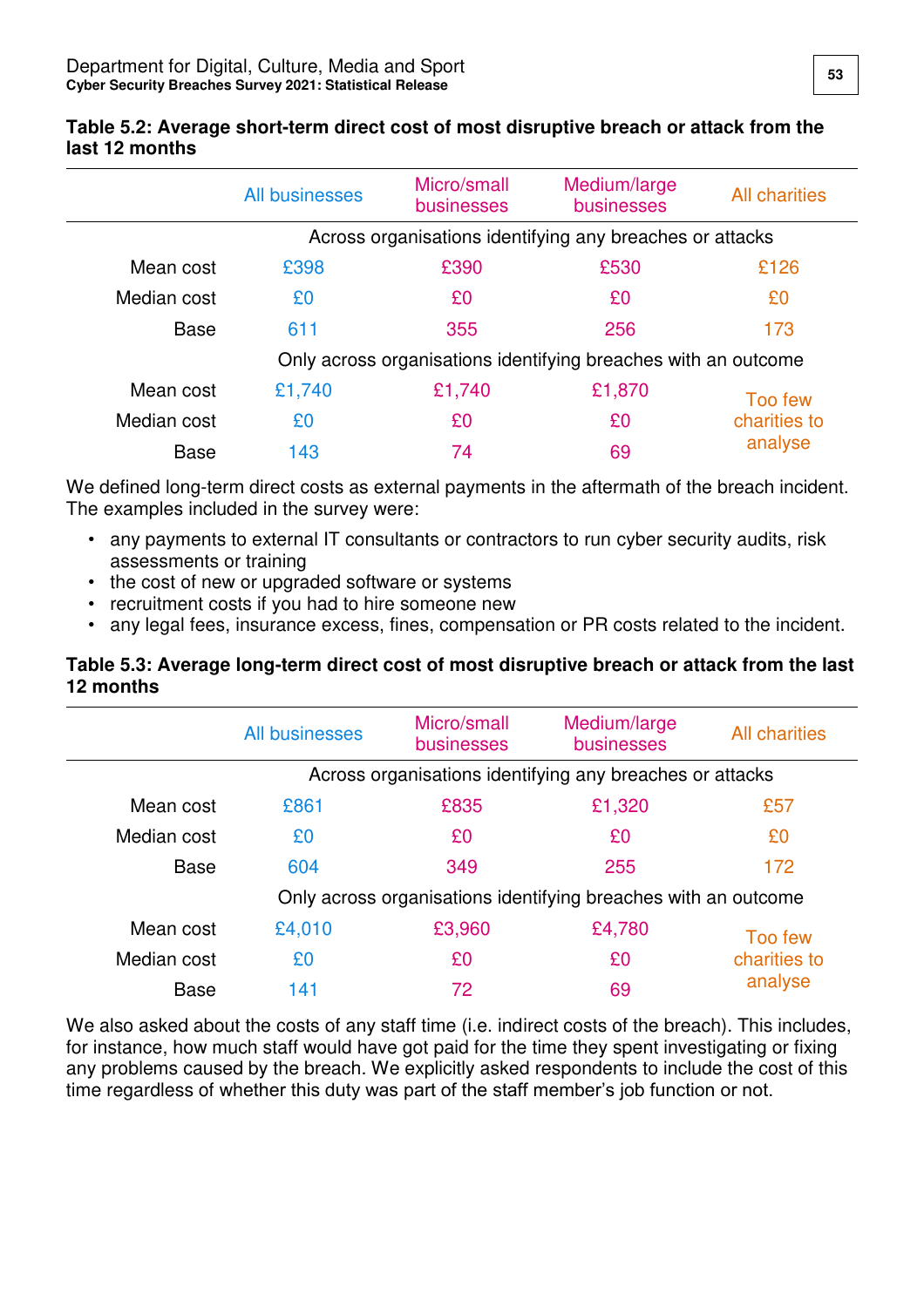**Table 5.2: Average short-term direct cost of most disruptive breach or attack from the last 12 months**

| | All businesses | Micro/small businesses | Medium/large businesses | All charities |
|---|---|---|---|---|
| | Across organisations identifying any breaches or attacks | | | |
| Mean cost | £398 | £390 | £530 | £126 |
| Median cost | £0 | £0 | £0 | £0 |
| Base | 611 | 355 | 256 | 173 |
| | Only across organisations identifying breaches with an outcome | | | |
| Mean cost | £1,740 | £1,740 | £1,870 | Too few charities to analyse |
| Median cost | £0 | £0 | £0 | |
| Base | 143 | 74 | 69 | |

We defined long-term direct costs as external payments in the aftermath of the breach incident. The examples included in the survey were:

- any payments to external IT consultants or contractors to run cyber security audits, risk assessments or training
- the cost of new or upgraded software or systems
- recruitment costs if you had to hire someone new
- any legal fees, insurance excess, fines, compensation or PR costs related to the incident.

**Table 5.3: Average long-term direct cost of most disruptive breach or attack from the last 12 months**

| | All businesses | Micro/small businesses | Medium/large businesses | All charities |
|---|---|---|---|---|
| | Across organisations identifying any breaches or attacks | | | |
| Mean cost | £861 | £835 | £1,320 | £57 |
| Median cost | £0 | £0 | £0 | £0 |
| Base | 604 | 349 | 255 | 172 |
| | Only across organisations identifying breaches with an outcome | | | |
| Mean cost | £4,010 | £3,960 | £4,780 | Too few charities to analyse |
| Median cost | £0 | £0 | £0 | |
| Base | 141 | 72 | 69 | |

We also asked about the costs of any staff time (i.e. indirect costs of the breach). This includes, for instance, how much staff would have got paid for the time they spent investigating or fixing any problems caused by the breach. We explicitly asked respondents to include the cost of this time regardless of whether this duty was part of the staff member's job function or not.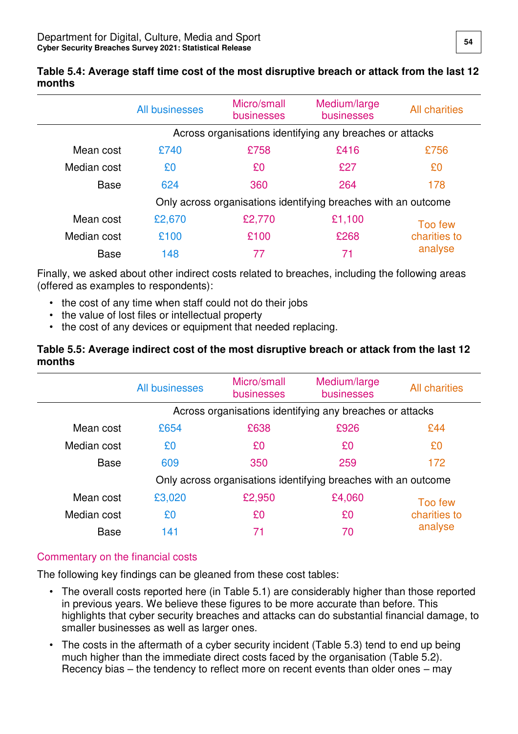**Table 5.4: Average staff time cost of the most disruptive breach or attack from the last 12 months**

| | All businesses | Micro/small businesses | Medium/large businesses | All charities |
|---|---|---|---|---|
| | Across organisations identifying any breaches or attacks | | | |
| Mean cost | £740 | £758 | £416 | £756 |
| Median cost | £0 | £0 | £27 | £0 |
| Base | 624 | 360 | 264 | 178 |
| | Only across organisations identifying breaches with an outcome | | | |
| Mean cost | £2,670 | £2,770 | £1,100 | Too few charities to analyse |
| Median cost | £100 | £100 | £268 | |
| Base | 148 | 77 | 71 | |

Finally, we asked about other indirect costs related to breaches, including the following areas (offered as examples to respondents):

- the cost of any time when staff could not do their jobs
- the value of lost files or intellectual property
- the cost of any devices or equipment that needed replacing.

**Table 5.5: Average indirect cost of the most disruptive breach or attack from the last 12 months**

| | All businesses | Micro/small businesses | Medium/large businesses | All charities |
|---|---|---|---|---|
| | Across organisations identifying any breaches or attacks | | | |
| Mean cost | £654 | £638 | £926 | £44 |
| Median cost | £0 | £0 | £0 | £0 |
| Base | 609 | 350 | 259 | 172 |
| | Only across organisations identifying breaches with an outcome | | | |
| Mean cost | £3,020 | £2,950 | £4,060 | Too few charities to analyse |
| Median cost | £0 | £0 | £0 | |
| Base | 141 | 71 | 70 | |

### Commentary on the financial costs

The following key findings can be gleaned from these cost tables:

- The overall costs reported here (in Table 5.1) are considerably higher than those reported in previous years. We believe these figures to be more accurate than before. This highlights that cyber security breaches and attacks can do substantial financial damage, to smaller businesses as well as larger ones.
- The costs in the aftermath of a cyber security incident (Table 5.3) tend to end up being much higher than the immediate direct costs faced by the organisation (Table 5.2). Recency bias – the tendency to reflect more on recent events than older ones – may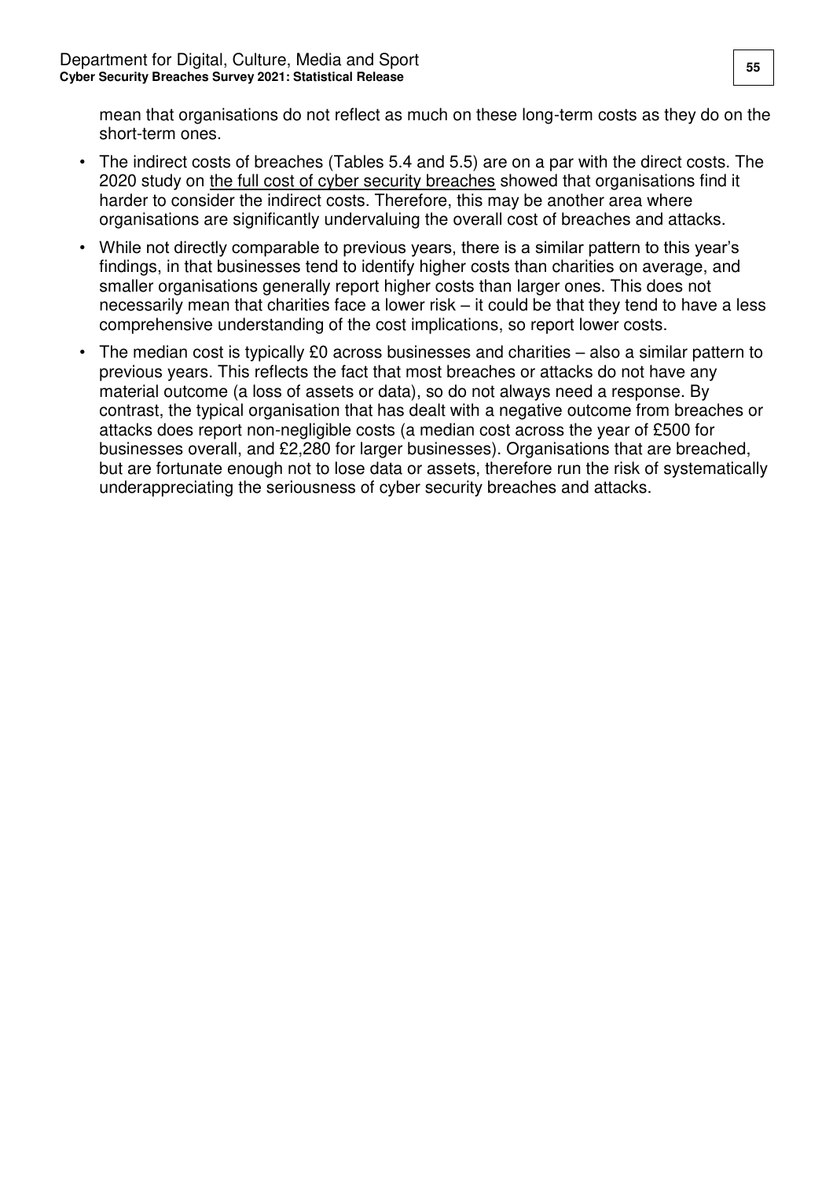mean that organisations do not reflect as much on these long-term costs as they do on the short-term ones.

- The indirect costs of breaches (Tables 5.4 and 5.5) are on a par with the direct costs. The 2020 study on the full cost of cyber security breaches showed that organisations find it harder to consider the indirect costs. Therefore, this may be another area where organisations are significantly undervaluing the overall cost of breaches and attacks.
- While not directly comparable to previous years, there is a similar pattern to this year's findings, in that businesses tend to identify higher costs than charities on average, and smaller organisations generally report higher costs than larger ones. This does not necessarily mean that charities face a lower risk – it could be that they tend to have a less comprehensive understanding of the cost implications, so report lower costs.
- The median cost is typically £0 across businesses and charities – also a similar pattern to previous years. This reflects the fact that most breaches or attacks do not have any material outcome (a loss of assets or data), so do not always need a response. By contrast, the typical organisation that has dealt with a negative outcome from breaches or attacks does report non-negligible costs (a median cost across the year of £500 for businesses overall, and £2,280 for larger businesses). Organisations that are breached, but are fortunate enough not to lose data or assets, therefore run the risk of systematically underappreciating the seriousness of cyber security breaches and attacks.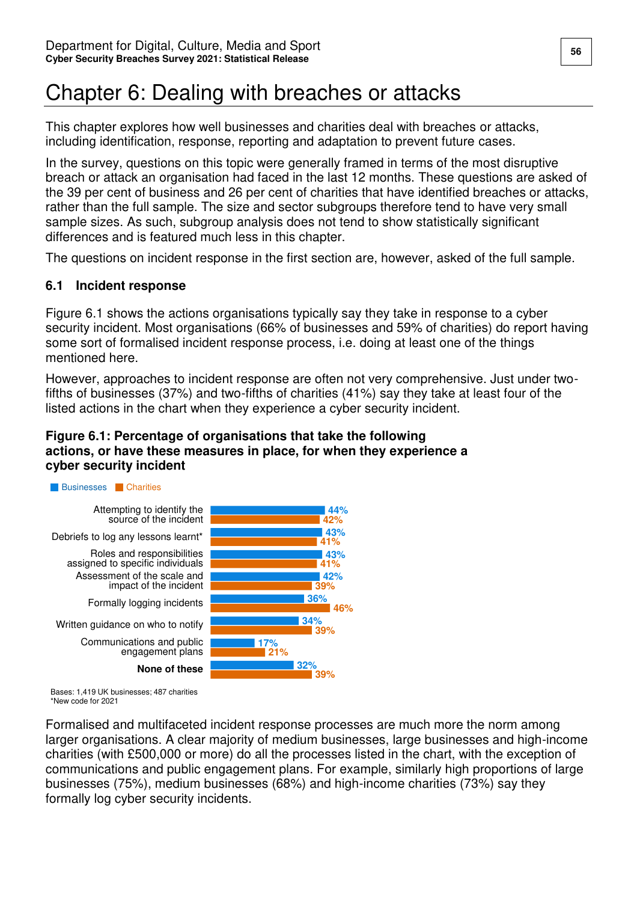# Chapter 6: Dealing with breaches or attacks

This chapter explores how well businesses and charities deal with breaches or attacks, including identification, response, reporting and adaptation to prevent future cases.

In the survey, questions on this topic were generally framed in terms of the most disruptive breach or attack an organisation had faced in the last 12 months. These questions are asked of the 39 per cent of business and 26 per cent of charities that have identified breaches or attacks, rather than the full sample. The size and sector subgroups therefore tend to have very small sample sizes. As such, subgroup analysis does not tend to show statistically significant differences and is featured much less in this chapter.

The questions on incident response in the first section are, however, asked of the full sample.

## 6.1 Incident response

Figure 6.1 shows the actions organisations typically say they take in response to a cyber security incident. Most organisations (66% of businesses and 59% of charities) do report having some sort of formalised incident response process, i.e. doing at least one of the things mentioned here.

However, approaches to incident response are often not very comprehensive. Just under two-fifths of businesses (37%) and two-fifths of charities (41%) say they take at least four of the listed actions in the chart when they experience a cyber security incident.

**Figure 6.1: Percentage of organisations that take the following actions, or have these measures in place, for when they experience a cyber security incident**

| | Businesses | Charities |
|---|---|---|
| Attempting to identify the source of the incident | 44% | 42% |
| Debriefs to log any lessons learnt* | 43% | 41% |
| Roles and responsibilities assigned to specific individuals | 43% | 41% |
| Assessment of the scale and impact of the incident | 42% | 39% |
| Formally logging incidents | 36% | 46% |
| Written guidance on who to notify | 34% | 39% |
| Communications and public engagement plans | 17% | 21% |
| **None of these** | 32% | 39% |

Bases: 1,419 UK businesses; 487 charities
*New code for 2021

Formalised and multifaceted incident response processes are much more the norm among larger organisations. A clear majority of medium businesses, large businesses and high-income charities (with £500,000 or more) do all the processes listed in the chart, with the exception of communications and public engagement plans. For example, similarly high proportions of large businesses (75%), medium businesses (68%) and high-income charities (73%) say they formally log cyber security incidents.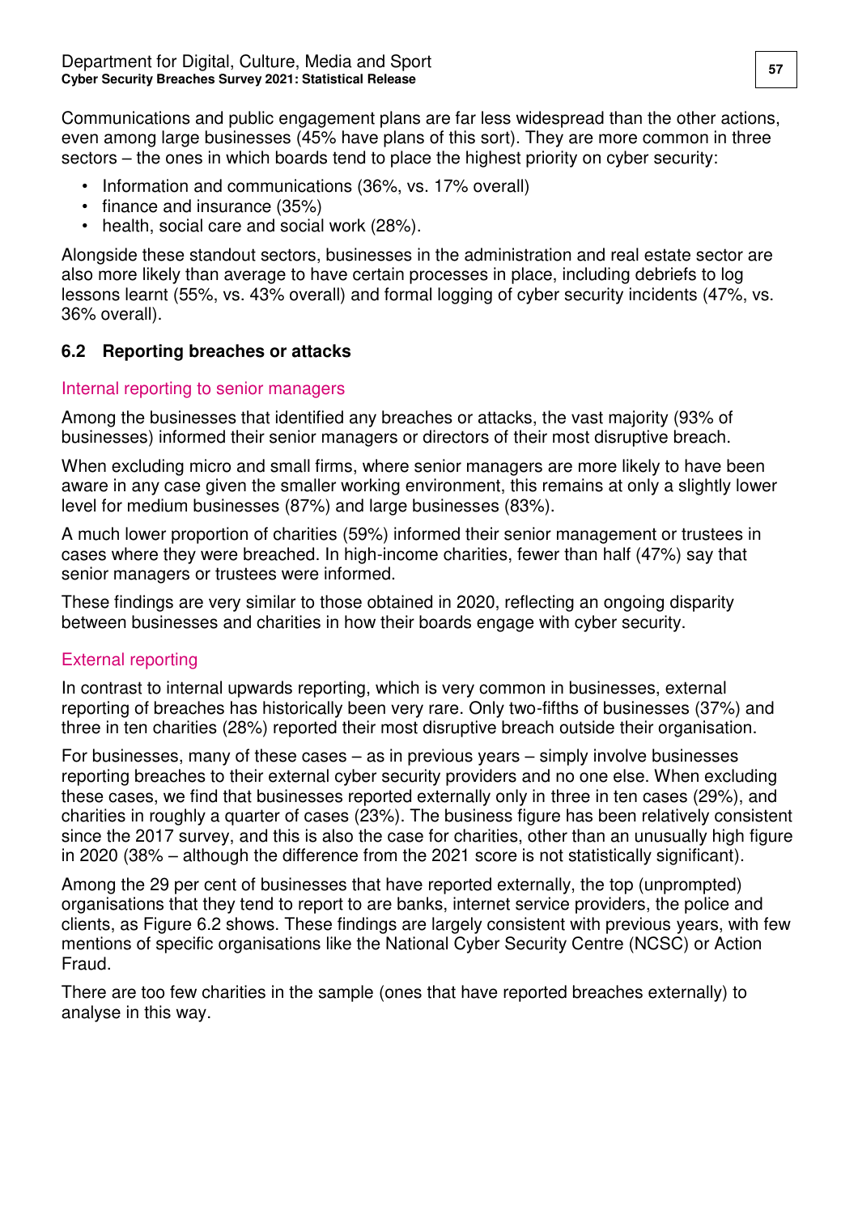Communications and public engagement plans are far less widespread than the other actions, even among large businesses (45% have plans of this sort). They are more common in three sectors – the ones in which boards tend to place the highest priority on cyber security:

- Information and communications (36%, vs. 17% overall)
- finance and insurance (35%)
- health, social care and social work (28%).

Alongside these standout sectors, businesses in the administration and real estate sector are also more likely than average to have certain processes in place, including debriefs to log lessons learnt (55%, vs. 43% overall) and formal logging of cyber security incidents (47%, vs. 36% overall).

## 6.2 Reporting breaches or attacks

### Internal reporting to senior managers

Among the businesses that identified any breaches or attacks, the vast majority (93% of businesses) informed their senior managers or directors of their most disruptive breach.

When excluding micro and small firms, where senior managers are more likely to have been aware in any case given the smaller working environment, this remains at only a slightly lower level for medium businesses (87%) and large businesses (83%).

A much lower proportion of charities (59%) informed their senior management or trustees in cases where they were breached. In high-income charities, fewer than half (47%) say that senior managers or trustees were informed.

These findings are very similar to those obtained in 2020, reflecting an ongoing disparity between businesses and charities in how their boards engage with cyber security.

### External reporting

In contrast to internal upwards reporting, which is very common in businesses, external reporting of breaches has historically been very rare. Only two-fifths of businesses (37%) and three in ten charities (28%) reported their most disruptive breach outside their organisation.

For businesses, many of these cases – as in previous years – simply involve businesses reporting breaches to their external cyber security providers and no one else. When excluding these cases, we find that businesses reported externally only in three in ten cases (29%), and charities in roughly a quarter of cases (23%). The business figure has been relatively consistent since the 2017 survey, and this is also the case for charities, other than an unusually high figure in 2020 (38% – although the difference from the 2021 score is not statistically significant).

Among the 29 per cent of businesses that have reported externally, the top (unprompted) organisations that they tend to report to are banks, internet service providers, the police and clients, as Figure 6.2 shows. These findings are largely consistent with previous years, with few mentions of specific organisations like the National Cyber Security Centre (NCSC) or Action Fraud.

There are too few charities in the sample (ones that have reported breaches externally) to analyse in this way.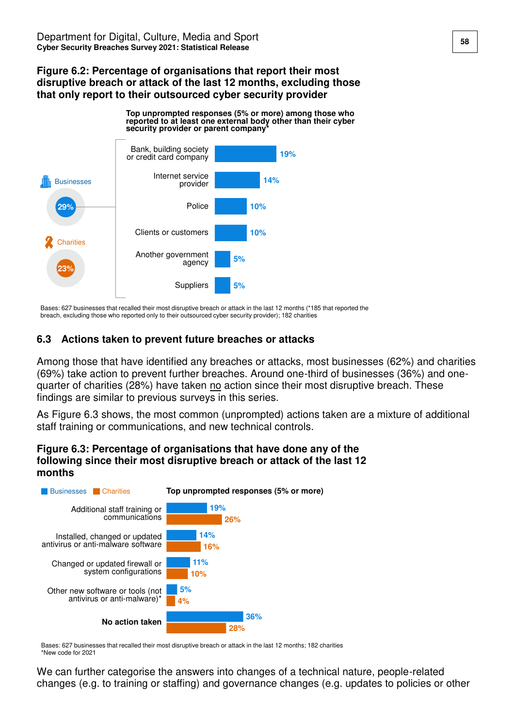### Figure 6.2: Percentage of organisations that report their most disruptive breach or attack of the last 12 months, excluding those that only report to their outsourced cyber security provider

Businesses: 29%
Charities: 23%

**Top unprompted responses (5% or more) among those who reported to at least one external body other than their cyber security provider or parent company***

| Response | Businesses |
|---|---|
| Bank, building society or credit card company | 19% |
| Internet service provider | 14% |
| Police | 10% |
| Clients or customers | 10% |
| Another government agency | 5% |
| Suppliers | 5% |

Bases: 627 businesses that recalled their most disruptive breach or attack in the last 12 months (*185 that reported the breach, excluding those who reported only to their outsourced cyber security provider); 182 charities

## 6.3 Actions taken to prevent future breaches or attacks

Among those that have identified any breaches or attacks, most businesses (62%) and charities (69%) take action to prevent further breaches. Around one-third of businesses (36%) and one-quarter of charities (28%) have taken no action since their most disruptive breach. These findings are similar to previous surveys in this series.

As Figure 6.3 shows, the most common (unprompted) actions taken are a mixture of additional staff training or communications, and new technical controls.

### Figure 6.3: Percentage of organisations that have done any of the following since their most disruptive breach or attack of the last 12 months

**Top unprompted responses (5% or more)**

| Response | Businesses | Charities |
|---|---|---|
| Additional staff training or communications | 19% | 26% |
| Installed, changed or updated antivirus or anti-malware software | 14% | 16% |
| Changed or updated firewall or system configurations | 11% | 10% |
| Other new software or tools (not antivirus or anti-malware)* | 5% | 4% |
| **No action taken** | 36% | 28% |

Bases: 627 businesses that recalled their most disruptive breach or attack in the last 12 months; 182 charities
*New code for 2021

We can further categorise the answers into changes of a technical nature, people-related changes (e.g. to training or staffing) and governance changes (e.g. updates to policies or other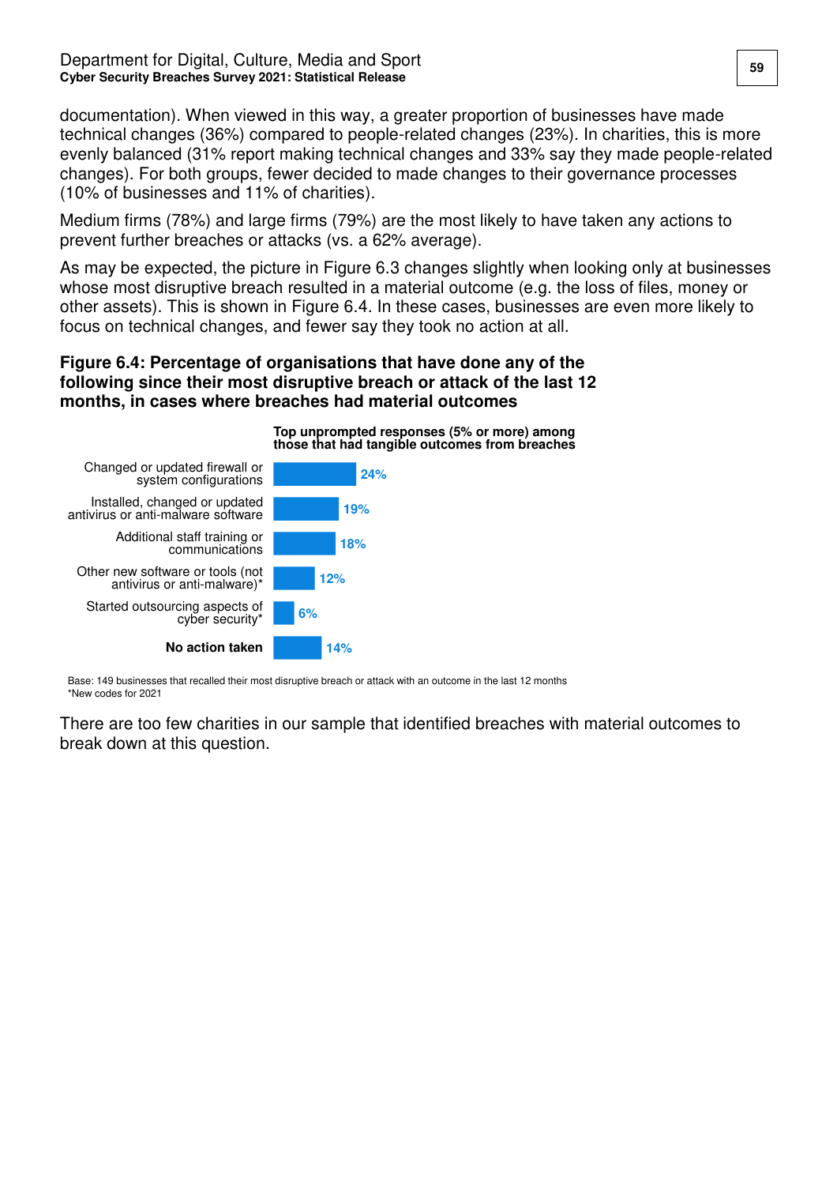documentation). When viewed in this way, a greater proportion of businesses have made technical changes (36%) compared to people-related changes (23%). In charities, this is more evenly balanced (31% report making technical changes and 33% say they made people-related changes). For both groups, fewer decided to made changes to their governance processes (10% of businesses and 11% of charities).

Medium firms (78%) and large firms (79%) are the most likely to have taken any actions to prevent further breaches or attacks (vs. a 62% average).

As may be expected, the picture in Figure 6.3 changes slightly when looking only at businesses whose most disruptive breach resulted in a material outcome (e.g. the loss of files, money or other assets). This is shown in Figure 6.4. In these cases, businesses are even more likely to focus on technical changes, and fewer say they took no action at all.

**Figure 6.4: Percentage of organisations that have done any of the following since their most disruptive breach or attack of the last 12 months, in cases where breaches had material outcomes**

**Top unprompted responses (5% or more) among those that had tangible outcomes from breaches**

| Action | % |
|---|---|
| Changed or updated firewall or system configurations | 24% |
| Installed, changed or updated antivirus or anti-malware software | 19% |
| Additional staff training or communications | 18% |
| Other new software or tools (not antivirus or anti-malware)* | 12% |
| Started outsourcing aspects of cyber security* | 6% |
| **No action taken** | 14% |

Base: 149 businesses that recalled their most disruptive breach or attack with an outcome in the last 12 months
*New codes for 2021

There are too few charities in our sample that identified breaches with material outcomes to break down at this question.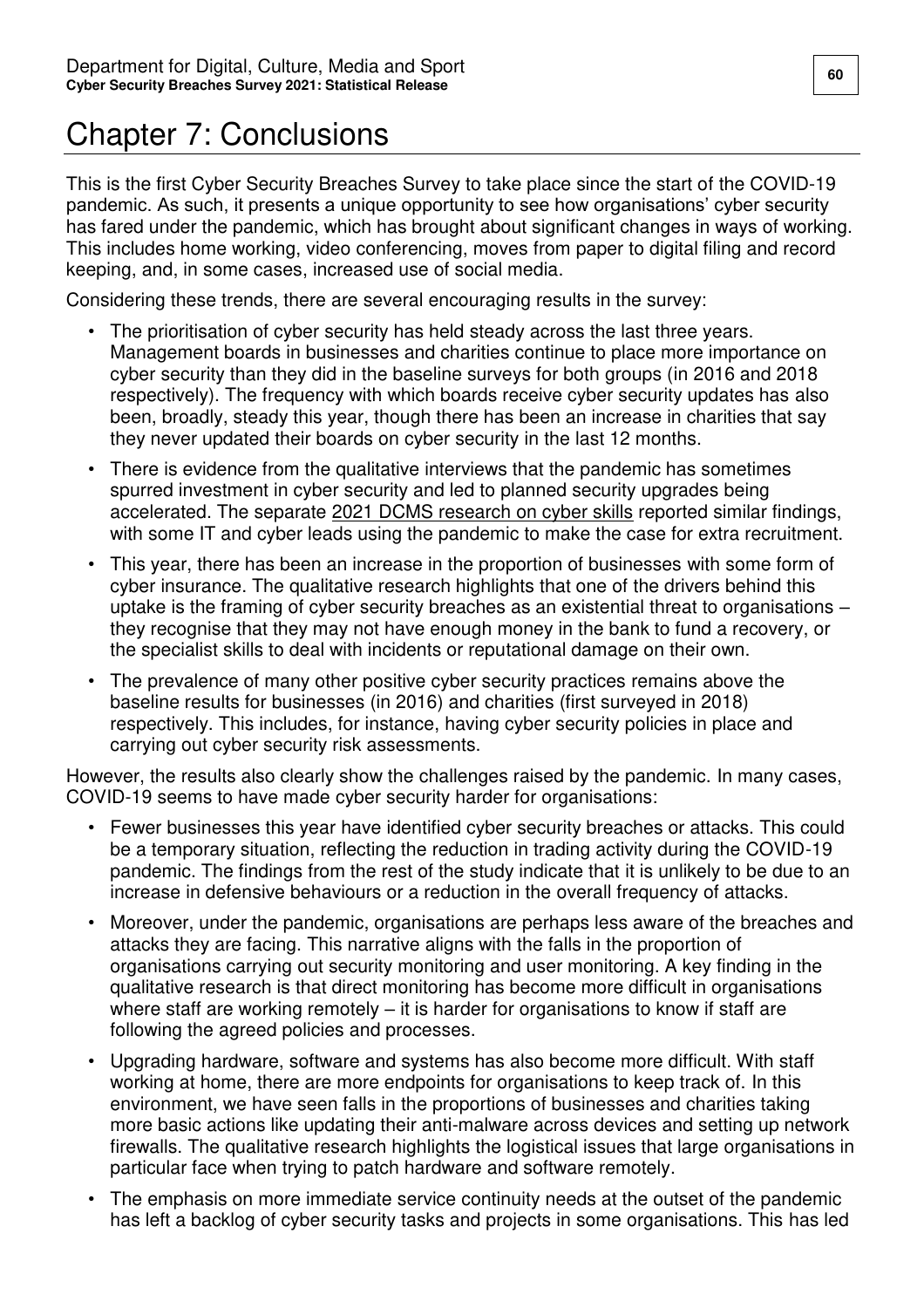# Chapter 7: Conclusions

This is the first Cyber Security Breaches Survey to take place since the start of the COVID-19 pandemic. As such, it presents a unique opportunity to see how organisations' cyber security has fared under the pandemic, which has brought about significant changes in ways of working. This includes home working, video conferencing, moves from paper to digital filing and record keeping, and, in some cases, increased use of social media.

Considering these trends, there are several encouraging results in the survey:

- The prioritisation of cyber security has held steady across the last three years. Management boards in businesses and charities continue to place more importance on cyber security than they did in the baseline surveys for both groups (in 2016 and 2018 respectively). The frequency with which boards receive cyber security updates has also been, broadly, steady this year, though there has been an increase in charities that say they never updated their boards on cyber security in the last 12 months.
- There is evidence from the qualitative interviews that the pandemic has sometimes spurred investment in cyber security and led to planned security upgrades being accelerated. The separate 2021 DCMS research on cyber skills reported similar findings, with some IT and cyber leads using the pandemic to make the case for extra recruitment.
- This year, there has been an increase in the proportion of businesses with some form of cyber insurance. The qualitative research highlights that one of the drivers behind this uptake is the framing of cyber security breaches as an existential threat to organisations – they recognise that they may not have enough money in the bank to fund a recovery, or the specialist skills to deal with incidents or reputational damage on their own.
- The prevalence of many other positive cyber security practices remains above the baseline results for businesses (in 2016) and charities (first surveyed in 2018) respectively. This includes, for instance, having cyber security policies in place and carrying out cyber security risk assessments.

However, the results also clearly show the challenges raised by the pandemic. In many cases, COVID-19 seems to have made cyber security harder for organisations:

- Fewer businesses this year have identified cyber security breaches or attacks. This could be a temporary situation, reflecting the reduction in trading activity during the COVID-19 pandemic. The findings from the rest of the study indicate that it is unlikely to be due to an increase in defensive behaviours or a reduction in the overall frequency of attacks.
- Moreover, under the pandemic, organisations are perhaps less aware of the breaches and attacks they are facing. This narrative aligns with the falls in the proportion of organisations carrying out security monitoring and user monitoring. A key finding in the qualitative research is that direct monitoring has become more difficult in organisations where staff are working remotely – it is harder for organisations to know if staff are following the agreed policies and processes.
- Upgrading hardware, software and systems has also become more difficult. With staff working at home, there are more endpoints for organisations to keep track of. In this environment, we have seen falls in the proportions of businesses and charities taking more basic actions like updating their anti-malware across devices and setting up network firewalls. The qualitative research highlights the logistical issues that large organisations in particular face when trying to patch hardware and software remotely.
- The emphasis on more immediate service continuity needs at the outset of the pandemic has left a backlog of cyber security tasks and projects in some organisations. This has led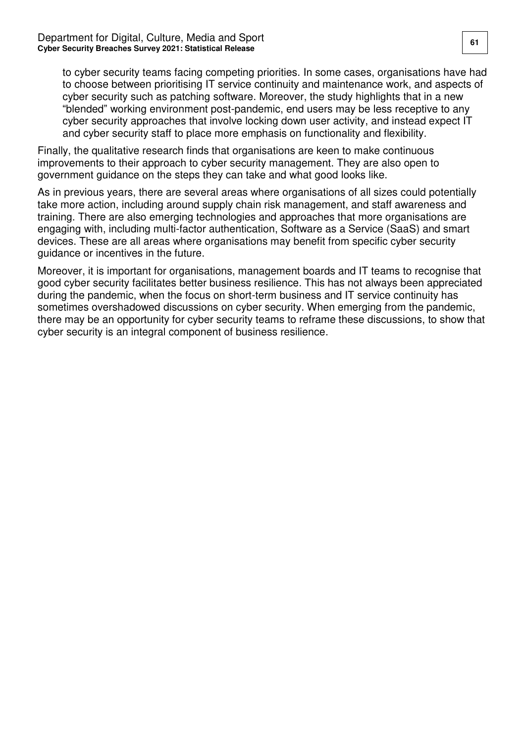to cyber security teams facing competing priorities. In some cases, organisations have had to choose between prioritising IT service continuity and maintenance work, and aspects of cyber security such as patching software. Moreover, the study highlights that in a new "blended" working environment post-pandemic, end users may be less receptive to any cyber security approaches that involve locking down user activity, and instead expect IT and cyber security staff to place more emphasis on functionality and flexibility.

Finally, the qualitative research finds that organisations are keen to make continuous improvements to their approach to cyber security management. They are also open to government guidance on the steps they can take and what good looks like.

As in previous years, there are several areas where organisations of all sizes could potentially take more action, including around supply chain risk management, and staff awareness and training. There are also emerging technologies and approaches that more organisations are engaging with, including multi-factor authentication, Software as a Service (SaaS) and smart devices. These are all areas where organisations may benefit from specific cyber security guidance or incentives in the future.

Moreover, it is important for organisations, management boards and IT teams to recognise that good cyber security facilitates better business resilience. This has not always been appreciated during the pandemic, when the focus on short-term business and IT service continuity has sometimes overshadowed discussions on cyber security. When emerging from the pandemic, there may be an opportunity for cyber security teams to reframe these discussions, to show that cyber security is an integral component of business resilience.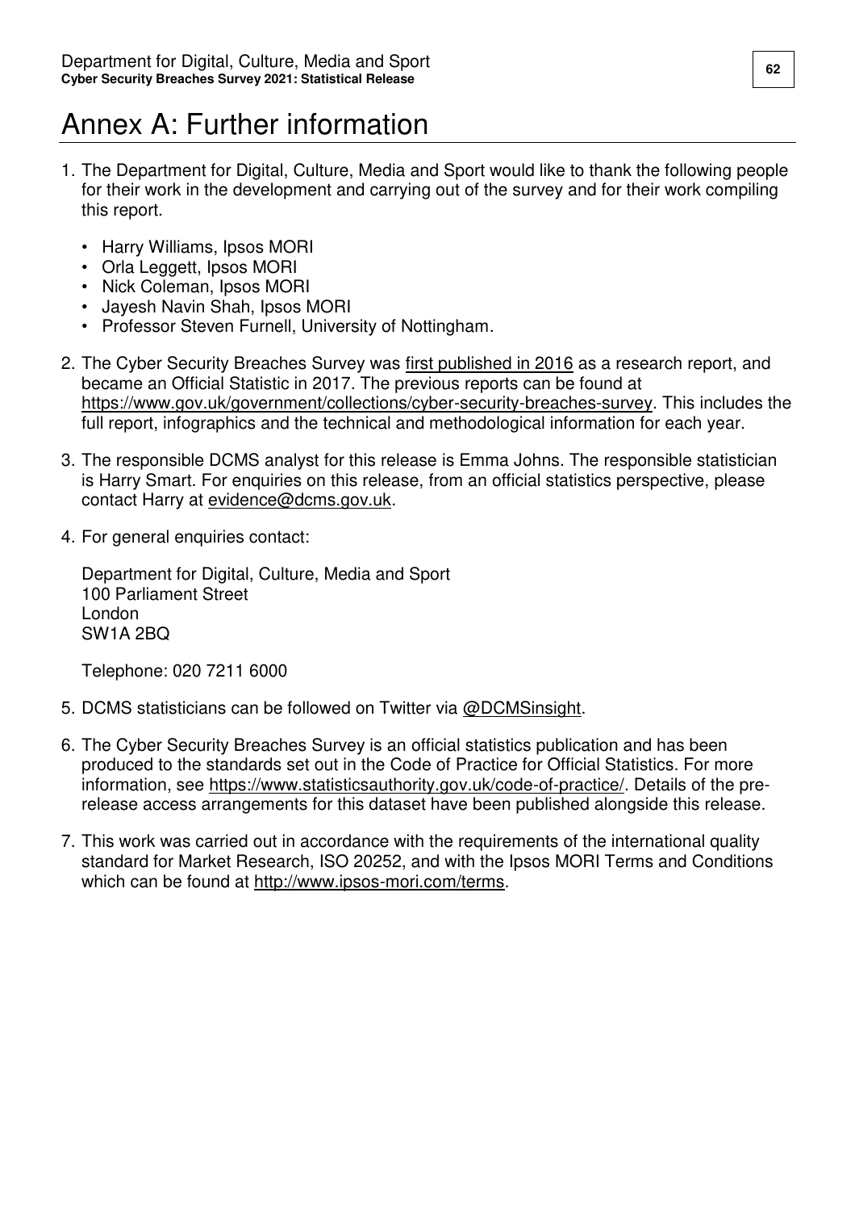# Annex A: Further information

1. The Department for Digital, Culture, Media and Sport would like to thank the following people for their work in the development and carrying out of the survey and for their work compiling this report.

    - Harry Williams, Ipsos MORI
    - Orla Leggett, Ipsos MORI
    - Nick Coleman, Ipsos MORI
    - Jayesh Navin Shah, Ipsos MORI
    - Professor Steven Furnell, University of Nottingham.

2. The Cyber Security Breaches Survey was first published in 2016 as a research report, and became an Official Statistic in 2017. The previous reports can be found at https://www.gov.uk/government/collections/cyber-security-breaches-survey. This includes the full report, infographics and the technical and methodological information for each year.

3. The responsible DCMS analyst for this release is Emma Johns. The responsible statistician is Harry Smart. For enquiries on this release, from an official statistics perspective, please contact Harry at evidence@dcms.gov.uk.

4. For general enquiries contact:

    Department for Digital, Culture, Media and Sport
    100 Parliament Street
    London
    SW1A 2BQ

    Telephone: 020 7211 6000

5. DCMS statisticians can be followed on Twitter via @DCMSinsight.

6. The Cyber Security Breaches Survey is an official statistics publication and has been produced to the standards set out in the Code of Practice for Official Statistics. For more information, see https://www.statisticsauthority.gov.uk/code-of-practice/. Details of the pre-release access arrangements for this dataset have been published alongside this release.

7. This work was carried out in accordance with the requirements of the international quality standard for Market Research, ISO 20252, and with the Ipsos MORI Terms and Conditions which can be found at http://www.ipsos-mori.com/terms.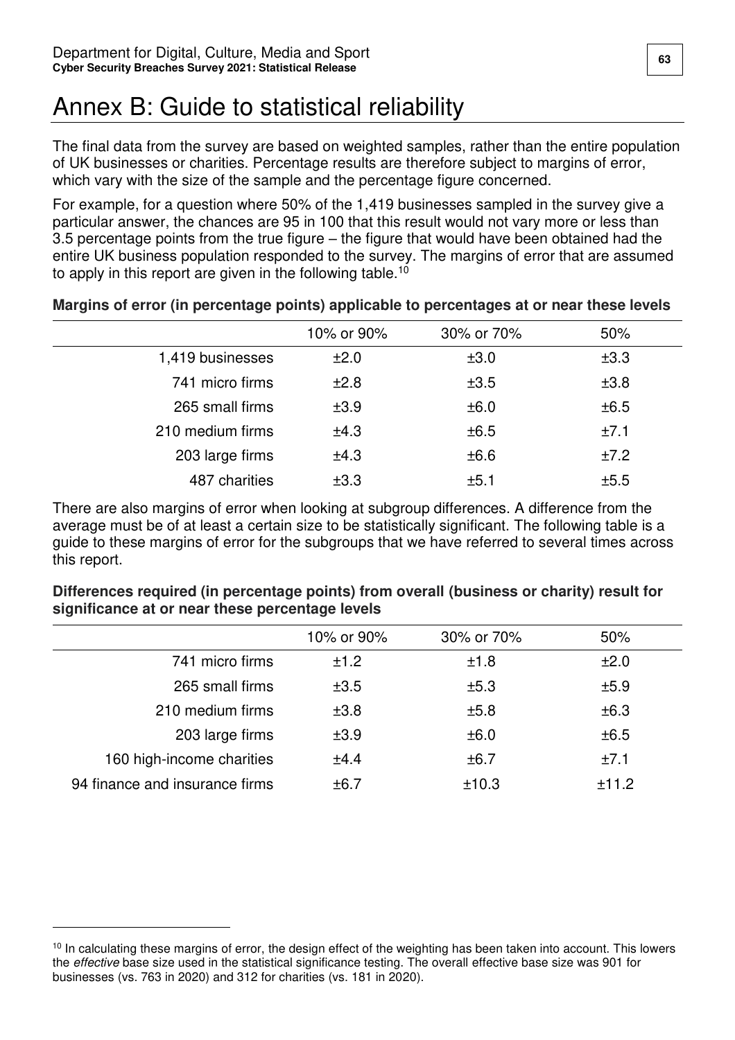# Annex B: Guide to statistical reliability

The final data from the survey are based on weighted samples, rather than the entire population of UK businesses or charities. Percentage results are therefore subject to margins of error, which vary with the size of the sample and the percentage figure concerned.

For example, for a question where 50% of the 1,419 businesses sampled in the survey give a particular answer, the chances are 95 in 100 that this result would not vary more or less than 3.5 percentage points from the true figure – the figure that would have been obtained had the entire UK business population responded to the survey. The margins of error that are assumed to apply in this report are given in the following table.[10]

**Margins of error (in percentage points) applicable to percentages at or near these levels**

| | 10% or 90% | 30% or 70% | 50% |
|---|---|---|---|
| 1,419 businesses | ±2.0 | ±3.0 | ±3.3 |
| 741 micro firms | ±2.8 | ±3.5 | ±3.8 |
| 265 small firms | ±3.9 | ±6.0 | ±6.5 |
| 210 medium firms | ±4.3 | ±6.5 | ±7.1 |
| 203 large firms | ±4.3 | ±6.6 | ±7.2 |
| 487 charities | ±3.3 | ±5.1 | ±5.5 |

There are also margins of error when looking at subgroup differences. A difference from the average must be of at least a certain size to be statistically significant. The following table is a guide to these margins of error for the subgroups that we have referred to several times across this report.

**Differences required (in percentage points) from overall (business or charity) result for significance at or near these percentage levels**

| | 10% or 90% | 30% or 70% | 50% |
|---|---|---|---|
| 741 micro firms | ±1.2 | ±1.8 | ±2.0 |
| 265 small firms | ±3.5 | ±5.3 | ±5.9 |
| 210 medium firms | ±3.8 | ±5.8 | ±6.3 |
| 203 large firms | ±3.9 | ±6.0 | ±6.5 |
| 160 high-income charities | ±4.4 | ±6.7 | ±7.1 |
| 94 finance and insurance firms | ±6.7 | ±10.3 | ±11.2 |

[10] In calculating these margins of error, the design effect of the weighting has been taken into account. This lowers the *effective* base size used in the statistical significance testing. The overall effective base size was 901 for businesses (vs. 763 in 2020) and 312 for charities (vs. 181 in 2020).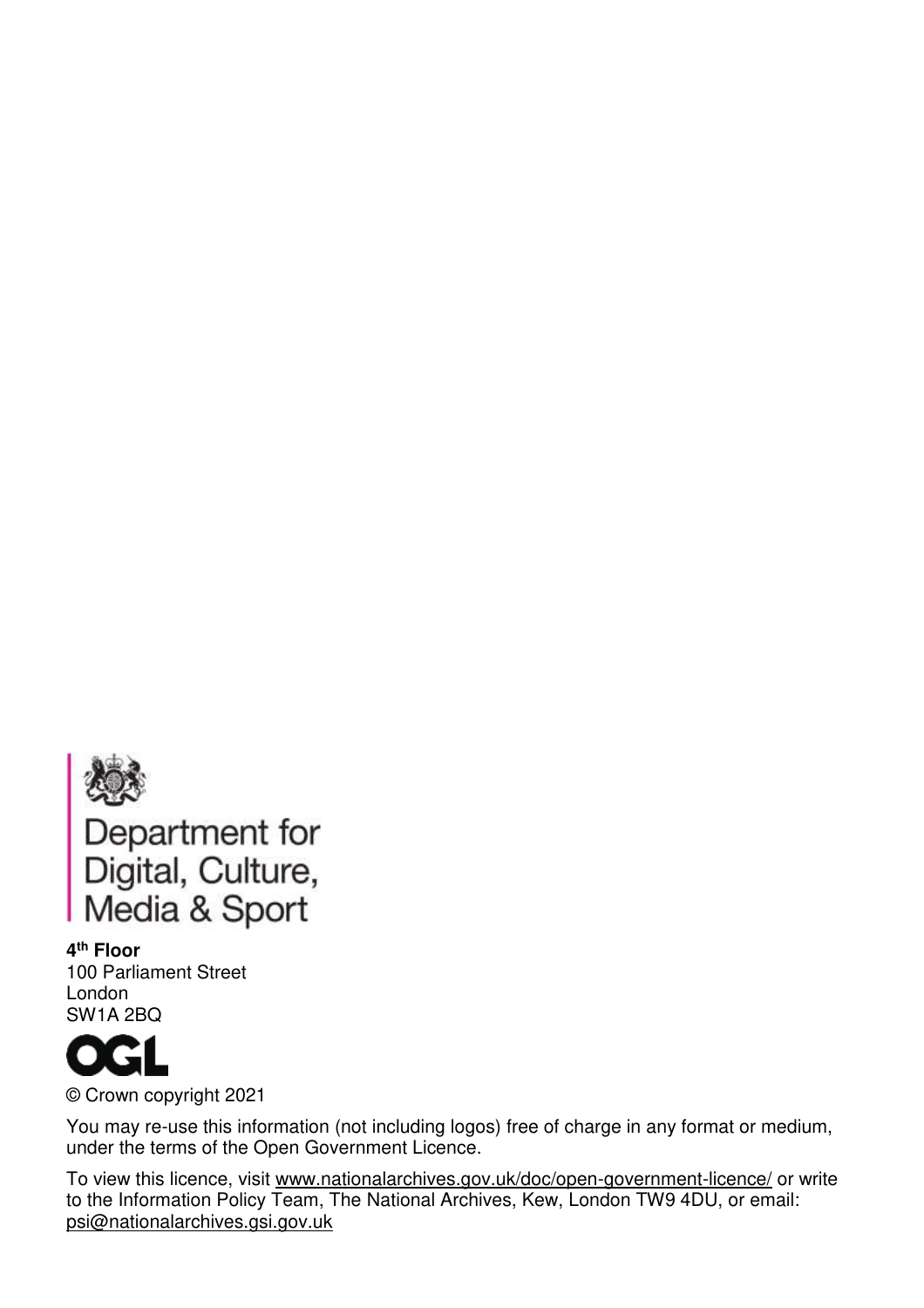Department for Digital, Culture, Media & Sport

**4th Floor**
100 Parliament Street
London
SW1A 2BQ

OGL

© Crown copyright 2021

You may re-use this information (not including logos) free of charge in any format or medium, under the terms of the Open Government Licence.

To view this licence, visit www.nationalarchives.gov.uk/doc/open-government-licence/ or write to the Information Policy Team, The National Archives, Kew, London TW9 4DU, or email: psi@nationalarchives.gsi.gov.uk